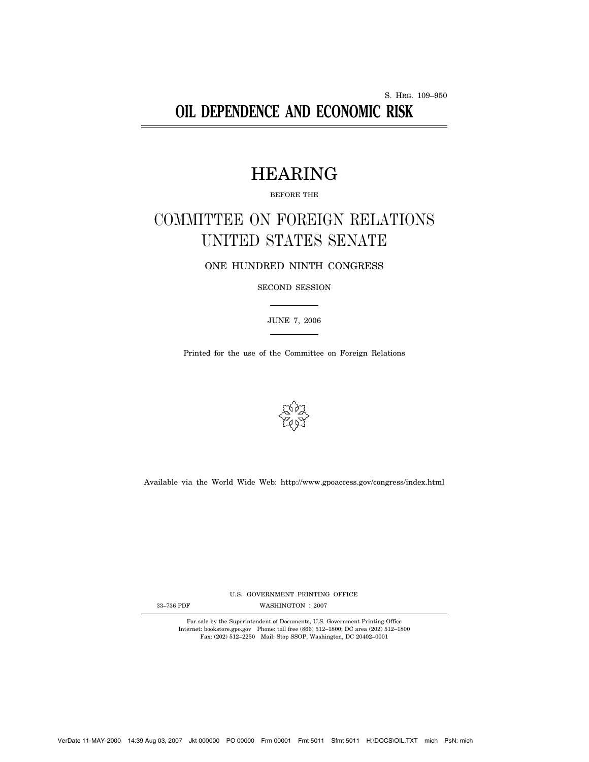S. HRG. 109–950

# OIL DEPENDENCE AND ECONOMIC RISK

## HEARING

BEFORE THE

## COMMITTEE ON FOREIGN RELATIONS UNITED STATES SENATE

ONE HUNDRED NINTH CONGRESS

SECOND SESSION

JUNE 7, 2006

Printed for the use of the Committee on Foreign Relations

Available via the World Wide Web: http://www.gpoaccess.gov/congress/index.html

U.S. GOVERNMENT PRINTING OFFICE

33–736 PDF WASHINGTON : 2007

For sale by the Superintendent of Documents, U.S. Government Printing Office
Internet: bookstore.gpo.gov Phone: toll free (866) 512–1800; DC area (202) 512–1800
Fax: (202) 512–2250 Mail: Stop SSOP, Washington, DC 20402–0001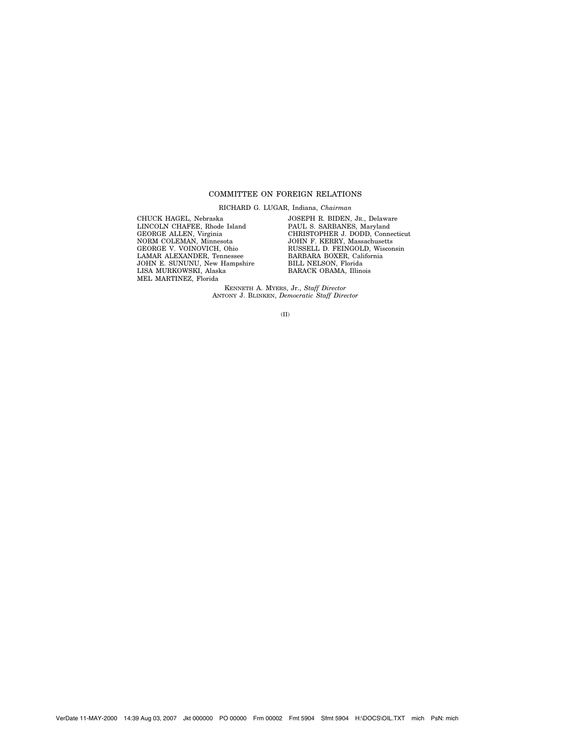## COMMITTEE ON FOREIGN RELATIONS

RICHARD G. LUGAR, Indiana, *Chairman*

CHUCK HAGEL, Nebraska
LINCOLN CHAFEE, Rhode Island
GEORGE ALLEN, Virginia
NORM COLEMAN, Minnesota
GEORGE V. VOINOVICH, Ohio
LAMAR ALEXANDER, Tennessee
JOHN E. SUNUNU, New Hampshire
LISA MURKOWSKI, Alaska
MEL MARTINEZ, Florida

JOSEPH R. BIDEN, JR., Delaware
PAUL S. SARBANES, Maryland
CHRISTOPHER J. DODD, Connecticut
JOHN F. KERRY, Massachusetts
RUSSELL D. FEINGOLD, Wisconsin
BARBARA BOXER, California
BILL NELSON, Florida
BARACK OBAMA, Illinois

KENNETH A. MYERS, Jr., *Staff Director*
ANTONY J. BLINKEN, *Democratic Staff Director*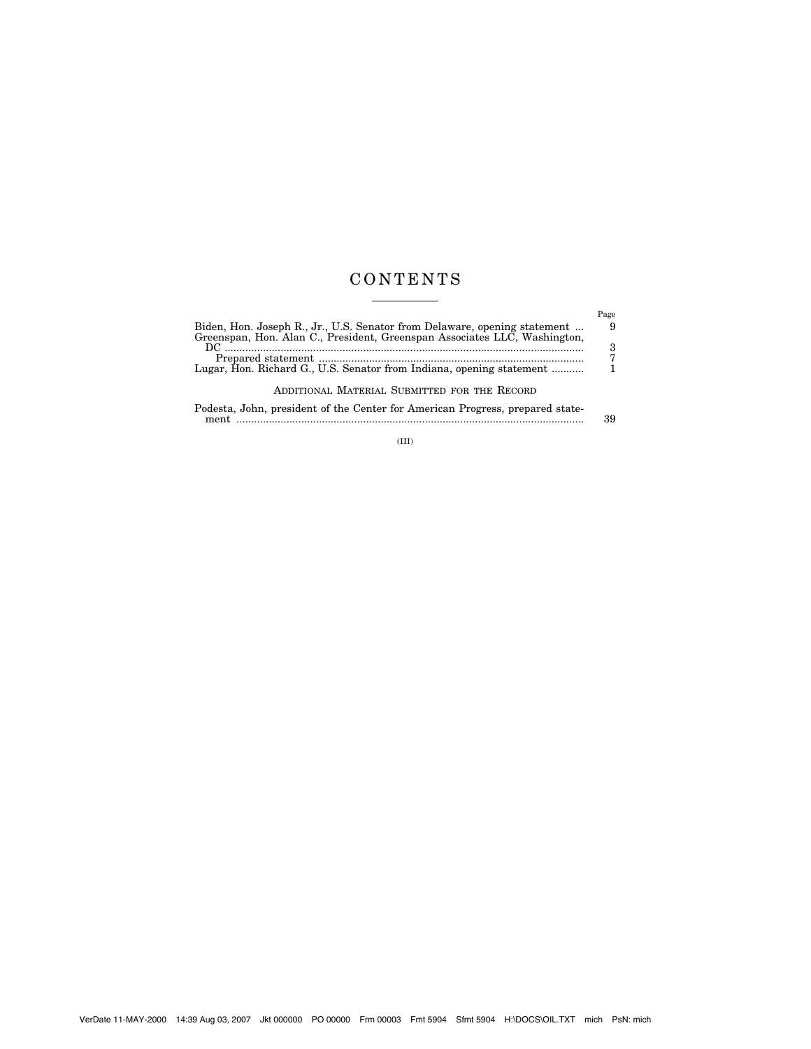# CONTENTS

| | Page |
| --- | --- |
| Biden, Hon. Joseph R., Jr., U.S. Senator from Delaware, opening statement | 9 |
| Greenspan, Hon. Alan C., President, Greenspan Associates LLC, Washington, DC | 3 |
| Prepared statement | 7 |
| Lugar, Hon. Richard G., U.S. Senator from Indiana, opening statement | 1 |

## ADDITIONAL MATERIAL SUBMITTED FOR THE RECORD

| | |
| --- | --- |
| Podesta, John, president of the Center for American Progress, prepared statement | 39 |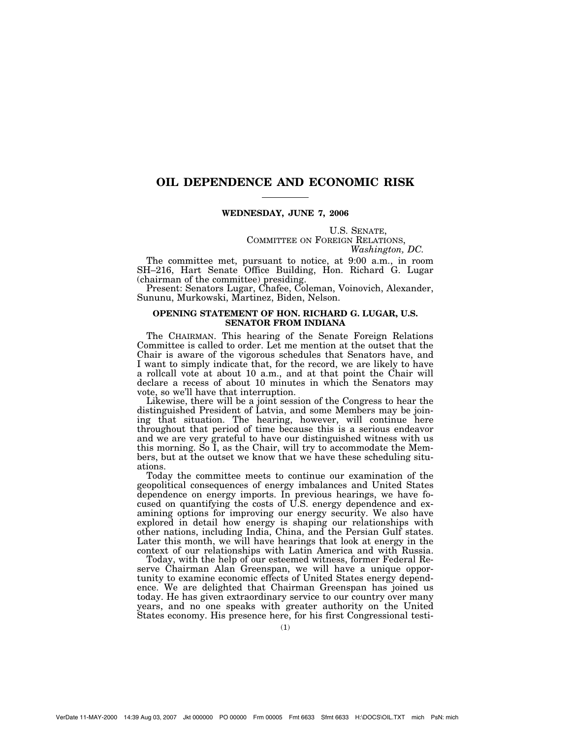# OIL DEPENDENCE AND ECONOMIC RISK

**WEDNESDAY, JUNE 7, 2006**

U.S. SENATE,
COMMITTEE ON FOREIGN RELATIONS,
*Washington, DC.*

The committee met, pursuant to notice, at 9:00 a.m., in room SH–216, Hart Senate Office Building, Hon. Richard G. Lugar (chairman of the committee) presiding.

Present: Senators Lugar, Chafee, Coleman, Voinovich, Alexander, Sununu, Murkowski, Martinez, Biden, Nelson.

## OPENING STATEMENT OF HON. RICHARD G. LUGAR, U.S. SENATOR FROM INDIANA

The CHAIRMAN. This hearing of the Senate Foreign Relations Committee is called to order. Let me mention at the outset that the Chair is aware of the vigorous schedules that Senators have, and I want to simply indicate that, for the record, we are likely to have a rollcall vote at about 10 a.m., and at that point the Chair will declare a recess of about 10 minutes in which the Senators may vote, so we'll have that interruption.

Likewise, there will be a joint session of the Congress to hear the distinguished President of Latvia, and some Members may be joining that situation. The hearing, however, will continue here throughout that period of time because this is a serious endeavor and we are very grateful to have our distinguished witness with us this morning. So I, as the Chair, will try to accommodate the Members, but at the outset we know that we have these scheduling situations.

Today the committee meets to continue our examination of the geopolitical consequences of energy imbalances and United States dependence on energy imports. In previous hearings, we have focused on quantifying the costs of U.S. energy dependence and examining options for improving our energy security. We also have explored in detail how energy is shaping our relationships with other nations, including India, China, and the Persian Gulf states. Later this month, we will have hearings that look at energy in the context of our relationships with Latin America and with Russia.

Today, with the help of our esteemed witness, former Federal Reserve Chairman Alan Greenspan, we will have a unique opportunity to examine economic effects of United States energy dependence. We are delighted that Chairman Greenspan has joined us today. He has given extraordinary service to our country over many years, and no one speaks with greater authority on the United States economy. His presence here, for his first Congressional testi-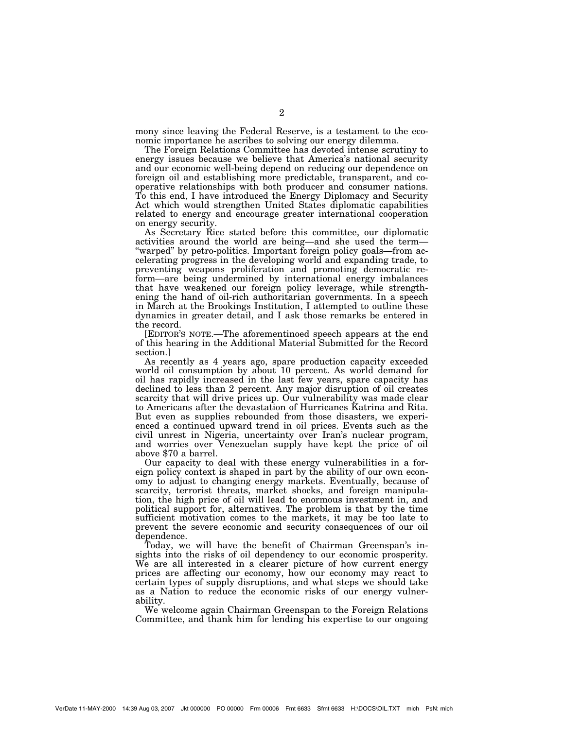mony since leaving the Federal Reserve, is a testament to the economic importance he ascribes to solving our energy dilemma.

The Foreign Relations Committee has devoted intense scrutiny to energy issues because we believe that America's national security and our economic well-being depend on reducing our dependence on foreign oil and establishing more predictable, transparent, and cooperative relationships with both producer and consumer nations. To this end, I have introduced the Energy Diplomacy and Security Act which would strengthen United States diplomatic capabilities related to energy and encourage greater international cooperation on energy security.

As Secretary Rice stated before this committee, our diplomatic activities around the world are being—and she used the term—"warped" by petro-politics. Important foreign policy goals—from accelerating progress in the developing world and expanding trade, to preventing weapons proliferation and promoting democratic reform—are being undermined by international energy imbalances that have weakened our foreign policy leverage, while strengthening the hand of oil-rich authoritarian governments. In a speech in March at the Brookings Institution, I attempted to outline these dynamics in greater detail, and I ask those remarks be entered in the record.

[EDITOR'S NOTE.—The aforementinoed speech appears at the end of this hearing in the Additional Material Submitted for the Record section.]

As recently as 4 years ago, spare production capacity exceeded world oil consumption by about 10 percent. As world demand for oil has rapidly increased in the last few years, spare capacity has declined to less than 2 percent. Any major disruption of oil creates scarcity that will drive prices up. Our vulnerability was made clear to Americans after the devastation of Hurricanes Katrina and Rita. But even as supplies rebounded from those disasters, we experienced a continued upward trend in oil prices. Events such as the civil unrest in Nigeria, uncertainty over Iran's nuclear program, and worries over Venezuelan supply have kept the price of oil above $70 a barrel.

Our capacity to deal with these energy vulnerabilities in a foreign policy context is shaped in part by the ability of our own economy to adjust to changing energy markets. Eventually, because of scarcity, terrorist threats, market shocks, and foreign manipulation, the high price of oil will lead to enormous investment in, and political support for, alternatives. The problem is that by the time sufficient motivation comes to the markets, it may be too late to prevent the severe economic and security consequences of our oil dependence.

Today, we will have the benefit of Chairman Greenspan's insights into the risks of oil dependency to our economic prosperity. We are all interested in a clearer picture of how current energy prices are affecting our economy, how our economy may react to certain types of supply disruptions, and what steps we should take as a Nation to reduce the economic risks of our energy vulnerability.

We welcome again Chairman Greenspan to the Foreign Relations Committee, and thank him for lending his expertise to our ongoing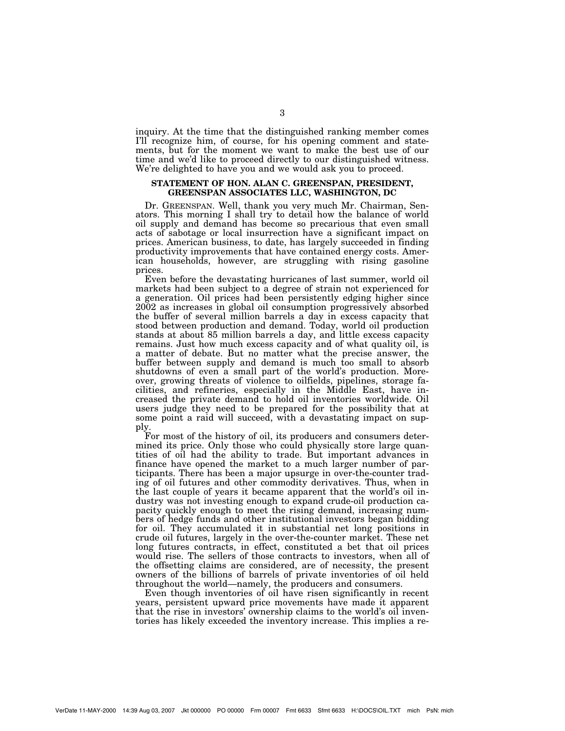inquiry. At the time that the distinguished ranking member comes I'll recognize him, of course, for his opening comment and statements, but for the moment we want to make the best use of our time and we'd like to proceed directly to our distinguished witness. We're delighted to have you and we would ask you to proceed.

## STATEMENT OF HON. ALAN C. GREENSPAN, PRESIDENT, GREENSPAN ASSOCIATES LLC, WASHINGTON, DC

Dr. GREENSPAN. Well, thank you very much Mr. Chairman, Senators. This morning I shall try to detail how the balance of world oil supply and demand has become so precarious that even small acts of sabotage or local insurrection have a significant impact on prices. American business, to date, has largely succeeded in finding productivity improvements that have contained energy costs. American households, however, are struggling with rising gasoline prices.

Even before the devastating hurricanes of last summer, world oil markets had been subject to a degree of strain not experienced for a generation. Oil prices had been persistently edging higher since 2002 as increases in global oil consumption progressively absorbed the buffer of several million barrels a day in excess capacity that stood between production and demand. Today, world oil production stands at about 85 million barrels a day, and little excess capacity remains. Just how much excess capacity and of what quality oil, is a matter of debate. But no matter what the precise answer, the buffer between supply and demand is much too small to absorb shutdowns of even a small part of the world's production. Moreover, growing threats of violence to oilfields, pipelines, storage facilities, and refineries, especially in the Middle East, have increased the private demand to hold oil inventories worldwide. Oil users judge they need to be prepared for the possibility that at some point a raid will succeed, with a devastating impact on supply.

For most of the history of oil, its producers and consumers determined its price. Only those who could physically store large quantities of oil had the ability to trade. But important advances in finance have opened the market to a much larger number of participants. There has been a major upsurge in over-the-counter trading of oil futures and other commodity derivatives. Thus, when in the last couple of years it became apparent that the world's oil industry was not investing enough to expand crude-oil production capacity quickly enough to meet the rising demand, increasing numbers of hedge funds and other institutional investors began bidding for oil. They accumulated it in substantial net long positions in crude oil futures, largely in the over-the-counter market. These net long futures contracts, in effect, constituted a bet that oil prices would rise. The sellers of those contracts to investors, when all of the offsetting claims are considered, are of necessity, the present owners of the billions of barrels of private inventories of oil held throughout the world—namely, the producers and consumers.

Even though inventories of oil have risen significantly in recent years, persistent upward price movements have made it apparent that the rise in investors' ownership claims to the world's oil inventories has likely exceeded the inventory increase. This implies a re-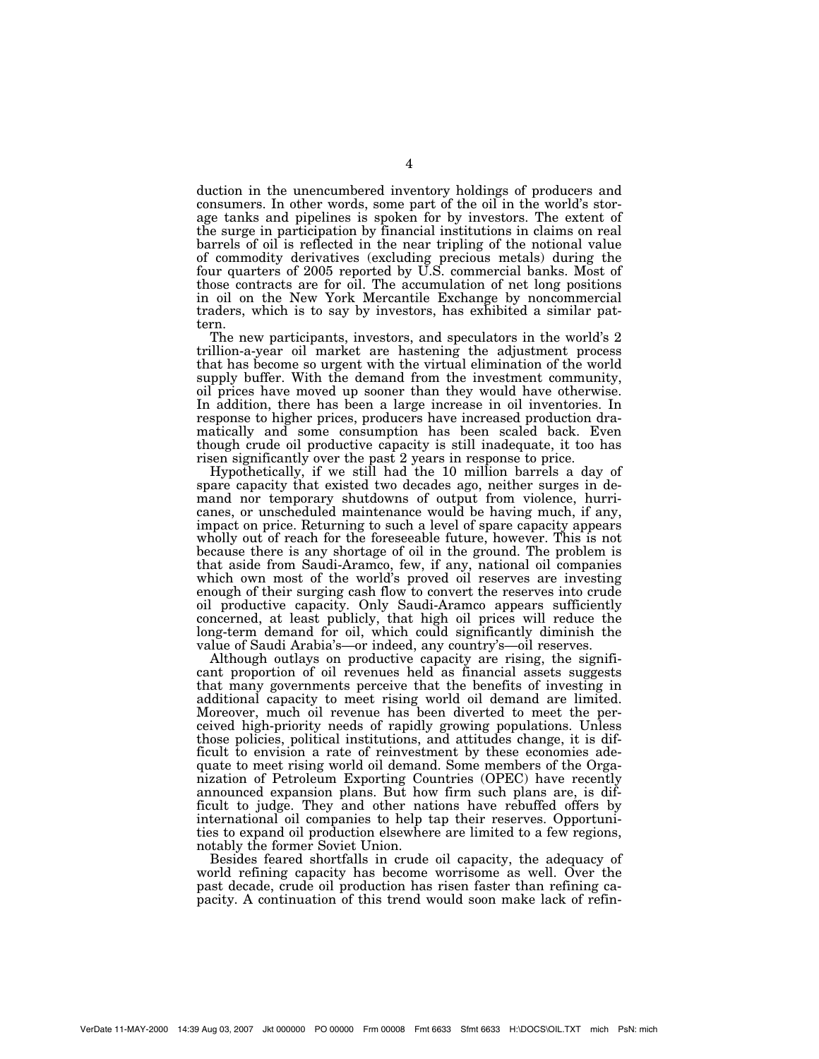duction in the unencumbered inventory holdings of producers and consumers. In other words, some part of the oil in the world's storage tanks and pipelines is spoken for by investors. The extent of the surge in participation by financial institutions in claims on real barrels of oil is reflected in the near tripling of the notional value of commodity derivatives (excluding precious metals) during the four quarters of 2005 reported by U.S. commercial banks. Most of those contracts are for oil. The accumulation of net long positions in oil on the New York Mercantile Exchange by noncommercial traders, which is to say by investors, has exhibited a similar pattern.

The new participants, investors, and speculators in the world's 2 trillion-a-year oil market are hastening the adjustment process that has become so urgent with the virtual elimination of the world supply buffer. With the demand from the investment community, oil prices have moved up sooner than they would have otherwise. In addition, there has been a large increase in oil inventories. In response to higher prices, producers have increased production dramatically and some consumption has been scaled back. Even though crude oil productive capacity is still inadequate, it too has risen significantly over the past 2 years in response to price.

Hypothetically, if we still had the 10 million barrels a day of spare capacity that existed two decades ago, neither surges in demand nor temporary shutdowns of output from violence, hurricanes, or unscheduled maintenance would be having much, if any, impact on price. Returning to such a level of spare capacity appears wholly out of reach for the foreseeable future, however. This is not because there is any shortage of oil in the ground. The problem is that aside from Saudi-Aramco, few, if any, national oil companies which own most of the world's proved oil reserves are investing enough of their surging cash flow to convert the reserves into crude oil productive capacity. Only Saudi-Aramco appears sufficiently concerned, at least publicly, that high oil prices will reduce the long-term demand for oil, which could significantly diminish the value of Saudi Arabia's—or indeed, any country's—oil reserves.

Although outlays on productive capacity are rising, the significant proportion of oil revenues held as financial assets suggests that many governments perceive that the benefits of investing in additional capacity to meet rising world oil demand are limited. Moreover, much oil revenue has been diverted to meet the perceived high-priority needs of rapidly growing populations. Unless those policies, political institutions, and attitudes change, it is difficult to envision a rate of reinvestment by these economies adequate to meet rising world oil demand. Some members of the Organization of Petroleum Exporting Countries (OPEC) have recently announced expansion plans. But how firm such plans are, is difficult to judge. They and other nations have rebuffed offers by international oil companies to help tap their reserves. Opportunities to expand oil production elsewhere are limited to a few regions, notably the former Soviet Union.

Besides feared shortfalls in crude oil capacity, the adequacy of world refining capacity has become worrisome as well. Over the past decade, crude oil production has risen faster than refining capacity. A continuation of this trend would soon make lack of refin-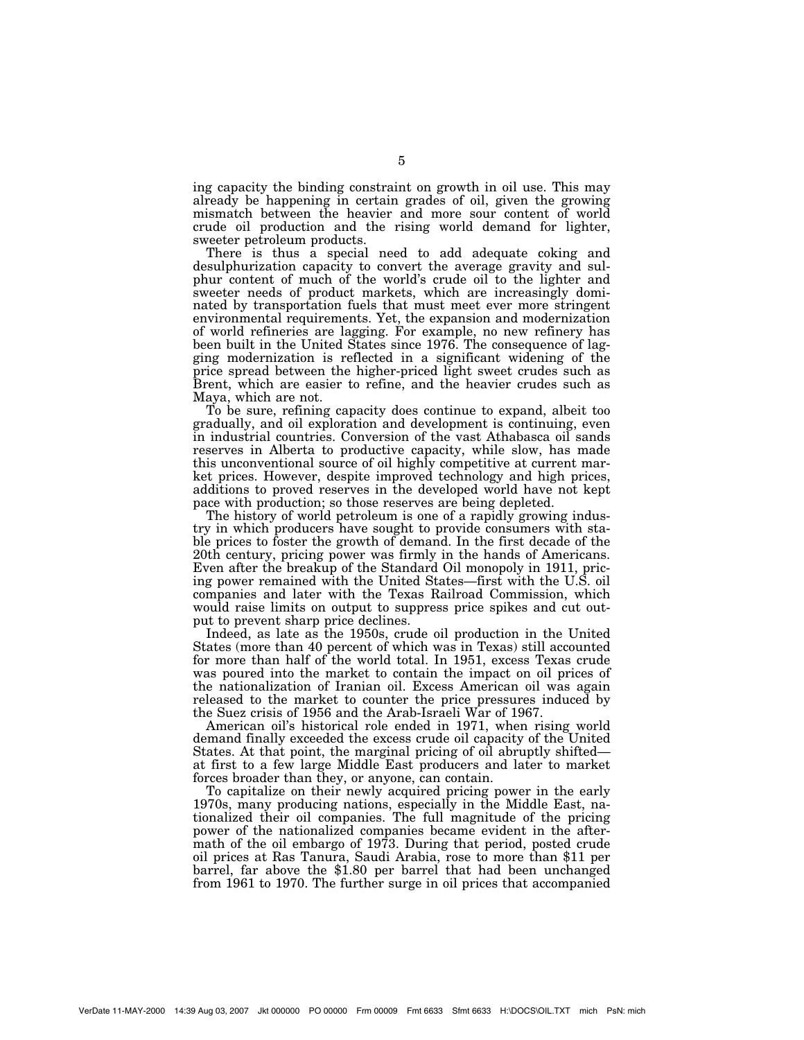ing capacity the binding constraint on growth in oil use. This may already be happening in certain grades of oil, given the growing mismatch between the heavier and more sour content of world crude oil production and the rising world demand for lighter, sweeter petroleum products.

There is thus a special need to add adequate coking and desulphurization capacity to convert the average gravity and sulphur content of much of the world's crude oil to the lighter and sweeter needs of product markets, which are increasingly dominated by transportation fuels that must meet ever more stringent environmental requirements. Yet, the expansion and modernization of world refineries are lagging. For example, no new refinery has been built in the United States since 1976. The consequence of lagging modernization is reflected in a significant widening of the price spread between the higher-priced light sweet crudes such as Brent, which are easier to refine, and the heavier crudes such as Maya, which are not.

To be sure, refining capacity does continue to expand, albeit too gradually, and oil exploration and development is continuing, even in industrial countries. Conversion of the vast Athabasca oil sands reserves in Alberta to productive capacity, while slow, has made this unconventional source of oil highly competitive at current market prices. However, despite improved technology and high prices, additions to proved reserves in the developed world have not kept pace with production; so those reserves are being depleted.

The history of world petroleum is one of a rapidly growing industry in which producers have sought to provide consumers with stable prices to foster the growth of demand. In the first decade of the 20th century, pricing power was firmly in the hands of Americans. Even after the breakup of the Standard Oil monopoly in 1911, pricing power remained with the United States—first with the U.S. oil companies and later with the Texas Railroad Commission, which would raise limits on output to suppress price spikes and cut output to prevent sharp price declines.

Indeed, as late as the 1950s, crude oil production in the United States (more than 40 percent of which was in Texas) still accounted for more than half of the world total. In 1951, excess Texas crude was poured into the market to contain the impact on oil prices of the nationalization of Iranian oil. Excess American oil was again released to the market to counter the price pressures induced by the Suez crisis of 1956 and the Arab-Israeli War of 1967.

American oil's historical role ended in 1971, when rising world demand finally exceeded the excess crude oil capacity of the United States. At that point, the marginal pricing of oil abruptly shifted—at first to a few large Middle East producers and later to market forces broader than they, or anyone, can contain.

To capitalize on their newly acquired pricing power in the early 1970s, many producing nations, especially in the Middle East, nationalized their oil companies. The full magnitude of the pricing power of the nationalized companies became evident in the aftermath of the oil embargo of 1973. During that period, posted crude oil prices at Ras Tanura, Saudi Arabia, rose to more than $11 per barrel, far above the $1.80 per barrel that had been unchanged from 1961 to 1970. The further surge in oil prices that accompanied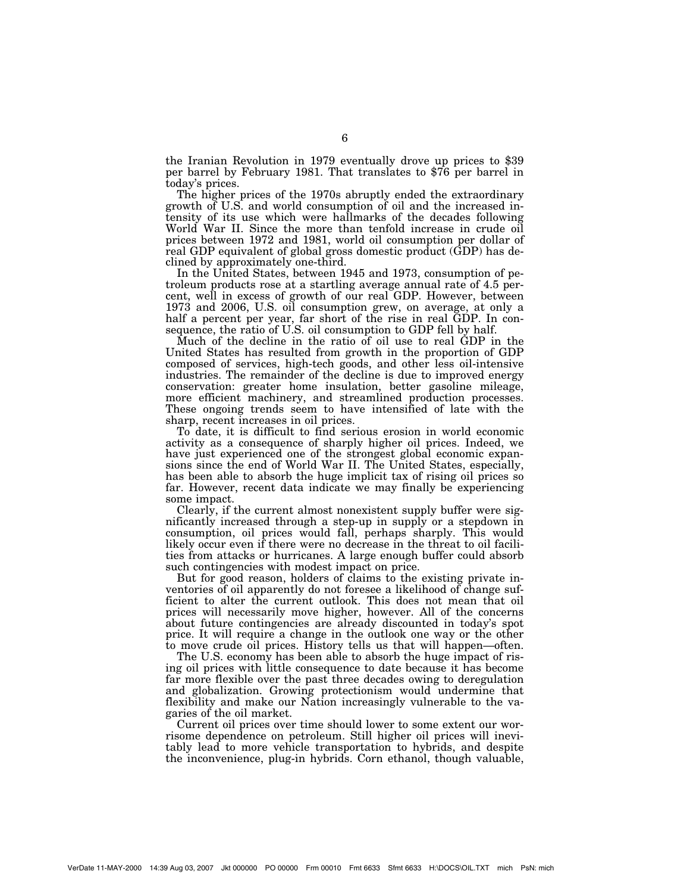the Iranian Revolution in 1979 eventually drove up prices to $39 per barrel by February 1981. That translates to $76 per barrel in today's prices.

The higher prices of the 1970s abruptly ended the extraordinary growth of U.S. and world consumption of oil and the increased intensity of its use which were hallmarks of the decades following World War II. Since the more than tenfold increase in crude oil prices between 1972 and 1981, world oil consumption per dollar of real GDP equivalent of global gross domestic product (GDP) has declined by approximately one-third.

In the United States, between 1945 and 1973, consumption of petroleum products rose at a startling average annual rate of 4.5 percent, well in excess of growth of our real GDP. However, between 1973 and 2006, U.S. oil consumption grew, on average, at only a half a percent per year, far short of the rise in real GDP. In consequence, the ratio of U.S. oil consumption to GDP fell by half.

Much of the decline in the ratio of oil use to real GDP in the United States has resulted from growth in the proportion of GDP composed of services, high-tech goods, and other less oil-intensive industries. The remainder of the decline is due to improved energy conservation: greater home insulation, better gasoline mileage, more efficient machinery, and streamlined production processes. These ongoing trends seem to have intensified of late with the sharp, recent increases in oil prices.

To date, it is difficult to find serious erosion in world economic activity as a consequence of sharply higher oil prices. Indeed, we have just experienced one of the strongest global economic expansions since the end of World War II. The United States, especially, has been able to absorb the huge implicit tax of rising oil prices so far. However, recent data indicate we may finally be experiencing some impact.

Clearly, if the current almost nonexistent supply buffer were significantly increased through a step-up in supply or a stepdown in consumption, oil prices would fall, perhaps sharply. This would likely occur even if there were no decrease in the threat to oil facilities from attacks or hurricanes. A large enough buffer could absorb such contingencies with modest impact on price.

But for good reason, holders of claims to the existing private inventories of oil apparently do not foresee a likelihood of change sufficient to alter the current outlook. This does not mean that oil prices will necessarily move higher, however. All of the concerns about future contingencies are already discounted in today's spot price. It will require a change in the outlook one way or the other to move crude oil prices. History tells us that will happen—often.

The U.S. economy has been able to absorb the huge impact of rising oil prices with little consequence to date because it has become far more flexible over the past three decades owing to deregulation and globalization. Growing protectionism would undermine that flexibility and make our Nation increasingly vulnerable to the vagaries of the oil market.

Current oil prices over time should lower to some extent our worrisome dependence on petroleum. Still higher oil prices will inevitably lead to more vehicle transportation to hybrids, and despite the inconvenience, plug-in hybrids. Corn ethanol, though valuable,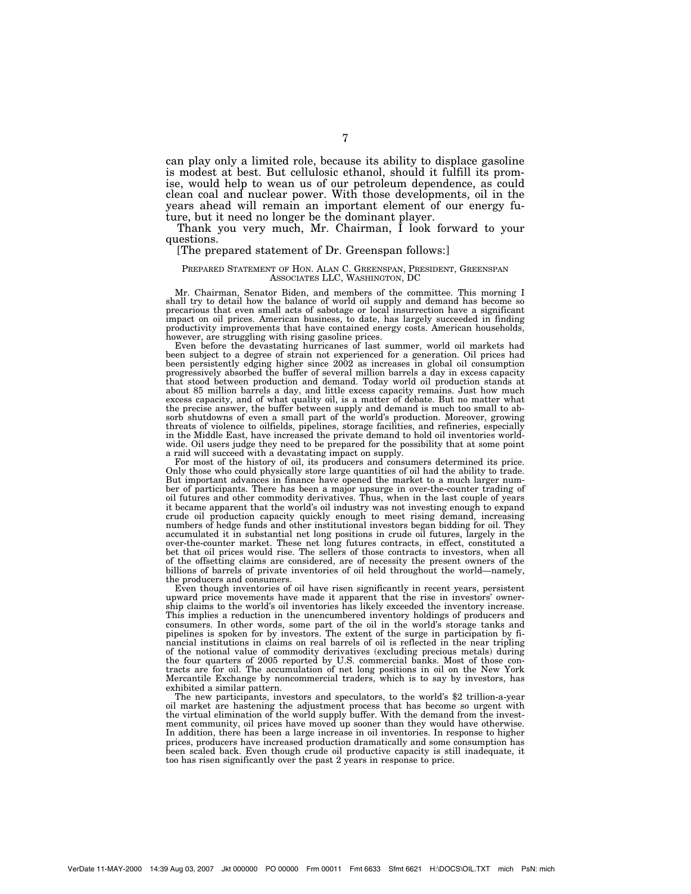can play only a limited role, because its ability to displace gasoline is modest at best. But cellulosic ethanol, should it fulfill its promise, would help to wean us of our petroleum dependence, as could clean coal and nuclear power. With those developments, oil in the years ahead will remain an important element of our energy future, but it need no longer be the dominant player.

Thank you very much, Mr. Chairman, I look forward to your questions.

[The prepared statement of Dr. Greenspan follows:]

PREPARED STATEMENT OF HON. ALAN C. GREENSPAN, PRESIDENT, GREENSPAN ASSOCIATES LLC, WASHINGTON, DC

Mr. Chairman, Senator Biden, and members of the committee. This morning I shall try to detail how the balance of world oil supply and demand has become so precarious that even small acts of sabotage or local insurrection have a significant impact on oil prices. American business, to date, has largely succeeded in finding productivity improvements that have contained energy costs. American households, however, are struggling with rising gasoline prices.

Even before the devastating hurricanes of last summer, world oil markets had been subject to a degree of strain not experienced for a generation. Oil prices had been persistently edging higher since 2002 as increases in global oil consumption progressively absorbed the buffer of several million barrels a day in excess capacity that stood between production and demand. Today world oil production stands at about 85 million barrels a day, and little excess capacity remains. Just how much excess capacity, and of what quality oil, is a matter of debate. But no matter what the precise answer, the buffer between supply and demand is much too small to absorb shutdowns of even a small part of the world's production. Moreover, growing threats of violence to oilfields, pipelines, storage facilities, and refineries, especially in the Middle East, have increased the private demand to hold oil inventories worldwide. Oil users judge they need to be prepared for the possibility that at some point a raid will succeed with a devastating impact on supply.

For most of the history of oil, its producers and consumers determined its price. Only those who could physically store large quantities of oil had the ability to trade. But important advances in finance have opened the market to a much larger number of participants. There has been a major upsurge in over-the-counter trading of oil futures and other commodity derivatives. Thus, when in the last couple of years it became apparent that the world's oil industry was not investing enough to expand crude oil production capacity quickly enough to meet rising demand, increasing numbers of hedge funds and other institutional investors began bidding for oil. They accumulated it in substantial net long positions in crude oil futures, largely in the over-the-counter market. These net long futures contracts, in effect, constituted a bet that oil prices would rise. The sellers of those contracts to investors, when all of the offsetting claims are considered, are of necessity the present owners of the billions of barrels of private inventories of oil held throughout the world—namely, the producers and consumers.

Even though inventories of oil have risen significantly in recent years, persistent upward price movements have made it apparent that the rise in investors' ownership claims to the world's oil inventories has likely exceeded the inventory increase. This implies a reduction in the unencumbered inventory holdings of producers and consumers. In other words, some part of the oil in the world's storage tanks and pipelines is spoken for by investors. The extent of the surge in participation by financial institutions in claims on real barrels of oil is reflected in the near tripling of the notional value of commodity derivatives (excluding precious metals) during the four quarters of 2005 reported by U.S. commercial banks. Most of those contracts are for oil. The accumulation of net long positions in oil on the New York Mercantile Exchange by noncommercial traders, which is to say by investors, has exhibited a similar pattern.

The new participants, investors and speculators, to the world's $2 trillion-a-year oil market are hastening the adjustment process that has become so urgent with the virtual elimination of the world supply buffer. With the demand from the investment community, oil prices have moved up sooner than they would have otherwise. In addition, there has been a large increase in oil inventories. In response to higher prices, producers have increased production dramatically and some consumption has been scaled back. Even though crude oil productive capacity is still inadequate, it too has risen significantly over the past 2 years in response to price.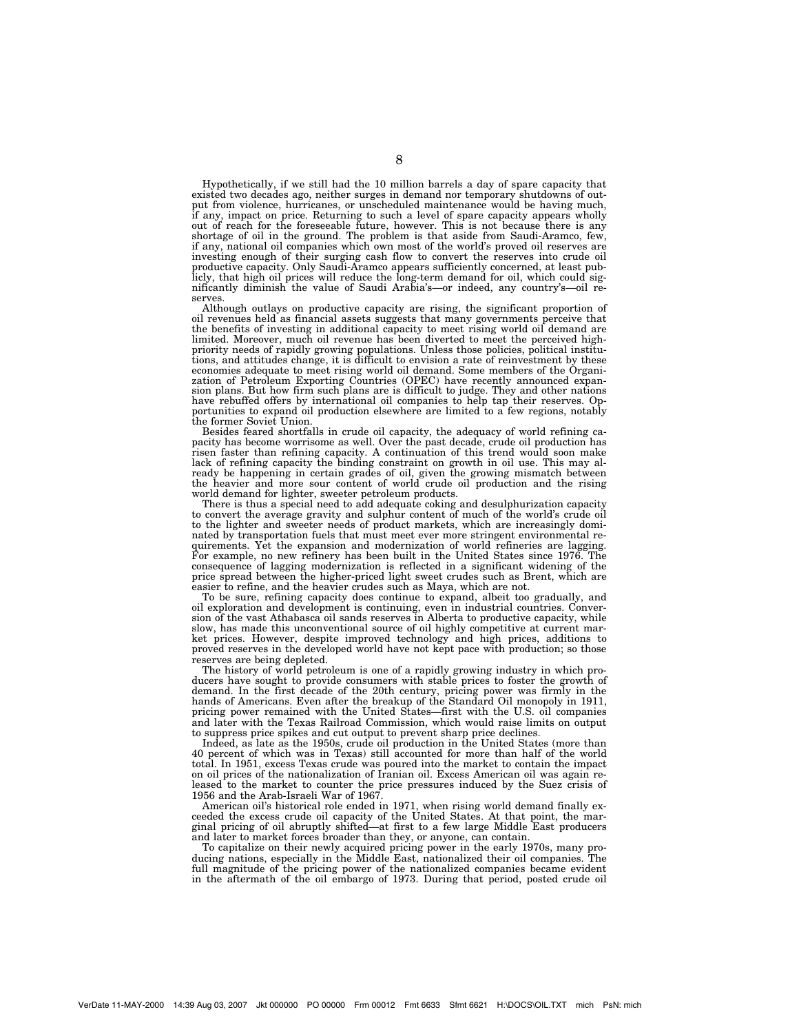Hypothetically, if we still had the 10 million barrels a day of spare capacity that existed two decades ago, neither surges in demand nor temporary shutdowns of output from violence, hurricanes, or unscheduled maintenance would be having much, if any, impact on price. Returning to such a level of spare capacity appears wholly out of reach for the foreseeable future, however. This is not because there is any shortage of oil in the ground. The problem is that aside from Saudi-Aramco, few, if any, national oil companies which own most of the world's proved oil reserves are investing enough of their surging cash flow to convert the reserves into crude oil productive capacity. Only Saudi-Aramco appears sufficiently concerned, at least publicly, that high oil prices will reduce the long-term demand for oil, which could significantly diminish the value of Saudi Arabia's—or indeed, any country's—oil reserves.

Although outlays on productive capacity are rising, the significant proportion of oil revenues held as financial assets suggests that many governments perceive that the benefits of investing in additional capacity to meet rising world oil demand are limited. Moreover, much oil revenue has been diverted to meet the perceived high-priority needs of rapidly growing populations. Unless those policies, political institutions, and attitudes change, it is difficult to envision a rate of reinvestment by these economies adequate to meet rising world oil demand. Some members of the Organization of Petroleum Exporting Countries (OPEC) have recently announced expansion plans. But how firm such plans are is difficult to judge. They and other nations have rebuffed offers by international oil companies to help tap their reserves. Opportunities to expand oil production elsewhere are limited to a few regions, notably the former Soviet Union.

Besides feared shortfalls in crude oil capacity, the adequacy of world refining capacity has become worrisome as well. Over the past decade, crude oil production has risen faster than refining capacity. A continuation of this trend would soon make lack of refining capacity the binding constraint on growth in oil use. This may already be happening in certain grades of oil, given the growing mismatch between the heavier and more sour content of world crude oil production and the rising world demand for lighter, sweeter petroleum products.

There is thus a special need to add adequate coking and desulphurization capacity to convert the average gravity and sulphur content of much of the world's crude oil to the lighter and sweeter needs of product markets, which are increasingly dominated by transportation fuels that must meet ever more stringent environmental requirements. Yet the expansion and modernization of world refineries are lagging. For example, no new refinery has been built in the United States since 1976. The consequence of lagging modernization is reflected in a significant widening of the price spread between the higher-priced light sweet crudes such as Brent, which are easier to refine, and the heavier crudes such as Maya, which are not.

To be sure, refining capacity does continue to expand, albeit too gradually, and oil exploration and development is continuing, even in industrial countries. Conversion of the vast Athabasca oil sands reserves in Alberta to productive capacity, while slow, has made this unconventional source of oil highly competitive at current market prices. However, despite improved technology and high prices, additions to proved reserves in the developed world have not kept pace with production; so those reserves are being depleted.

The history of world petroleum is one of a rapidly growing industry in which producers have sought to provide consumers with stable prices to foster the growth of demand. In the first decade of the 20th century, pricing power was firmly in the hands of Americans. Even after the breakup of the Standard Oil monopoly in 1911, pricing power remained with the United States—first with the U.S. oil companies and later with the Texas Railroad Commission, which would raise limits on output to suppress price spikes and cut output to prevent sharp price declines.

Indeed, as late as the 1950s, crude oil production in the United States (more than 40 percent of which was in Texas) still accounted for more than half of the world total. In 1951, excess Texas crude was poured into the market to contain the impact on oil prices of the nationalization of Iranian oil. Excess American oil was again released to the market to counter the price pressures induced by the Suez crisis of 1956 and the Arab-Israeli War of 1967.

American oil's historical role ended in 1971, when rising world demand finally exceeded the excess crude oil capacity of the United States. At that point, the marginal pricing of oil abruptly shifted—at first to a few large Middle East producers and later to market forces broader than they, or anyone, can contain.

To capitalize on their newly acquired pricing power in the early 1970s, many producing nations, especially in the Middle East, nationalized their oil companies. The full magnitude of the pricing power of the nationalized companies became evident in the aftermath of the oil embargo of 1973. During that period, posted crude oil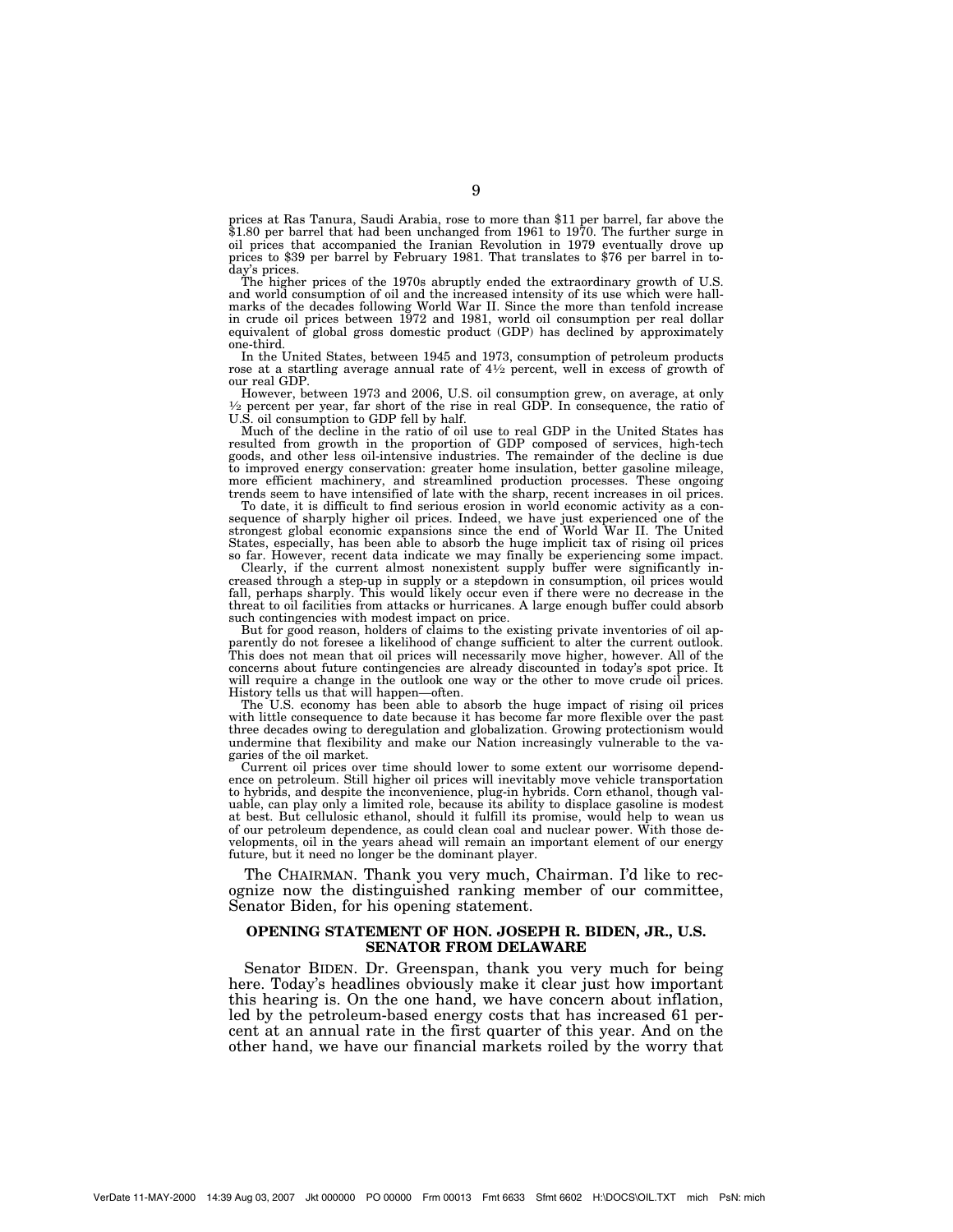prices at Ras Tanura, Saudi Arabia, rose to more than $11 per barrel, far above the $1.80 per barrel that had been unchanged from 1961 to 1970. The further surge in oil prices that accompanied the Iranian Revolution in 1979 eventually drove up prices to $39 per barrel by February 1981. That translates to $76 per barrel in today's prices.

The higher prices of the 1970s abruptly ended the extraordinary growth of U.S. and world consumption of oil and the increased intensity of its use which were hallmarks of the decades following World War II. Since the more than tenfold increase in crude oil prices between 1972 and 1981, world oil consumption per real dollar equivalent of global gross domestic product (GDP) has declined by approximately one-third.

In the United States, between 1945 and 1973, consumption of petroleum products rose at a startling average annual rate of 4½ percent, well in excess of growth of our real GDP.

However, between 1973 and 2006, U.S. oil consumption grew, on average, at only ½ percent per year, far short of the rise in real GDP. In consequence, the ratio of U.S. oil consumption to GDP fell by half.

Much of the decline in the ratio of oil use to real GDP in the United States has resulted from growth in the proportion of GDP composed of services, high-tech goods, and other less oil-intensive industries. The remainder of the decline is due to improved energy conservation: greater home insulation, better gasoline mileage, more efficient machinery, and streamlined production processes. These ongoing trends seem to have intensified of late with the sharp, recent increases in oil prices.

To date, it is difficult to find serious erosion in world economic activity as a consequence of sharply higher oil prices. Indeed, we have just experienced one of the strongest global economic expansions since the end of World War II. The United States, especially, has been able to absorb the huge implicit tax of rising oil prices so far. However, recent data indicate we may finally be experiencing some impact.

Clearly, if the current almost nonexistent supply buffer were significantly increased through a step-up in supply or a stepdown in consumption, oil prices would fall, perhaps sharply. This would likely occur even if there were no decrease in the threat to oil facilities from attacks or hurricanes. A large enough buffer could absorb such contingencies with modest impact on price.

But for good reason, holders of claims to the existing private inventories of oil apparently do not foresee a likelihood of change sufficient to alter the current outlook. This does not mean that oil prices will necessarily move higher, however. All of the concerns about future contingencies are already discounted in today's spot price. It will require a change in the outlook one way or the other to move crude oil prices. History tells us that will happen—often.

The U.S. economy has been able to absorb the huge impact of rising oil prices with little consequence to date because it has become far more flexible over the past three decades owing to deregulation and globalization. Growing protectionism would undermine that flexibility and make our Nation increasingly vulnerable to the vagaries of the oil market.

Current oil prices over time should lower to some extent our worrisome dependence on petroleum. Still higher oil prices will inevitably move vehicle transportation to hybrids, and despite the inconvenience, plug-in hybrids. Corn ethanol, though valuable, can play only a limited role, because its ability to displace gasoline is modest at best. But cellulosic ethanol, should it fulfill its promise, would help to wean us of our petroleum dependence, as could clean coal and nuclear power. With those developments, oil in the years ahead will remain an important element of our energy future, but it need no longer be the dominant player.

The CHAIRMAN. Thank you very much, Chairman. I'd like to recognize now the distinguished ranking member of our committee, Senator Biden, for his opening statement.

## OPENING STATEMENT OF HON. JOSEPH R. BIDEN, JR., U.S. SENATOR FROM DELAWARE

Senator BIDEN. Dr. Greenspan, thank you very much for being here. Today's headlines obviously make it clear just how important this hearing is. On the one hand, we have concern about inflation, led by the petroleum-based energy costs that has increased 61 percent at an annual rate in the first quarter of this year. And on the other hand, we have our financial markets roiled by the worry that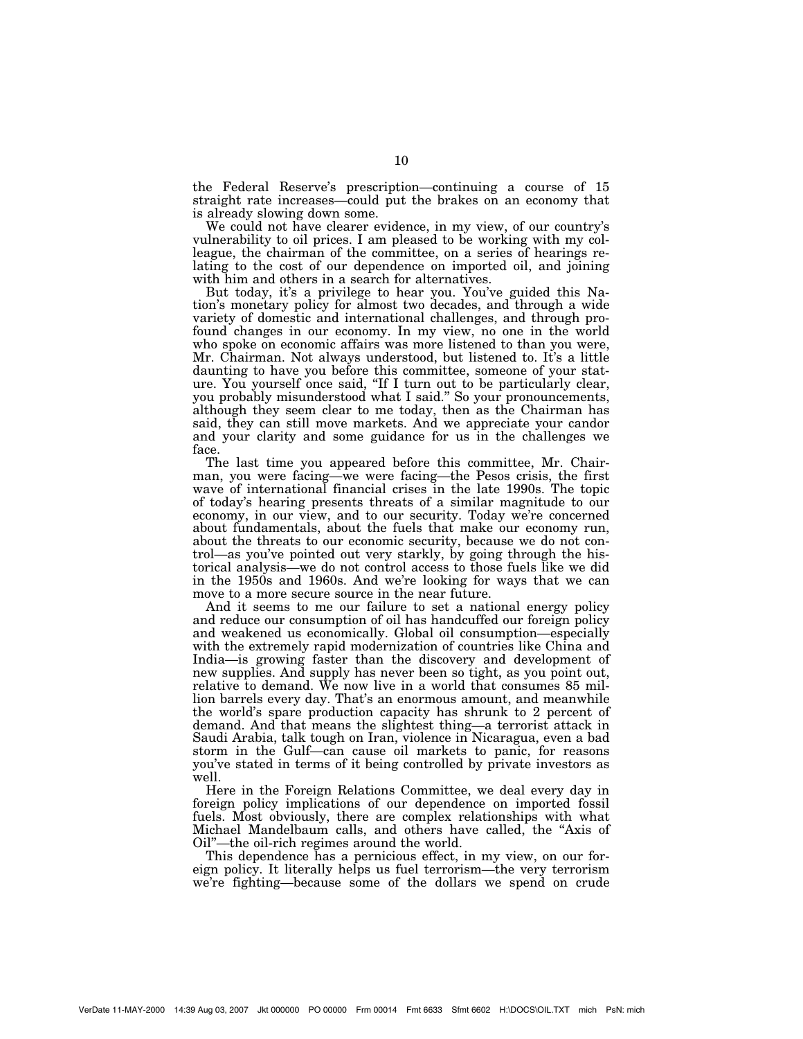the Federal Reserve's prescription—continuing a course of 15 straight rate increases—could put the brakes on an economy that is already slowing down some.

We could not have clearer evidence, in my view, of our country's vulnerability to oil prices. I am pleased to be working with my colleague, the chairman of the committee, on a series of hearings relating to the cost of our dependence on imported oil, and joining with him and others in a search for alternatives.

But today, it's a privilege to hear you. You've guided this Nation's monetary policy for almost two decades, and through a wide variety of domestic and international challenges, and through profound changes in our economy. In my view, no one in the world who spoke on economic affairs was more listened to than you were, Mr. Chairman. Not always understood, but listened to. It's a little daunting to have you before this committee, someone of your stature. You yourself once said, "If I turn out to be particularly clear, you probably misunderstood what I said." So your pronouncements, although they seem clear to me today, then as the Chairman has said, they can still move markets. And we appreciate your candor and your clarity and some guidance for us in the challenges we face.

The last time you appeared before this committee, Mr. Chairman, you were facing—we were facing—the Pesos crisis, the first wave of international financial crises in the late 1990s. The topic of today's hearing presents threats of a similar magnitude to our economy, in our view, and to our security. Today we're concerned about fundamentals, about the fuels that make our economy run, about the threats to our economic security, because we do not control—as you've pointed out very starkly, by going through the historical analysis—we do not control access to those fuels like we did in the 1950s and 1960s. And we're looking for ways that we can move to a more secure source in the near future.

And it seems to me our failure to set a national energy policy and reduce our consumption of oil has handcuffed our foreign policy and weakened us economically. Global oil consumption—especially with the extremely rapid modernization of countries like China and India—is growing faster than the discovery and development of new supplies. And supply has never been so tight, as you point out, relative to demand. We now live in a world that consumes 85 million barrels every day. That's an enormous amount, and meanwhile the world's spare production capacity has shrunk to 2 percent of demand. And that means the slightest thing—a terrorist attack in Saudi Arabia, talk tough on Iran, violence in Nicaragua, even a bad storm in the Gulf—can cause oil markets to panic, for reasons you've stated in terms of it being controlled by private investors as well.

Here in the Foreign Relations Committee, we deal every day in foreign policy implications of our dependence on imported fossil fuels. Most obviously, there are complex relationships with what Michael Mandelbaum calls, and others have called, the "Axis of Oil"—the oil-rich regimes around the world.

This dependence has a pernicious effect, in my view, on our foreign policy. It literally helps us fuel terrorism—the very terrorism we're fighting—because some of the dollars we spend on crude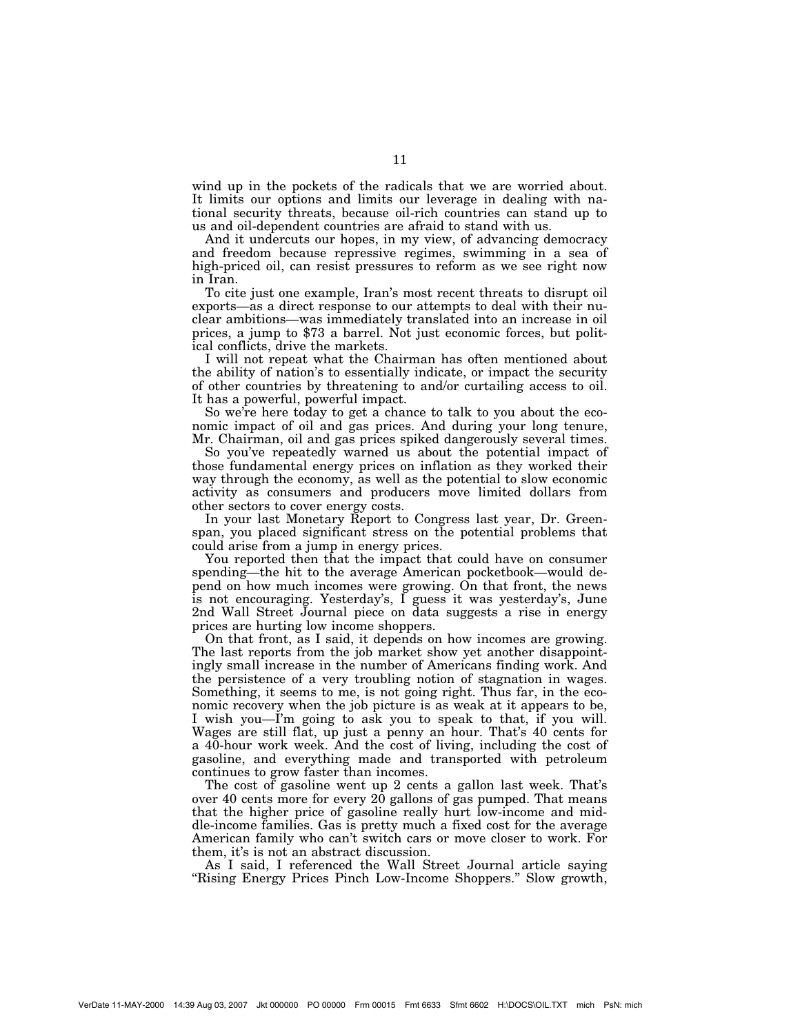wind up in the pockets of the radicals that we are worried about. It limits our options and limits our leverage in dealing with national security threats, because oil-rich countries can stand up to us and oil-dependent countries are afraid to stand with us.

And it undercuts our hopes, in my view, of advancing democracy and freedom because repressive regimes, swimming in a sea of high-priced oil, can resist pressures to reform as we see right now in Iran.

To cite just one example, Iran's most recent threats to disrupt oil exports—as a direct response to our attempts to deal with their nuclear ambitions—was immediately translated into an increase in oil prices, a jump to $73 a barrel. Not just economic forces, but political conflicts, drive the markets.

I will not repeat what the Chairman has often mentioned about the ability of nation's to essentially indicate, or impact the security of other countries by threatening to and/or curtailing access to oil. It has a powerful, powerful impact.

So we're here today to get a chance to talk to you about the economic impact of oil and gas prices. And during your long tenure, Mr. Chairman, oil and gas prices spiked dangerously several times.

So you've repeatedly warned us about the potential impact of those fundamental energy prices on inflation as they worked their way through the economy, as well as the potential to slow economic activity as consumers and producers move limited dollars from other sectors to cover energy costs.

In your last Monetary Report to Congress last year, Dr. Greenspan, you placed significant stress on the potential problems that could arise from a jump in energy prices.

You reported then that the impact that could have on consumer spending—the hit to the average American pocketbook—would depend on how much incomes were growing. On that front, the news is not encouraging. Yesterday's, I guess it was yesterday's, June 2nd Wall Street Journal piece on data suggests a rise in energy prices are hurting low income shoppers.

On that front, as I said, it depends on how incomes are growing. The last reports from the job market show yet another disappointingly small increase in the number of Americans finding work. And the persistence of a very troubling notion of stagnation in wages. Something, it seems to me, is not going right. Thus far, in the economic recovery when the job picture is as weak at it appears to be, I wish you—I'm going to ask you to speak to that, if you will. Wages are still flat, up just a penny an hour. That's 40 cents for a 40-hour work week. And the cost of living, including the cost of gasoline, and everything made and transported with petroleum continues to grow faster than incomes.

The cost of gasoline went up 2 cents a gallon last week. That's over 40 cents more for every 20 gallons of gas pumped. That means that the higher price of gasoline really hurt low-income and middle-income families. Gas is pretty much a fixed cost for the average American family who can't switch cars or move closer to work. For them, it's is not an abstract discussion.

As I said, I referenced the Wall Street Journal article saying "Rising Energy Prices Pinch Low-Income Shoppers." Slow growth,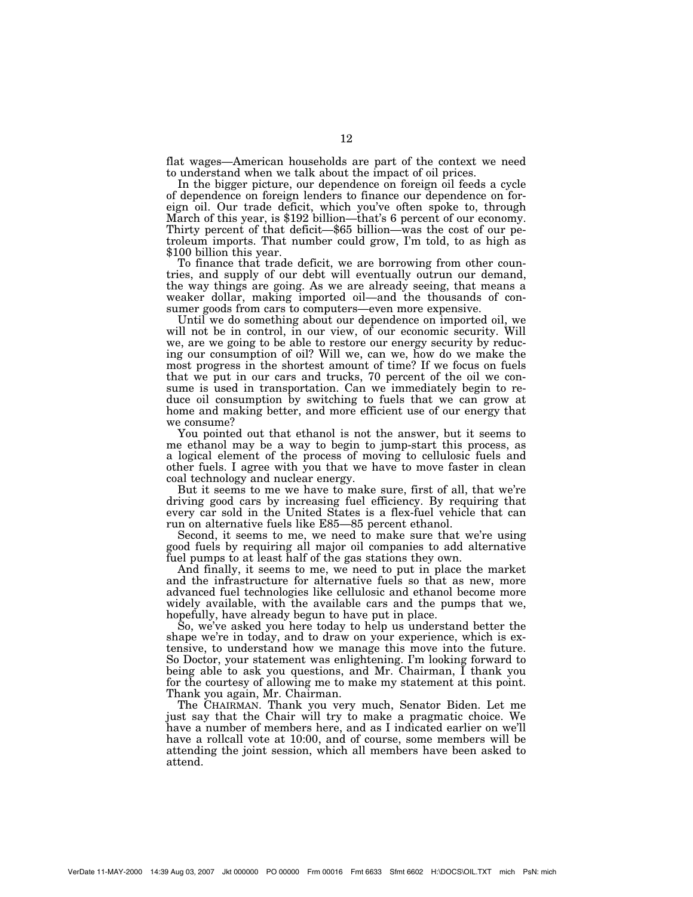flat wages—American households are part of the context we need to understand when we talk about the impact of oil prices.

In the bigger picture, our dependence on foreign oil feeds a cycle of dependence on foreign lenders to finance our dependence on foreign oil. Our trade deficit, which you've often spoke to, through March of this year, is $192 billion—that's 6 percent of our economy. Thirty percent of that deficit—$65 billion—was the cost of our petroleum imports. That number could grow, I'm told, to as high as $100 billion this year.

To finance that trade deficit, we are borrowing from other countries, and supply of our debt will eventually outrun our demand, the way things are going. As we are already seeing, that means a weaker dollar, making imported oil—and the thousands of consumer goods from cars to computers—even more expensive.

Until we do something about our dependence on imported oil, we will not be in control, in our view, of our economic security. Will we, are we going to be able to restore our energy security by reducing our consumption of oil? Will we, can we, how do we make the most progress in the shortest amount of time? If we focus on fuels that we put in our cars and trucks, 70 percent of the oil we consume is used in transportation. Can we immediately begin to reduce oil consumption by switching to fuels that we can grow at home and making better, and more efficient use of our energy that we consume?

You pointed out that ethanol is not the answer, but it seems to me ethanol may be a way to begin to jump-start this process, as a logical element of the process of moving to cellulosic fuels and other fuels. I agree with you that we have to move faster in clean coal technology and nuclear energy.

But it seems to me we have to make sure, first of all, that we're driving good cars by increasing fuel efficiency. By requiring that every car sold in the United States is a flex-fuel vehicle that can run on alternative fuels like E85—85 percent ethanol.

Second, it seems to me, we need to make sure that we're using good fuels by requiring all major oil companies to add alternative fuel pumps to at least half of the gas stations they own.

And finally, it seems to me, we need to put in place the market and the infrastructure for alternative fuels so that as new, more advanced fuel technologies like cellulosic and ethanol become more widely available, with the available cars and the pumps that we, hopefully, have already begun to have put in place.

So, we've asked you here today to help us understand better the shape we're in today, and to draw on your experience, which is extensive, to understand how we manage this move into the future. So Doctor, your statement was enlightening. I'm looking forward to being able to ask you questions, and Mr. Chairman, I thank you for the courtesy of allowing me to make my statement at this point. Thank you again, Mr. Chairman.

The CHAIRMAN. Thank you very much, Senator Biden. Let me just say that the Chair will try to make a pragmatic choice. We have a number of members here, and as I indicated earlier on we'll have a rollcall vote at 10:00, and of course, some members will be attending the joint session, which all members have been asked to attend.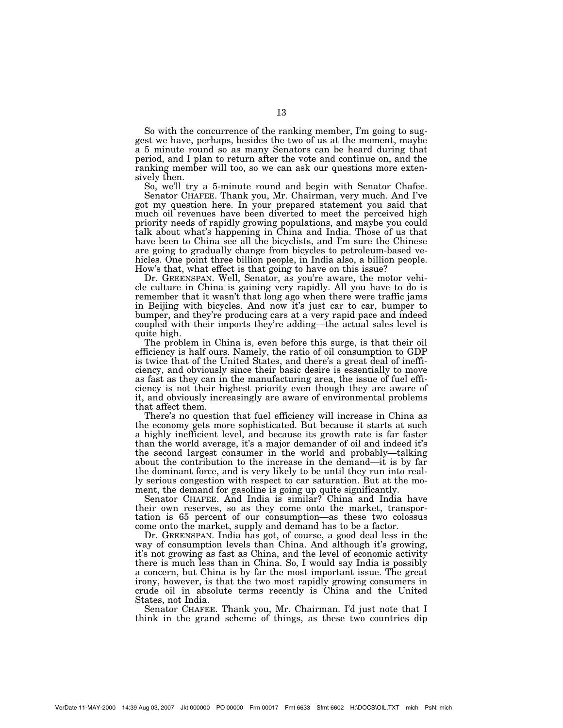So with the concurrence of the ranking member, I'm going to suggest we have, perhaps, besides the two of us at the moment, maybe a 5 minute round so as many Senators can be heard during that period, and I plan to return after the vote and continue on, and the ranking member will too, so we can ask our questions more extensively then.

So, we'll try a 5-minute round and begin with Senator Chafee.

Senator CHAFEE. Thank you, Mr. Chairman, very much. And I've got my question here. In your prepared statement you said that much oil revenues have been diverted to meet the perceived high priority needs of rapidly growing populations, and maybe you could talk about what's happening in China and India. Those of us that have been to China see all the bicyclists, and I'm sure the Chinese are going to gradually change from bicycles to petroleum-based vehicles. One point three billion people, in India also, a billion people. How's that, what effect is that going to have on this issue?

Dr. GREENSPAN. Well, Senator, as you're aware, the motor vehicle culture in China is gaining very rapidly. All you have to do is remember that it wasn't that long ago when there were traffic jams in Beijing with bicycles. And now it's just car to car, bumper to bumper, and they're producing cars at a very rapid pace and indeed coupled with their imports they're adding—the actual sales level is quite high.

The problem in China is, even before this surge, is that their oil efficiency is half ours. Namely, the ratio of oil consumption to GDP is twice that of the United States, and there's a great deal of inefficiency, and obviously since their basic desire is essentially to move as fast as they can in the manufacturing area, the issue of fuel efficiency is not their highest priority even though they are aware of it, and obviously increasingly are aware of environmental problems that affect them.

There's no question that fuel efficiency will increase in China as the economy gets more sophisticated. But because it starts at such a highly inefficient level, and because its growth rate is far faster than the world average, it's a major demander of oil and indeed it's the second largest consumer in the world and probably—talking about the contribution to the increase in the demand—it is by far the dominant force, and is very likely to be until they run into really serious congestion with respect to car saturation. But at the moment, the demand for gasoline is going up quite significantly.

Senator CHAFEE. And India is similar? China and India have their own reserves, so as they come onto the market, transportation is 65 percent of our consumption—as these two colossus come onto the market, supply and demand has to be a factor.

Dr. GREENSPAN. India has got, of course, a good deal less in the way of consumption levels than China. And although it's growing, it's not growing as fast as China, and the level of economic activity there is much less than in China. So, I would say India is possibly a concern, but China is by far the most important issue. The great irony, however, is that the two most rapidly growing consumers in crude oil in absolute terms recently is China and the United States, not India.

Senator CHAFEE. Thank you, Mr. Chairman. I'd just note that I think in the grand scheme of things, as these two countries dip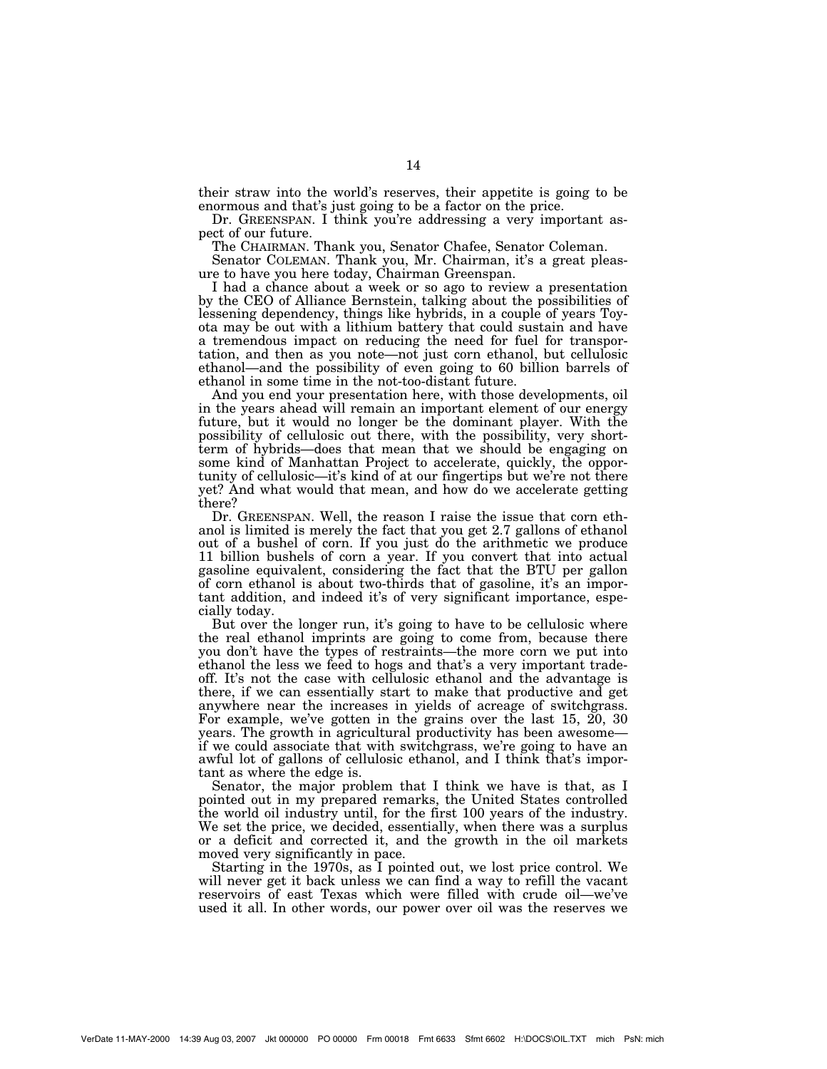their straw into the world's reserves, their appetite is going to be enormous and that's just going to be a factor on the price.

Dr. GREENSPAN. I think you're addressing a very important aspect of our future.

The CHAIRMAN. Thank you, Senator Chafee, Senator Coleman.

Senator COLEMAN. Thank you, Mr. Chairman, it's a great pleasure to have you here today, Chairman Greenspan.

I had a chance about a week or so ago to review a presentation by the CEO of Alliance Bernstein, talking about the possibilities of lessening dependency, things like hybrids, in a couple of years Toyota may be out with a lithium battery that could sustain and have a tremendous impact on reducing the need for fuel for transportation, and then as you note—not just corn ethanol, but cellulosic ethanol—and the possibility of even going to 60 billion barrels of ethanol in some time in the not-too-distant future.

And you end your presentation here, with those developments, oil in the years ahead will remain an important element of our energy future, but it would no longer be the dominant player. With the possibility of cellulosic out there, with the possibility, very short-term of hybrids—does that mean that we should be engaging on some kind of Manhattan Project to accelerate, quickly, the opportunity of cellulosic—it's kind of at our fingertips but we're not there yet? And what would that mean, and how do we accelerate getting there?

Dr. GREENSPAN. Well, the reason I raise the issue that corn ethanol is limited is merely the fact that you get 2.7 gallons of ethanol out of a bushel of corn. If you just do the arithmetic we produce 11 billion bushels of corn a year. If you convert that into actual gasoline equivalent, considering the fact that the BTU per gallon of corn ethanol is about two-thirds that of gasoline, it's an important addition, and indeed it's of very significant importance, especially today.

But over the longer run, it's going to have to be cellulosic where the real ethanol imprints are going to come from, because there you don't have the types of restraints—the more corn we put into ethanol the less we feed to hogs and that's a very important tradeoff. It's not the case with cellulosic ethanol and the advantage is there, if we can essentially start to make that productive and get anywhere near the increases in yields of acreage of switchgrass. For example, we've gotten in the grains over the last 15, 20, 30 years. The growth in agricultural productivity has been awesome—if we could associate that with switchgrass, we're going to have an awful lot of gallons of cellulosic ethanol, and I think that's important as where the edge is.

Senator, the major problem that I think we have is that, as I pointed out in my prepared remarks, the United States controlled the world oil industry until, for the first 100 years of the industry. We set the price, we decided, essentially, when there was a surplus or a deficit and corrected it, and the growth in the oil markets moved very significantly in pace.

Starting in the 1970s, as I pointed out, we lost price control. We will never get it back unless we can find a way to refill the vacant reservoirs of east Texas which were filled with crude oil—we've used it all. In other words, our power over oil was the reserves we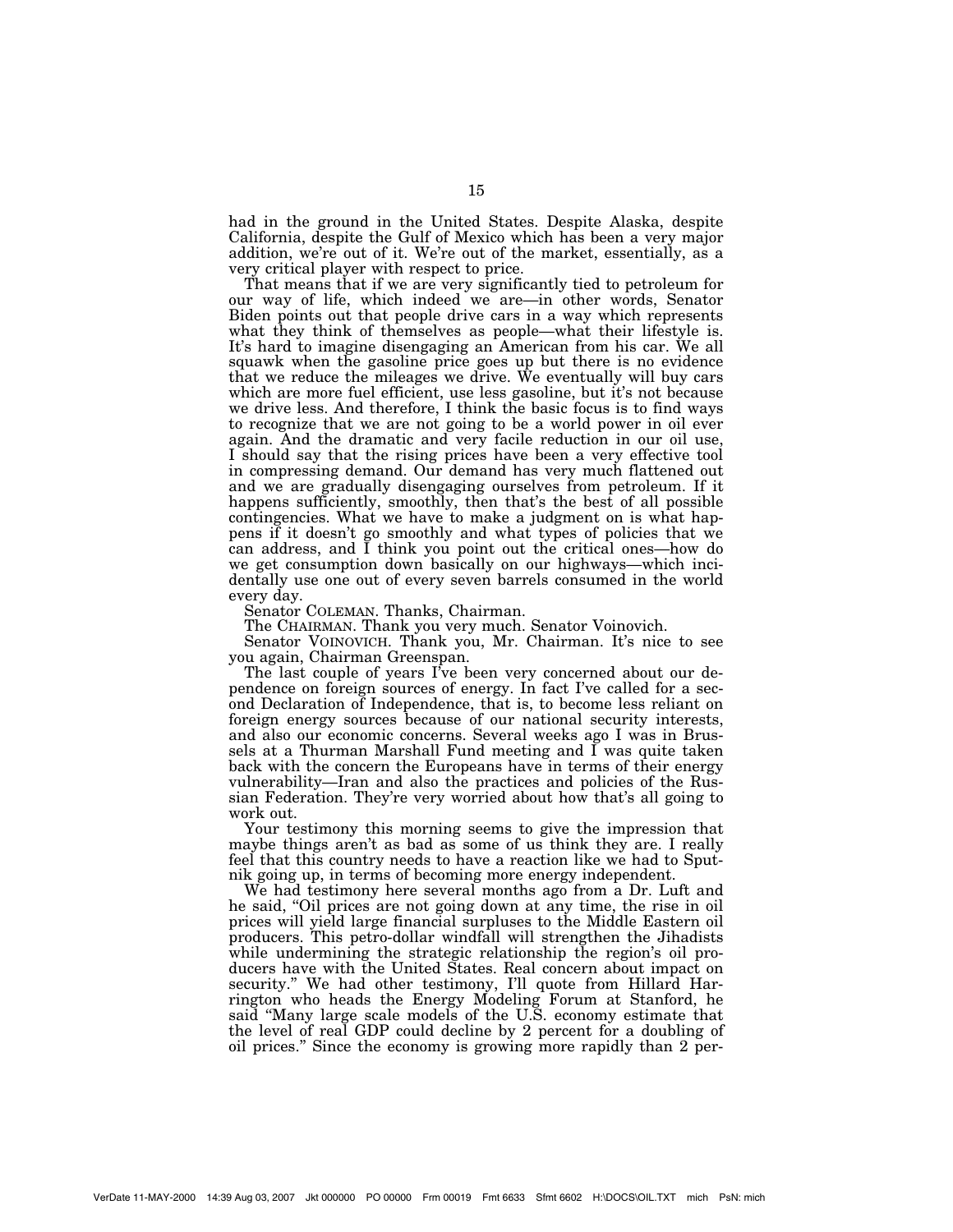had in the ground in the United States. Despite Alaska, despite California, despite the Gulf of Mexico which has been a very major addition, we're out of it. We're out of the market, essentially, as a very critical player with respect to price.

That means that if we are very significantly tied to petroleum for our way of life, which indeed we are—in other words, Senator Biden points out that people drive cars in a way which represents what they think of themselves as people—what their lifestyle is. It's hard to imagine disengaging an American from his car. We all squawk when the gasoline price goes up but there is no evidence that we reduce the mileages we drive. We eventually will buy cars which are more fuel efficient, use less gasoline, but it's not because we drive less. And therefore, I think the basic focus is to find ways to recognize that we are not going to be a world power in oil ever again. And the dramatic and very facile reduction in our oil use, I should say that the rising prices have been a very effective tool in compressing demand. Our demand has very much flattened out and we are gradually disengaging ourselves from petroleum. If it happens sufficiently, smoothly, then that's the best of all possible contingencies. What we have to make a judgment on is what happens if it doesn't go smoothly and what types of policies that we can address, and I think you point out the critical ones—how do we get consumption down basically on our highways—which incidentally use one out of every seven barrels consumed in the world every day.

Senator COLEMAN. Thanks, Chairman.

The CHAIRMAN. Thank you very much. Senator Voinovich.

Senator VOINOVICH. Thank you, Mr. Chairman. It's nice to see you again, Chairman Greenspan.

The last couple of years I've been very concerned about our dependence on foreign sources of energy. In fact I've called for a second Declaration of Independence, that is, to become less reliant on foreign energy sources because of our national security interests, and also our economic concerns. Several weeks ago I was in Brussels at a Thurman Marshall Fund meeting and I was quite taken back with the concern the Europeans have in terms of their energy vulnerability—Iran and also the practices and policies of the Russian Federation. They're very worried about how that's all going to work out.

Your testimony this morning seems to give the impression that maybe things aren't as bad as some of us think they are. I really feel that this country needs to have a reaction like we had to Sputnik going up, in terms of becoming more energy independent.

We had testimony here several months ago from a Dr. Luft and he said, "Oil prices are not going down at any time, the rise in oil prices will yield large financial surpluses to the Middle Eastern oil producers. This petro-dollar windfall will strengthen the Jihadists while undermining the strategic relationship the region's oil producers have with the United States. Real concern about impact on security." We had other testimony, I'll quote from Hillard Harrington who heads the Energy Modeling Forum at Stanford, he said "Many large scale models of the U.S. economy estimate that the level of real GDP could decline by 2 percent for a doubling of oil prices." Since the economy is growing more rapidly than 2 per-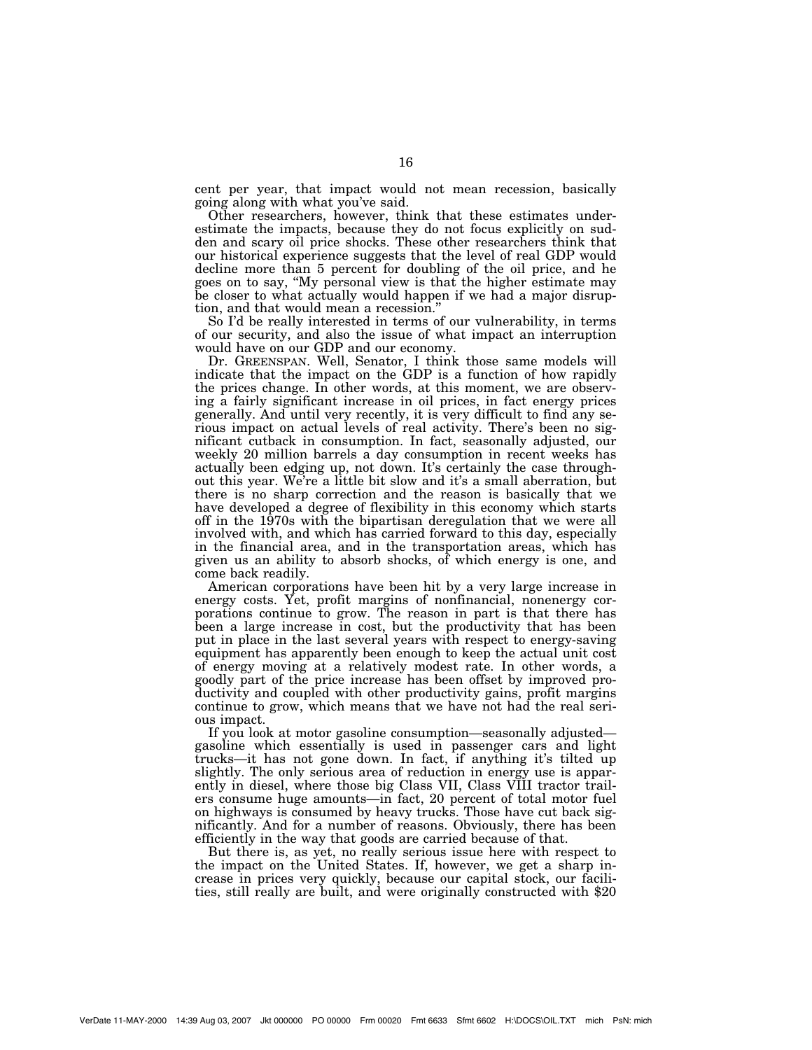cent per year, that impact would not mean recession, basically going along with what you've said.

Other researchers, however, think that these estimates underestimate the impacts, because they do not focus explicitly on sudden and scary oil price shocks. These other researchers think that our historical experience suggests that the level of real GDP would decline more than 5 percent for doubling of the oil price, and he goes on to say, "My personal view is that the higher estimate may be closer to what actually would happen if we had a major disruption, and that would mean a recession."

So I'd be really interested in terms of our vulnerability, in terms of our security, and also the issue of what impact an interruption would have on our GDP and our economy.

Dr. GREENSPAN. Well, Senator, I think those same models will indicate that the impact on the GDP is a function of how rapidly the prices change. In other words, at this moment, we are observing a fairly significant increase in oil prices, in fact energy prices generally. And until very recently, it is very difficult to find any serious impact on actual levels of real activity. There's been no significant cutback in consumption. In fact, seasonally adjusted, our weekly 20 million barrels a day consumption in recent weeks has actually been edging up, not down. It's certainly the case throughout this year. We're a little bit slow and it's a small aberration, but there is no sharp correction and the reason is basically that we have developed a degree of flexibility in this economy which starts off in the 1970s with the bipartisan deregulation that we were all involved with, and which has carried forward to this day, especially in the financial area, and in the transportation areas, which has given us an ability to absorb shocks, of which energy is one, and come back readily.

American corporations have been hit by a very large increase in energy costs. Yet, profit margins of nonfinancial, nonenergy corporations continue to grow. The reason in part is that there has been a large increase in cost, but the productivity that has been put in place in the last several years with respect to energy-saving equipment has apparently been enough to keep the actual unit cost of energy moving at a relatively modest rate. In other words, a goodly part of the price increase has been offset by improved productivity and coupled with other productivity gains, profit margins continue to grow, which means that we have not had the real serious impact.

If you look at motor gasoline consumption—seasonally adjusted—gasoline which essentially is used in passenger cars and light trucks—it has not gone down. In fact, if anything it's tilted up slightly. The only serious area of reduction in energy use is apparently in diesel, where those big Class VII, Class VIII tractor trailers consume huge amounts—in fact, 20 percent of total motor fuel on highways is consumed by heavy trucks. Those have cut back significantly. And for a number of reasons. Obviously, there has been efficiently in the way that goods are carried because of that.

But there is, as yet, no really serious issue here with respect to the impact on the United States. If, however, we get a sharp increase in prices very quickly, because our capital stock, our facilities, still really are built, and were originally constructed with $20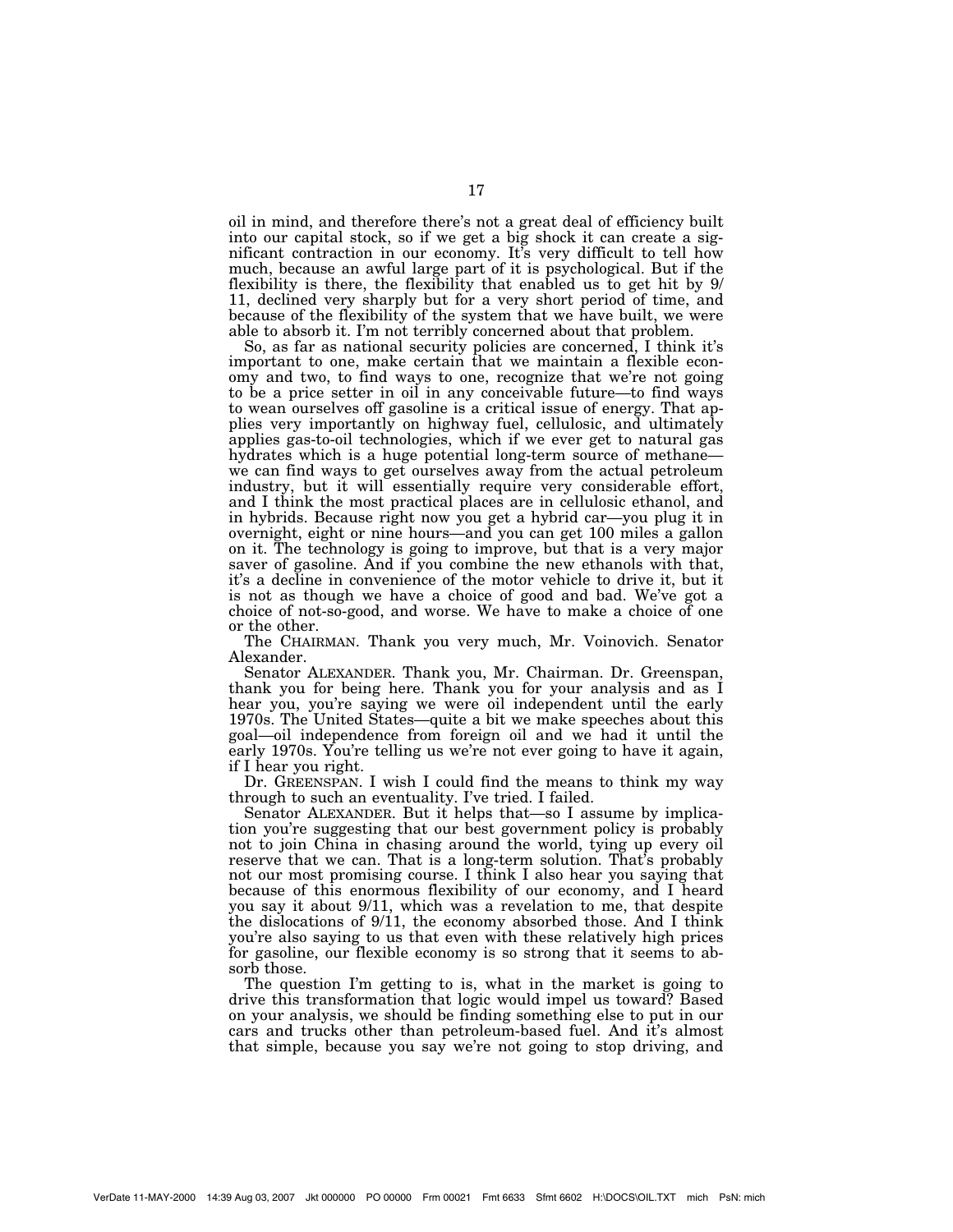oil in mind, and therefore there's not a great deal of efficiency built into our capital stock, so if we get a big shock it can create a significant contraction in our economy. It's very difficult to tell how much, because an awful large part of it is psychological. But if the flexibility is there, the flexibility that enabled us to get hit by 9/11, declined very sharply but for a very short period of time, and because of the flexibility of the system that we have built, we were able to absorb it. I'm not terribly concerned about that problem.

So, as far as national security policies are concerned, I think it's important to one, make certain that we maintain a flexible economy and two, to find ways to one, recognize that we're not going to be a price setter in oil in any conceivable future—to find ways to wean ourselves off gasoline is a critical issue of energy. That applies very importantly on highway fuel, cellulosic, and ultimately applies gas-to-oil technologies, which if we ever get to natural gas hydrates which is a huge potential long-term source of methane—we can find ways to get ourselves away from the actual petroleum industry, but it will essentially require very considerable effort, and I think the most practical places are in cellulosic ethanol, and in hybrids. Because right now you get a hybrid car—you plug it in overnight, eight or nine hours—and you can get 100 miles a gallon on it. The technology is going to improve, but that is a very major saver of gasoline. And if you combine the new ethanols with that, it's a decline in convenience of the motor vehicle to drive it, but it is not as though we have a choice of good and bad. We've got a choice of not-so-good, and worse. We have to make a choice of one or the other.

The CHAIRMAN. Thank you very much, Mr. Voinovich. Senator Alexander.

Senator ALEXANDER. Thank you, Mr. Chairman. Dr. Greenspan, thank you for being here. Thank you for your analysis and as I hear you, you're saying we were oil independent until the early 1970s. The United States—quite a bit we make speeches about this goal—oil independence from foreign oil and we had it until the early 1970s. You're telling us we're not ever going to have it again, if I hear you right.

Dr. GREENSPAN. I wish I could find the means to think my way through to such an eventuality. I've tried. I failed.

Senator ALEXANDER. But it helps that—so I assume by implication you're suggesting that our best government policy is probably not to join China in chasing around the world, tying up every oil reserve that we can. That is a long-term solution. That's probably not our most promising course. I think I also hear you saying that because of this enormous flexibility of our economy, and I heard you say it about 9/11, which was a revelation to me, that despite the dislocations of 9/11, the economy absorbed those. And I think you're also saying to us that even with these relatively high prices for gasoline, our flexible economy is so strong that it seems to absorb those.

The question I'm getting to is, what in the market is going to drive this transformation that logic would impel us toward? Based on your analysis, we should be finding something else to put in our cars and trucks other than petroleum-based fuel. And it's almost that simple, because you say we're not going to stop driving, and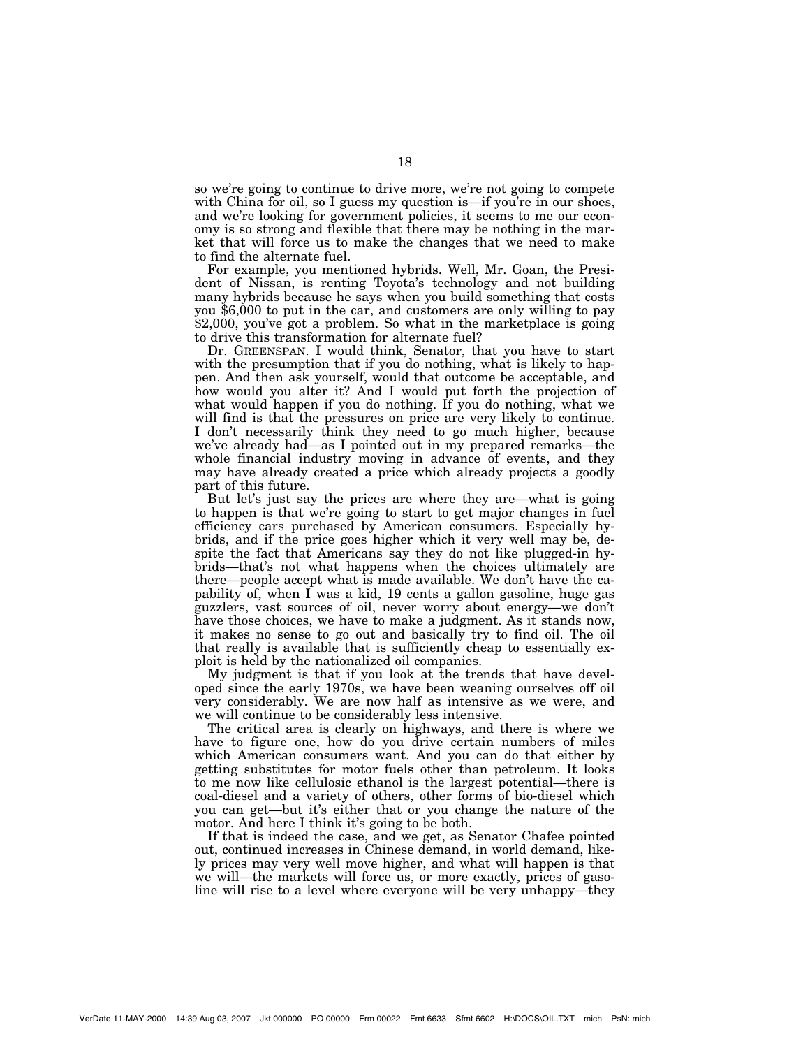so we're going to continue to drive more, we're not going to compete with China for oil, so I guess my question is—if you're in our shoes, and we're looking for government policies, it seems to me our economy is so strong and flexible that there may be nothing in the market that will force us to make the changes that we need to make to find the alternate fuel.

For example, you mentioned hybrids. Well, Mr. Goan, the President of Nissan, is renting Toyota's technology and not building many hybrids because he says when you build something that costs you $6,000 to put in the car, and customers are only willing to pay $2,000, you've got a problem. So what in the marketplace is going to drive this transformation for alternate fuel?

Dr. GREENSPAN. I would think, Senator, that you have to start with the presumption that if you do nothing, what is likely to happen. And then ask yourself, would that outcome be acceptable, and how would you alter it? And I would put forth the projection of what would happen if you do nothing. If you do nothing, what we will find is that the pressures on price are very likely to continue. I don't necessarily think they need to go much higher, because we've already had—as I pointed out in my prepared remarks—the whole financial industry moving in advance of events, and they may have already created a price which already projects a goodly part of this future.

But let's just say the prices are where they are—what is going to happen is that we're going to start to get major changes in fuel efficiency cars purchased by American consumers. Especially hybrids, and if the price goes higher which it very well may be, despite the fact that Americans say they do not like plugged-in hybrids—that's not what happens when the choices ultimately are there—people accept what is made available. We don't have the capability of, when I was a kid, 19 cents a gallon gasoline, huge gas guzzlers, vast sources of oil, never worry about energy—we don't have those choices, we have to make a judgment. As it stands now, it makes no sense to go out and basically try to find oil. The oil that really is available that is sufficiently cheap to essentially exploit is held by the nationalized oil companies.

My judgment is that if you look at the trends that have developed since the early 1970s, we have been weaning ourselves off oil very considerably. We are now half as intensive as we were, and we will continue to be considerably less intensive.

The critical area is clearly on highways, and there is where we have to figure one, how do you drive certain numbers of miles which American consumers want. And you can do that either by getting substitutes for motor fuels other than petroleum. It looks to me now like cellulosic ethanol is the largest potential—there is coal-diesel and a variety of others, other forms of bio-diesel which you can get—but it's either that or you change the nature of the motor. And here I think it's going to be both.

If that is indeed the case, and we get, as Senator Chafee pointed out, continued increases in Chinese demand, in world demand, likely prices may very well move higher, and what will happen is that we will—the markets will force us, or more exactly, prices of gasoline will rise to a level where everyone will be very unhappy—they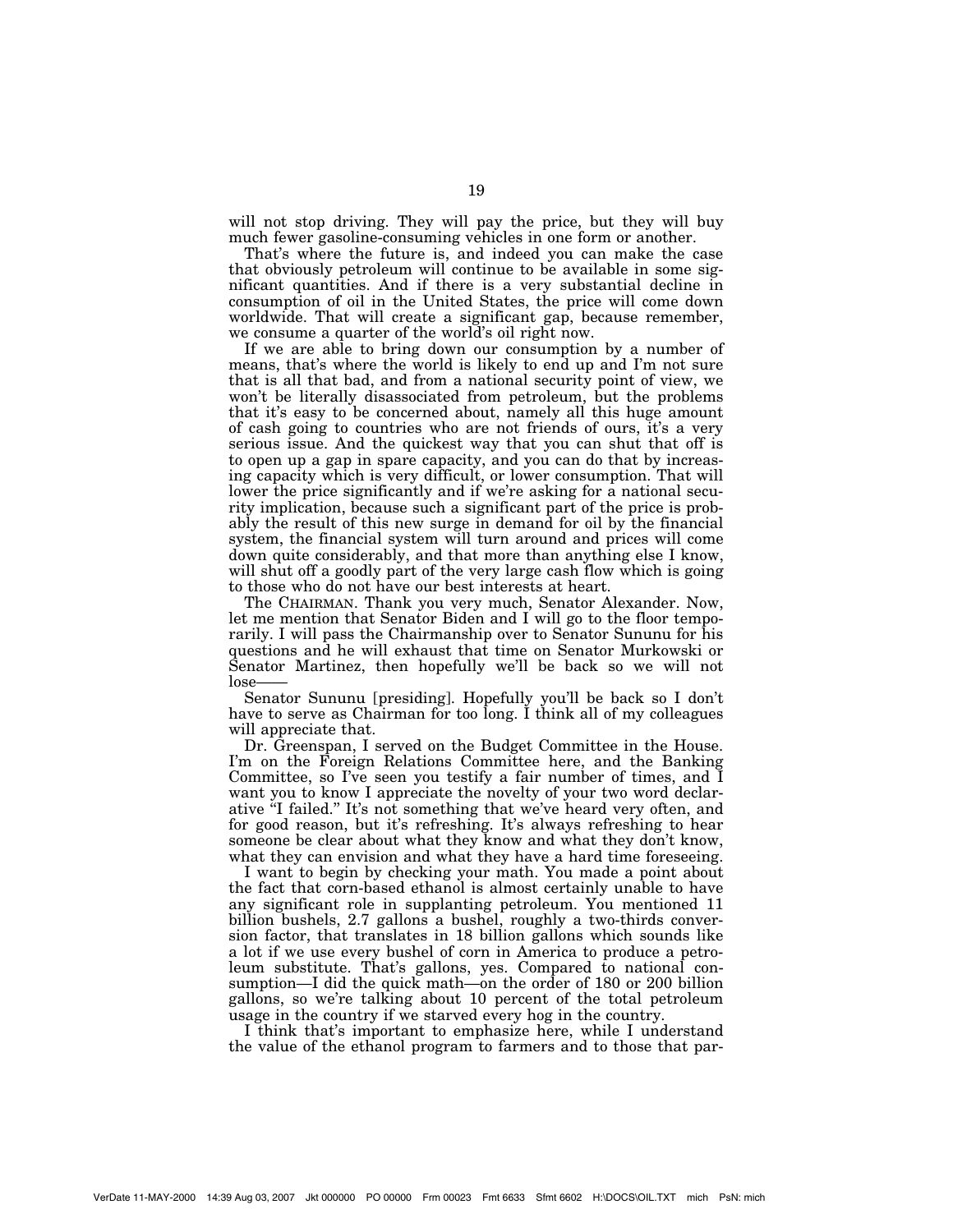will not stop driving. They will pay the price, but they will buy much fewer gasoline-consuming vehicles in one form or another.

That's where the future is, and indeed you can make the case that obviously petroleum will continue to be available in some significant quantities. And if there is a very substantial decline in consumption of oil in the United States, the price will come down worldwide. That will create a significant gap, because remember, we consume a quarter of the world's oil right now.

If we are able to bring down our consumption by a number of means, that's where the world is likely to end up and I'm not sure that is all that bad, and from a national security point of view, we won't be literally disassociated from petroleum, but the problems that it's easy to be concerned about, namely all this huge amount of cash going to countries who are not friends of ours, it's a very serious issue. And the quickest way that you can shut that off is to open up a gap in spare capacity, and you can do that by increasing capacity which is very difficult, or lower consumption. That will lower the price significantly and if we're asking for a national security implication, because such a significant part of the price is probably the result of this new surge in demand for oil by the financial system, the financial system will turn around and prices will come down quite considerably, and that more than anything else I know, will shut off a goodly part of the very large cash flow which is going to those who do not have our best interests at heart.

The CHAIRMAN. Thank you very much, Senator Alexander. Now, let me mention that Senator Biden and I will go to the floor temporarily. I will pass the Chairmanship over to Senator Sununu for his questions and he will exhaust that time on Senator Murkowski or Senator Martinez, then hopefully we'll be back so we will not lose——

Senator SUNUNU [presiding]. Hopefully you'll be back so I don't have to serve as Chairman for too long. I think all of my colleagues will appreciate that.

Dr. Greenspan, I served on the Budget Committee in the House. I'm on the Foreign Relations Committee here, and the Banking Committee, so I've seen you testify a fair number of times, and I want you to know I appreciate the novelty of your two word declarative "I failed." It's not something that we've heard very often, and for good reason, but it's refreshing. It's always refreshing to hear someone be clear about what they know and what they don't know, what they can envision and what they have a hard time foreseeing.

I want to begin by checking your math. You made a point about the fact that corn-based ethanol is almost certainly unable to have any significant role in supplanting petroleum. You mentioned 11 billion bushels, 2.7 gallons a bushel, roughly a two-thirds conversion factor, that translates in 18 billion gallons which sounds like a lot if we use every bushel of corn in America to produce a petroleum substitute. That's gallons, yes. Compared to national consumption—I did the quick math—on the order of 180 or 200 billion gallons, so we're talking about 10 percent of the total petroleum usage in the country if we starved every hog in the country.

I think that's important to emphasize here, while I understand the value of the ethanol program to farmers and to those that par-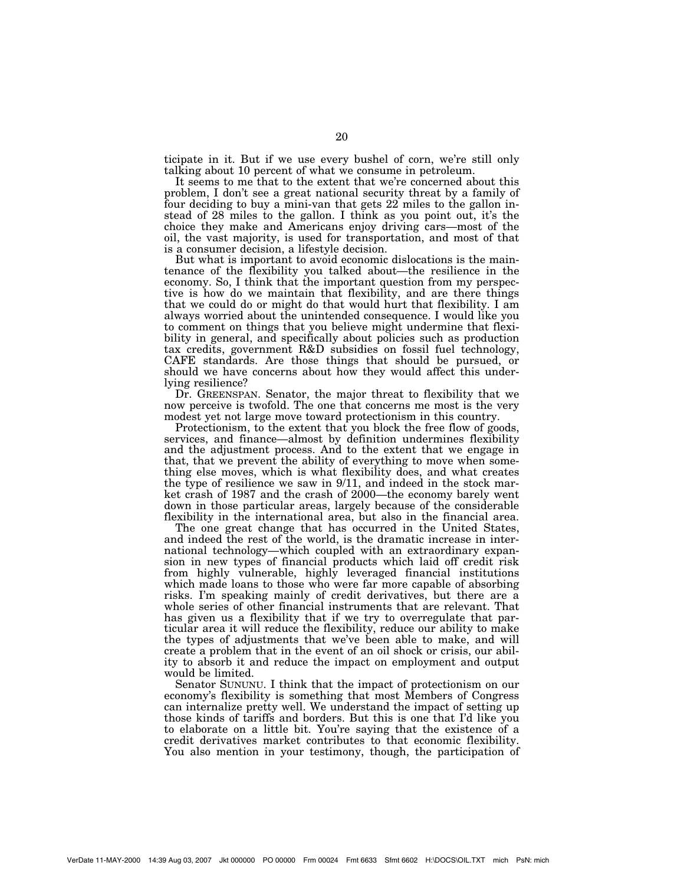ticipate in it. But if we use every bushel of corn, we're still only talking about 10 percent of what we consume in petroleum.

It seems to me that to the extent that we're concerned about this problem, I don't see a great national security threat by a family of four deciding to buy a mini-van that gets 22 miles to the gallon instead of 28 miles to the gallon. I think as you point out, it's the choice they make and Americans enjoy driving cars—most of the oil, the vast majority, is used for transportation, and most of that is a consumer decision, a lifestyle decision.

But what is important to avoid economic dislocations is the maintenance of the flexibility you talked about—the resilience in the economy. So, I think that the important question from my perspective is how do we maintain that flexibility, and are there things that we could do or might do that would hurt that flexibility. I am always worried about the unintended consequence. I would like you to comment on things that you believe might undermine that flexibility in general, and specifically about policies such as production tax credits, government R&D subsidies on fossil fuel technology, CAFE standards. Are those things that should be pursued, or should we have concerns about how they would affect this underlying resilience?

Dr. GREENSPAN. Senator, the major threat to flexibility that we now perceive is twofold. The one that concerns me most is the very modest yet not large move toward protectionism in this country.

Protectionism, to the extent that you block the free flow of goods, services, and finance—almost by definition undermines flexibility and the adjustment process. And to the extent that we engage in that, that we prevent the ability of everything to move when something else moves, which is what flexibility does, and what creates the type of resilience we saw in 9/11, and indeed in the stock market crash of 1987 and the crash of 2000—the economy barely went down in those particular areas, largely because of the considerable flexibility in the international area, but also in the financial area.

The one great change that has occurred in the United States, and indeed the rest of the world, is the dramatic increase in international technology—which coupled with an extraordinary expansion in new types of financial products which laid off credit risk from highly vulnerable, highly leveraged financial institutions which made loans to those who were far more capable of absorbing risks. I'm speaking mainly of credit derivatives, but there are a whole series of other financial instruments that are relevant. That has given us a flexibility that if we try to overregulate that particular area it will reduce the flexibility, reduce our ability to make the types of adjustments that we've been able to make, and will create a problem that in the event of an oil shock or crisis, our ability to absorb it and reduce the impact on employment and output would be limited.

Senator SUNUNU. I think that the impact of protectionism on our economy's flexibility is something that most Members of Congress can internalize pretty well. We understand the impact of setting up those kinds of tariffs and borders. But this is one that I'd like you to elaborate on a little bit. You're saying that the existence of a credit derivatives market contributes to that economic flexibility. You also mention in your testimony, though, the participation of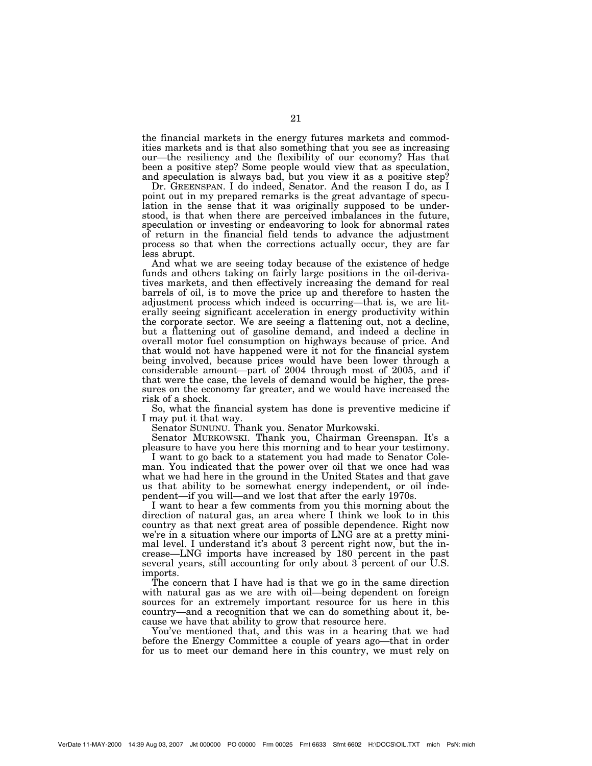the financial markets in the energy futures markets and commodities markets and is that also something that you see as increasing our—the resiliency and the flexibility of our economy? Has that been a positive step? Some people would view that as speculation, and speculation is always bad, but you view it as a positive step?

Dr. GREENSPAN. I do indeed, Senator. And the reason I do, as I point out in my prepared remarks is the great advantage of speculation in the sense that it was originally supposed to be understood, is that when there are perceived imbalances in the future, speculation or investing or endeavoring to look for abnormal rates of return in the financial field tends to advance the adjustment process so that when the corrections actually occur, they are far less abrupt.

And what we are seeing today because of the existence of hedge funds and others taking on fairly large positions in the oil-derivatives markets, and then effectively increasing the demand for real barrels of oil, is to move the price up and therefore to hasten the adjustment process which indeed is occurring—that is, we are literally seeing significant acceleration in energy productivity within the corporate sector. We are seeing a flattening out, not a decline, but a flattening out of gasoline demand, and indeed a decline in overall motor fuel consumption on highways because of price. And that would not have happened were it not for the financial system being involved, because prices would have been lower through a considerable amount—part of 2004 through most of 2005, and if that were the case, the levels of demand would be higher, the pressures on the economy far greater, and we would have increased the risk of a shock.

So, what the financial system has done is preventive medicine if I may put it that way.

Senator SUNUNU. Thank you. Senator Murkowski.

Senator MURKOWSKI. Thank you, Chairman Greenspan. It's a pleasure to have you here this morning and to hear your testimony.

I want to go back to a statement you had made to Senator Coleman. You indicated that the power over oil that we once had was what we had here in the ground in the United States and that gave us that ability to be somewhat energy independent, or oil independent—if you will—and we lost that after the early 1970s.

I want to hear a few comments from you this morning about the direction of natural gas, an area where I think we look to in this country as that next great area of possible dependence. Right now we're in a situation where our imports of LNG are at a pretty minimal level. I understand it's about 3 percent right now, but the increase—LNG imports have increased by 180 percent in the past several years, still accounting for only about 3 percent of our U.S. imports.

The concern that I have had is that we go in the same direction with natural gas as we are with oil—being dependent on foreign sources for an extremely important resource for us here in this country—and a recognition that we can do something about it, because we have that ability to grow that resource here.

You've mentioned that, and this was in a hearing that we had before the Energy Committee a couple of years ago—that in order for us to meet our demand here in this country, we must rely on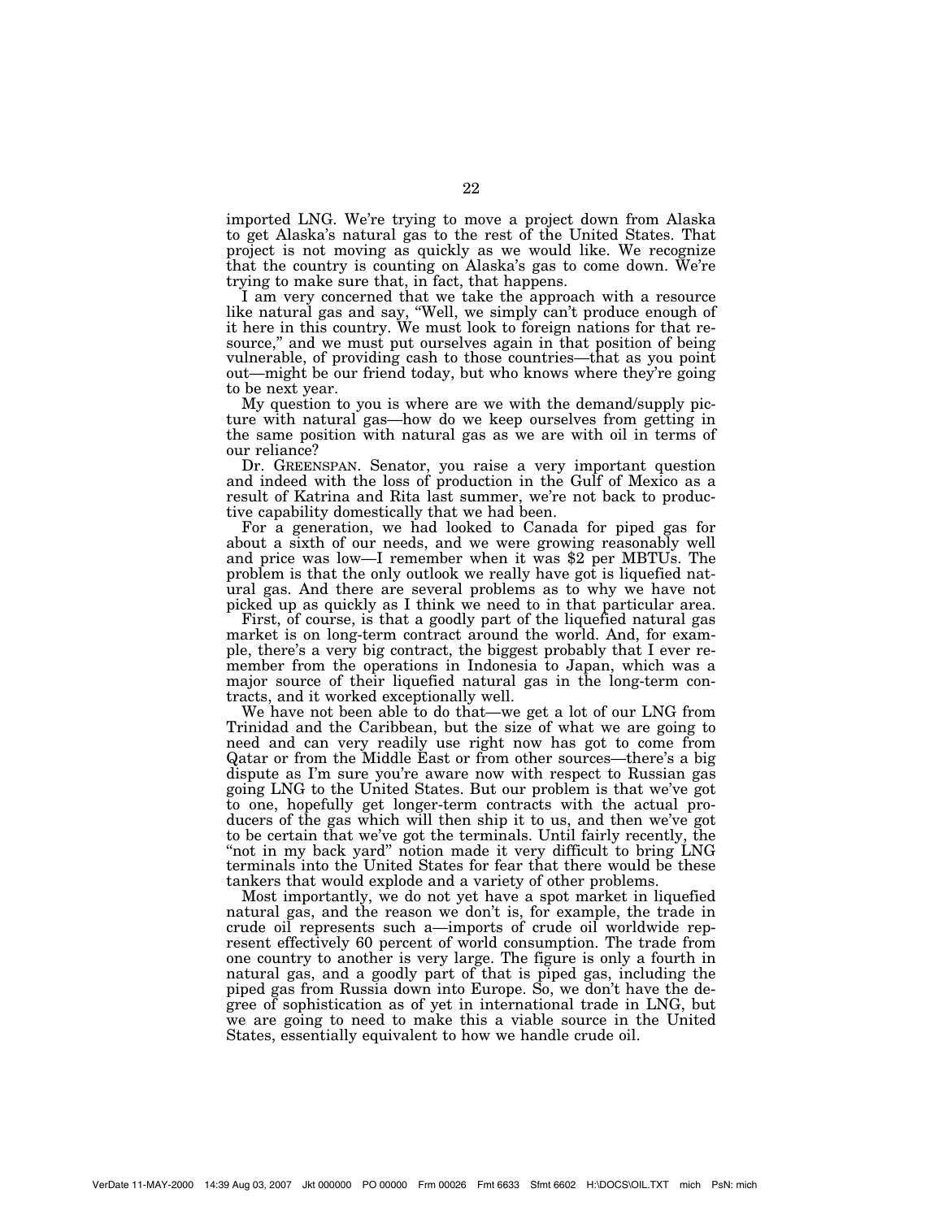imported LNG. We're trying to move a project down from Alaska to get Alaska's natural gas to the rest of the United States. That project is not moving as quickly as we would like. We recognize that the country is counting on Alaska's gas to come down. We're trying to make sure that, in fact, that happens.

I am very concerned that we take the approach with a resource like natural gas and say, "Well, we simply can't produce enough of it here in this country. We must look to foreign nations for that resource," and we must put ourselves again in that position of being vulnerable, of providing cash to those countries—that as you point out—might be our friend today, but who knows where they're going to be next year.

My question to you is where are we with the demand/supply picture with natural gas—how do we keep ourselves from getting in the same position with natural gas as we are with oil in terms of our reliance?

Dr. GREENSPAN. Senator, you raise a very important question and indeed with the loss of production in the Gulf of Mexico as a result of Katrina and Rita last summer, we're not back to productive capability domestically that we had been.

For a generation, we had looked to Canada for piped gas for about a sixth of our needs, and we were growing reasonably well and price was low—I remember when it was $2 per MBTUs. The problem is that the only outlook we really have got is liquefied natural gas. And there are several problems as to why we have not picked up as quickly as I think we need to in that particular area.

First, of course, is that a goodly part of the liquefied natural gas market is on long-term contract around the world. And, for example, there's a very big contract, the biggest probably that I ever remember from the operations in Indonesia to Japan, which was a major source of their liquefied natural gas in the long-term contracts, and it worked exceptionally well.

We have not been able to do that—we get a lot of our LNG from Trinidad and the Caribbean, but the size of what we are going to need and can very readily use right now has got to come from Qatar or from the Middle East or from other sources—there's a big dispute as I'm sure you're aware now with respect to Russian gas going LNG to the United States. But our problem is that we've got to one, hopefully get longer-term contracts with the actual producers of the gas which will then ship it to us, and then we've got to be certain that we've got the terminals. Until fairly recently, the "not in my back yard" notion made it very difficult to bring LNG terminals into the United States for fear that there would be these tankers that would explode and a variety of other problems.

Most importantly, we do not yet have a spot market in liquefied natural gas, and the reason we don't is, for example, the trade in crude oil represents such a—imports of crude oil worldwide represent effectively 60 percent of world consumption. The trade from one country to another is very large. The figure is only a fourth in natural gas, and a goodly part of that is piped gas, including the piped gas from Russia down into Europe. So, we don't have the degree of sophistication as of yet in international trade in LNG, but we are going to need to make this a viable source in the United States, essentially equivalent to how we handle crude oil.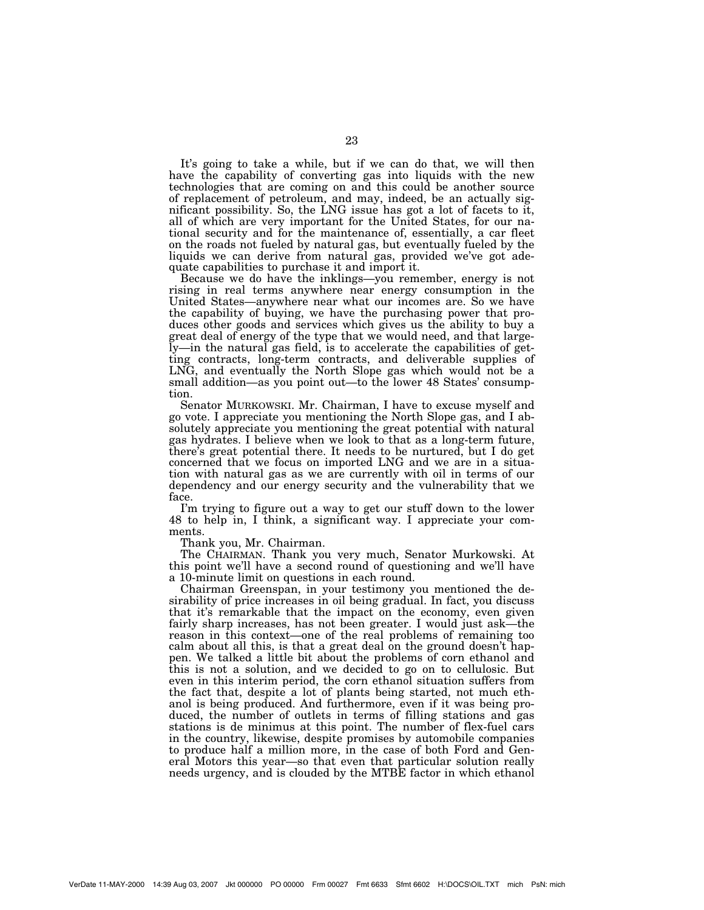It's going to take a while, but if we can do that, we will then have the capability of converting gas into liquids with the new technologies that are coming on and this could be another source of replacement of petroleum, and may, indeed, be an actually significant possibility. So, the LNG issue has got a lot of facets to it, all of which are very important for the United States, for our national security and for the maintenance of, essentially, a car fleet on the roads not fueled by natural gas, but eventually fueled by the liquids we can derive from natural gas, provided we've got adequate capabilities to purchase it and import it.

Because we do have the inklings—you remember, energy is not rising in real terms anywhere near energy consumption in the United States—anywhere near what our incomes are. So we have the capability of buying, we have the purchasing power that produces other goods and services which gives us the ability to buy a great deal of energy of the type that we would need, and that largely—in the natural gas field, is to accelerate the capabilities of getting contracts, long-term contracts, and deliverable supplies of LNG, and eventually the North Slope gas which would not be a small addition—as you point out—to the lower 48 States' consumption.

Senator MURKOWSKI. Mr. Chairman, I have to excuse myself and go vote. I appreciate you mentioning the North Slope gas, and I absolutely appreciate you mentioning the great potential with natural gas hydrates. I believe when we look to that as a long-term future, there's great potential there. It needs to be nurtured, but I do get concerned that we focus on imported LNG and we are in a situation with natural gas as we are currently with oil in terms of our dependency and our energy security and the vulnerability that we face.

I'm trying to figure out a way to get our stuff down to the lower 48 to help in, I think, a significant way. I appreciate your comments.

Thank you, Mr. Chairman.

The CHAIRMAN. Thank you very much, Senator Murkowski. At this point we'll have a second round of questioning and we'll have a 10-minute limit on questions in each round.

Chairman Greenspan, in your testimony you mentioned the desirability of price increases in oil being gradual. In fact, you discuss that it's remarkable that the impact on the economy, even given fairly sharp increases, has not been greater. I would just ask—the reason in this context—one of the real problems of remaining too calm about all this, is that a great deal on the ground doesn't happen. We talked a little bit about the problems of corn ethanol and this is not a solution, and we decided to go on to cellulosic. But even in this interim period, the corn ethanol situation suffers from the fact that, despite a lot of plants being started, not much ethanol is being produced. And furthermore, even if it was being produced, the number of outlets in terms of filling stations and gas stations is de minimus at this point. The number of flex-fuel cars in the country, likewise, despite promises by automobile companies to produce half a million more, in the case of both Ford and General Motors this year—so that even that particular solution really needs urgency, and is clouded by the MTBE factor in which ethanol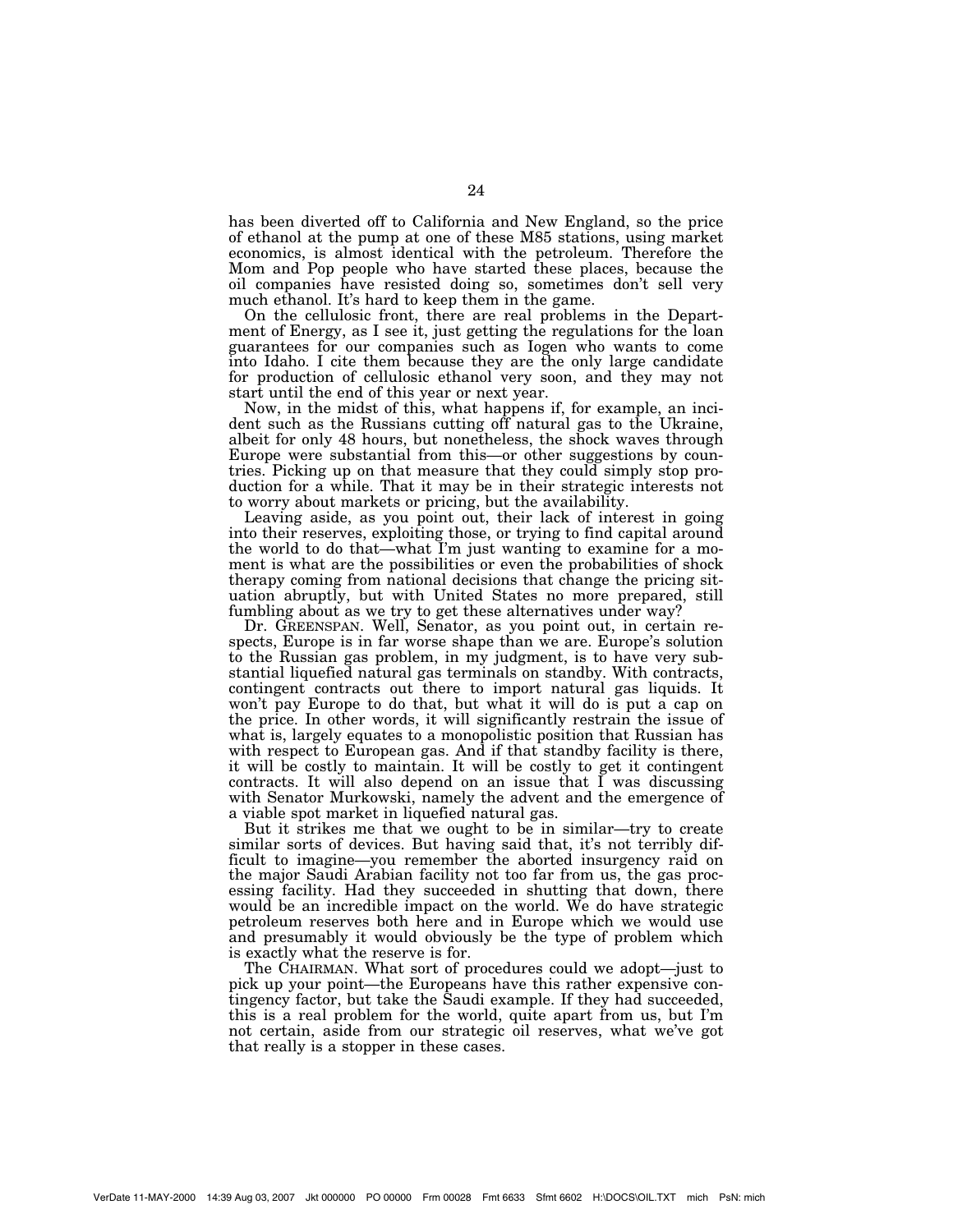has been diverted off to California and New England, so the price of ethanol at the pump at one of these M85 stations, using market economics, is almost identical with the petroleum. Therefore the Mom and Pop people who have started these places, because the oil companies have resisted doing so, sometimes don't sell very much ethanol. It's hard to keep them in the game.

On the cellulosic front, there are real problems in the Department of Energy, as I see it, just getting the regulations for the loan guarantees for our companies such as Iogen who wants to come into Idaho. I cite them because they are the only large candidate for production of cellulosic ethanol very soon, and they may not start until the end of this year or next year.

Now, in the midst of this, what happens if, for example, an incident such as the Russians cutting off natural gas to the Ukraine, albeit for only 48 hours, but nonetheless, the shock waves through Europe were substantial from this—or other suggestions by countries. Picking up on that measure that they could simply stop production for a while. That it may be in their strategic interests not to worry about markets or pricing, but the availability.

Leaving aside, as you point out, their lack of interest in going into their reserves, exploiting those, or trying to find capital around the world to do that—what I'm just wanting to examine for a moment is what are the possibilities or even the probabilities of shock therapy coming from national decisions that change the pricing situation abruptly, but with United States no more prepared, still fumbling about as we try to get these alternatives under way?

Dr. GREENSPAN. Well, Senator, as you point out, in certain respects, Europe is in far worse shape than we are. Europe's solution to the Russian gas problem, in my judgment, is to have very substantial liquefied natural gas terminals on standby. With contracts, contingent contracts out there to import natural gas liquids. It won't pay Europe to do that, but what it will do is put a cap on the price. In other words, it will significantly restrain the issue of what is, largely equates to a monopolistic position that Russian has with respect to European gas. And if that standby facility is there, it will be costly to maintain. It will be costly to get it contingent contracts. It will also depend on an issue that I was discussing with Senator Murkowski, namely the advent and the emergence of a viable spot market in liquefied natural gas.

But it strikes me that we ought to be in similar—try to create similar sorts of devices. But having said that, it's not terribly difficult to imagine—you remember the aborted insurgency raid on the major Saudi Arabian facility not too far from us, the gas processing facility. Had they succeeded in shutting that down, there would be an incredible impact on the world. We do have strategic petroleum reserves both here and in Europe which we would use and presumably it would obviously be the type of problem which is exactly what the reserve is for.

The CHAIRMAN. What sort of procedures could we adopt—just to pick up your point—the Europeans have this rather expensive contingency factor, but take the Saudi example. If they had succeeded, this is a real problem for the world, quite apart from us, but I'm not certain, aside from our strategic oil reserves, what we've got that really is a stopper in these cases.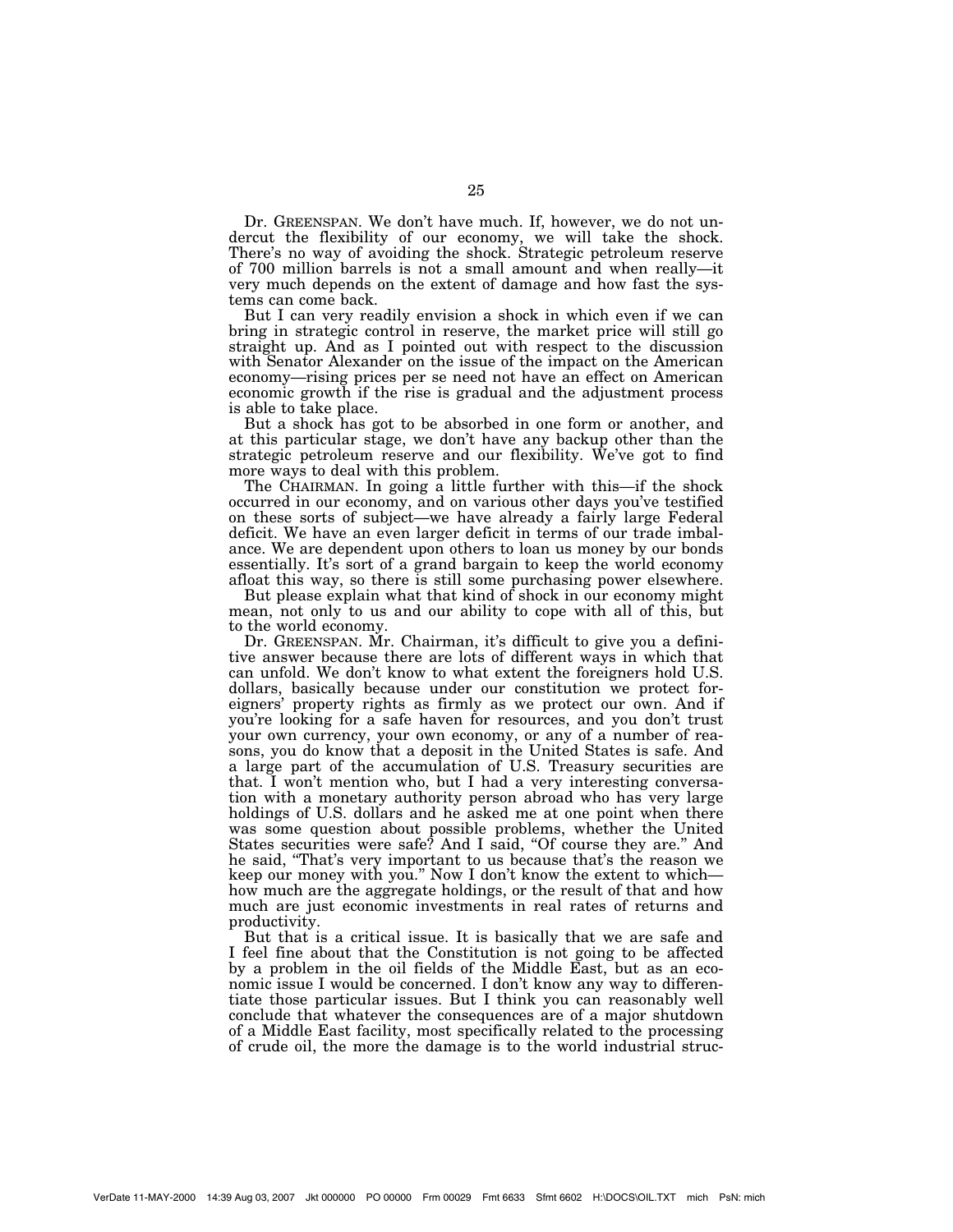Dr. GREENSPAN. We don't have much. If, however, we do not undercut the flexibility of our economy, we will take the shock. There's no way of avoiding the shock. Strategic petroleum reserve of 700 million barrels is not a small amount and when really—it very much depends on the extent of damage and how fast the systems can come back.

But I can very readily envision a shock in which even if we can bring in strategic control in reserve, the market price will still go straight up. And as I pointed out with respect to the discussion with Senator Alexander on the issue of the impact on the American economy—rising prices per se need not have an effect on American economic growth if the rise is gradual and the adjustment process is able to take place.

But a shock has got to be absorbed in one form or another, and at this particular stage, we don't have any backup other than the strategic petroleum reserve and our flexibility. We've got to find more ways to deal with this problem.

The CHAIRMAN. In going a little further with this—if the shock occurred in our economy, and on various other days you've testified on these sorts of subject—we have already a fairly large Federal deficit. We have an even larger deficit in terms of our trade imbalance. We are dependent upon others to loan us money by our bonds essentially. It's sort of a grand bargain to keep the world economy afloat this way, so there is still some purchasing power elsewhere.

But please explain what that kind of shock in our economy might mean, not only to us and our ability to cope with all of this, but to the world economy.

Dr. GREENSPAN. Mr. Chairman, it's difficult to give you a definitive answer because there are lots of different ways in which that can unfold. We don't know to what extent the foreigners hold U.S. dollars, basically because under our constitution we protect foreigners' property rights as firmly as we protect our own. And if you're looking for a safe haven for resources, and you don't trust your own currency, your own economy, or any of a number of reasons, you do know that a deposit in the United States is safe. And a large part of the accumulation of U.S. Treasury securities are that. I won't mention who, but I had a very interesting conversation with a monetary authority person abroad who has very large holdings of U.S. dollars and he asked me at one point when there was some question about possible problems, whether the United States securities were safe? And I said, "Of course they are." And he said, "That's very important to us because that's the reason we keep our money with you." Now I don't know the extent to which—how much are the aggregate holdings, or the result of that and how much are just economic investments in real rates of returns and productivity.

But that is a critical issue. It is basically that we are safe and I feel fine about that the Constitution is not going to be affected by a problem in the oil fields of the Middle East, but as an economic issue I would be concerned. I don't know any way to differentiate those particular issues. But I think you can reasonably well conclude that whatever the consequences are of a major shutdown of a Middle East facility, most specifically related to the processing of crude oil, the more the damage is to the world industrial struc-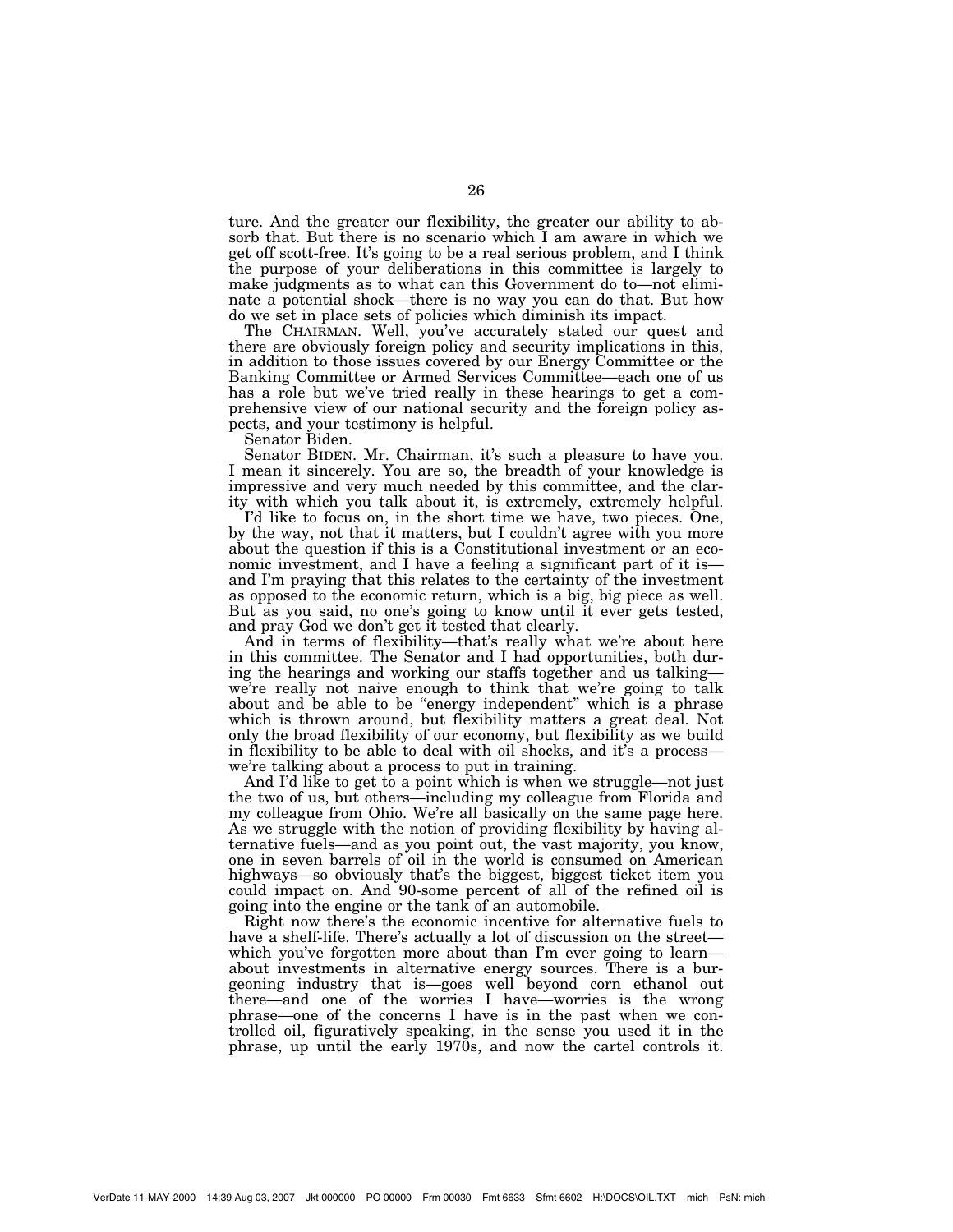ture. And the greater our flexibility, the greater our ability to absorb that. But there is no scenario which I am aware in which we get off scott-free. It's going to be a real serious problem, and I think the purpose of your deliberations in this committee is largely to make judgments as to what can this Government do to—not eliminate a potential shock—there is no way you can do that. But how do we set in place sets of policies which diminish its impact.

The CHAIRMAN. Well, you've accurately stated our quest and there are obviously foreign policy and security implications in this, in addition to those issues covered by our Energy Committee or the Banking Committee or Armed Services Committee—each one of us has a role but we've tried really in these hearings to get a comprehensive view of our national security and the foreign policy aspects, and your testimony is helpful.

Senator Biden.

Senator BIDEN. Mr. Chairman, it's such a pleasure to have you. I mean it sincerely. You are so, the breadth of your knowledge is impressive and very much needed by this committee, and the clarity with which you talk about it, is extremely, extremely helpful.

I'd like to focus on, in the short time we have, two pieces. One, by the way, not that it matters, but I couldn't agree with you more about the question if this is a Constitutional investment or an economic investment, and I have a feeling a significant part of it is—and I'm praying that this relates to the certainty of the investment as opposed to the economic return, which is a big, big piece as well. But as you said, no one's going to know until it ever gets tested, and pray God we don't get it tested that clearly.

And in terms of flexibility—that's really what we're about here in this committee. The Senator and I had opportunities, both during the hearings and working our staffs together and us talking—we're really not naive enough to think that we're going to talk about and be able to be "energy independent" which is a phrase which is thrown around, but flexibility matters a great deal. Not only the broad flexibility of our economy, but flexibility as we build in flexibility to be able to deal with oil shocks, and it's a process—we're talking about a process to put in training.

And I'd like to get to a point which is when we struggle—not just the two of us, but others—including my colleague from Florida and my colleague from Ohio. We're all basically on the same page here. As we struggle with the notion of providing flexibility by having alternative fuels—and as you point out, the vast majority, you know, one in seven barrels of oil in the world is consumed on American highways—so obviously that's the biggest, biggest ticket item you could impact on. And 90-some percent of all of the refined oil is going into the engine or the tank of an automobile.

Right now there's the economic incentive for alternative fuels to have a shelf-life. There's actually a lot of discussion on the street—which you've forgotten more about than I'm ever going to learn—about investments in alternative energy sources. There is a burgeoning industry that is—goes well beyond corn ethanol out there—and one of the worries I have—worries is the wrong phrase—one of the concerns I have is in the past when we controlled oil, figuratively speaking, in the sense you used it in the phrase, up until the early 1970s, and now the cartel controls it.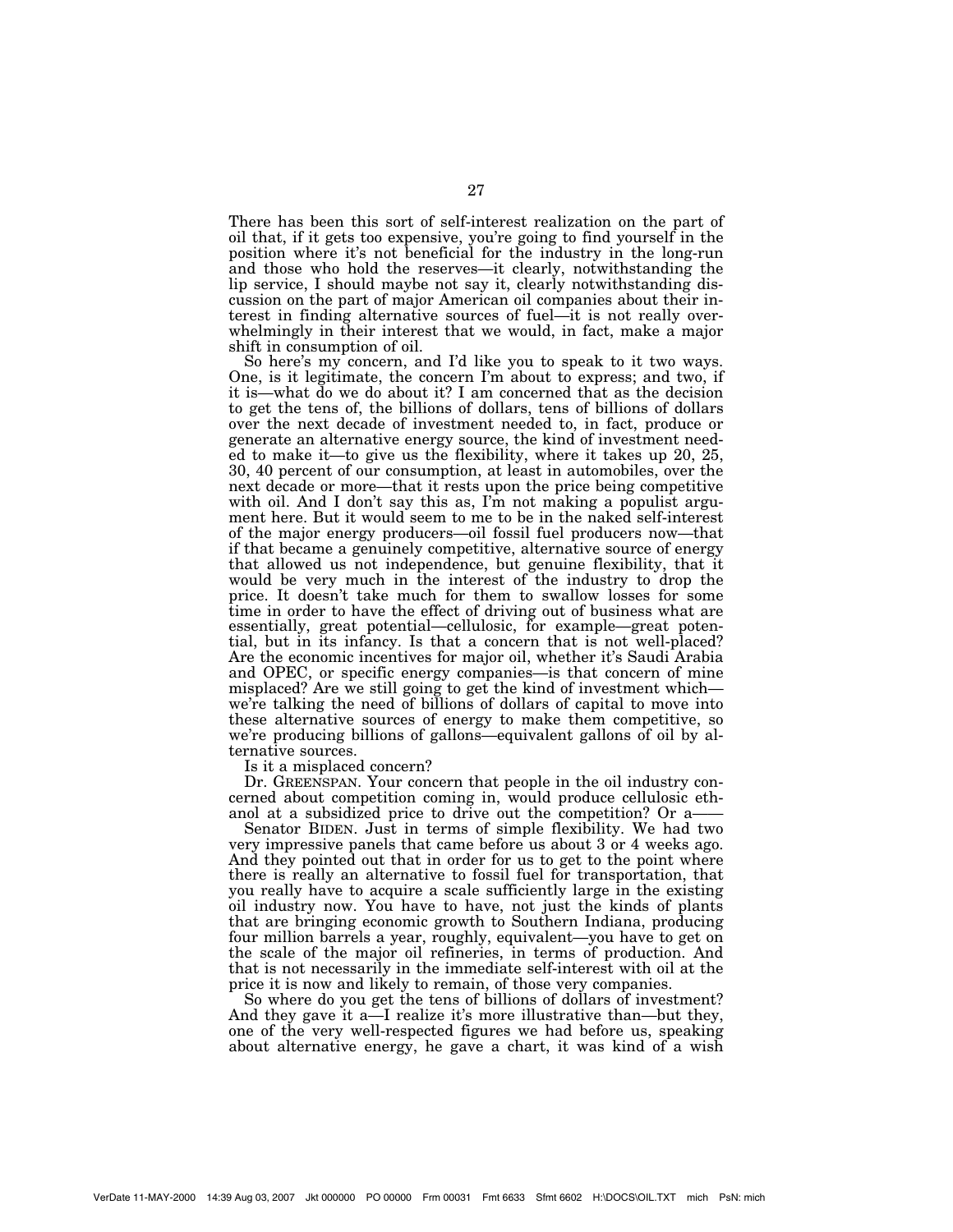There has been this sort of self-interest realization on the part of oil that, if it gets too expensive, you're going to find yourself in the position where it's not beneficial for the industry in the long-run and those who hold the reserves—it clearly, notwithstanding the lip service, I should maybe not say it, clearly notwithstanding discussion on the part of major American oil companies about their interest in finding alternative sources of fuel—it is not really overwhelmingly in their interest that we would, in fact, make a major shift in consumption of oil.

So here's my concern, and I'd like you to speak to it two ways. One, is it legitimate, the concern I'm about to express; and two, if it is—what do we do about it? I am concerned that as the decision to get the tens of, the billions of dollars, tens of billions of dollars over the next decade of investment needed to, in fact, produce or generate an alternative energy source, the kind of investment needed to make it—to give us the flexibility, where it takes up 20, 25, 30, 40 percent of our consumption, at least in automobiles, over the next decade or more—that it rests upon the price being competitive with oil. And I don't say this as, I'm not making a populist argument here. But it would seem to me to be in the naked self-interest of the major energy producers—oil fossil fuel producers now—that if that became a genuinely competitive, alternative source of energy that allowed us not independence, but genuine flexibility, that it would be very much in the interest of the industry to drop the price. It doesn't take much for them to swallow losses for some time in order to have the effect of driving out of business what are essentially, great potential—cellulosic, for example—great potential, but in its infancy. Is that a concern that is not well-placed? Are the economic incentives for major oil, whether it's Saudi Arabia and OPEC, or specific energy companies—is that concern of mine misplaced? Are we still going to get the kind of investment which—we're talking the need of billions of dollars of capital to move into these alternative sources of energy to make them competitive, so we're producing billions of gallons—equivalent gallons of oil by alternative sources.

Is it a misplaced concern?

Dr. GREENSPAN. Your concern that people in the oil industry concerned about competition coming in, would produce cellulosic ethanol at a subsidized price to drive out the competition? Or a——

Senator BIDEN. Just in terms of simple flexibility. We had two very impressive panels that came before us about 3 or 4 weeks ago. And they pointed out that in order for us to get to the point where there is really an alternative to fossil fuel for transportation, that you really have to acquire a scale sufficiently large in the existing oil industry now. You have to have, not just the kinds of plants that are bringing economic growth to Southern Indiana, producing four million barrels a year, roughly, equivalent—you have to get on the scale of the major oil refineries, in terms of production. And that is not necessarily in the immediate self-interest with oil at the price it is now and likely to remain, of those very companies.

So where do you get the tens of billions of dollars of investment? And they gave it a—I realize it's more illustrative than—but they, one of the very well-respected figures we had before us, speaking about alternative energy, he gave a chart, it was kind of a wish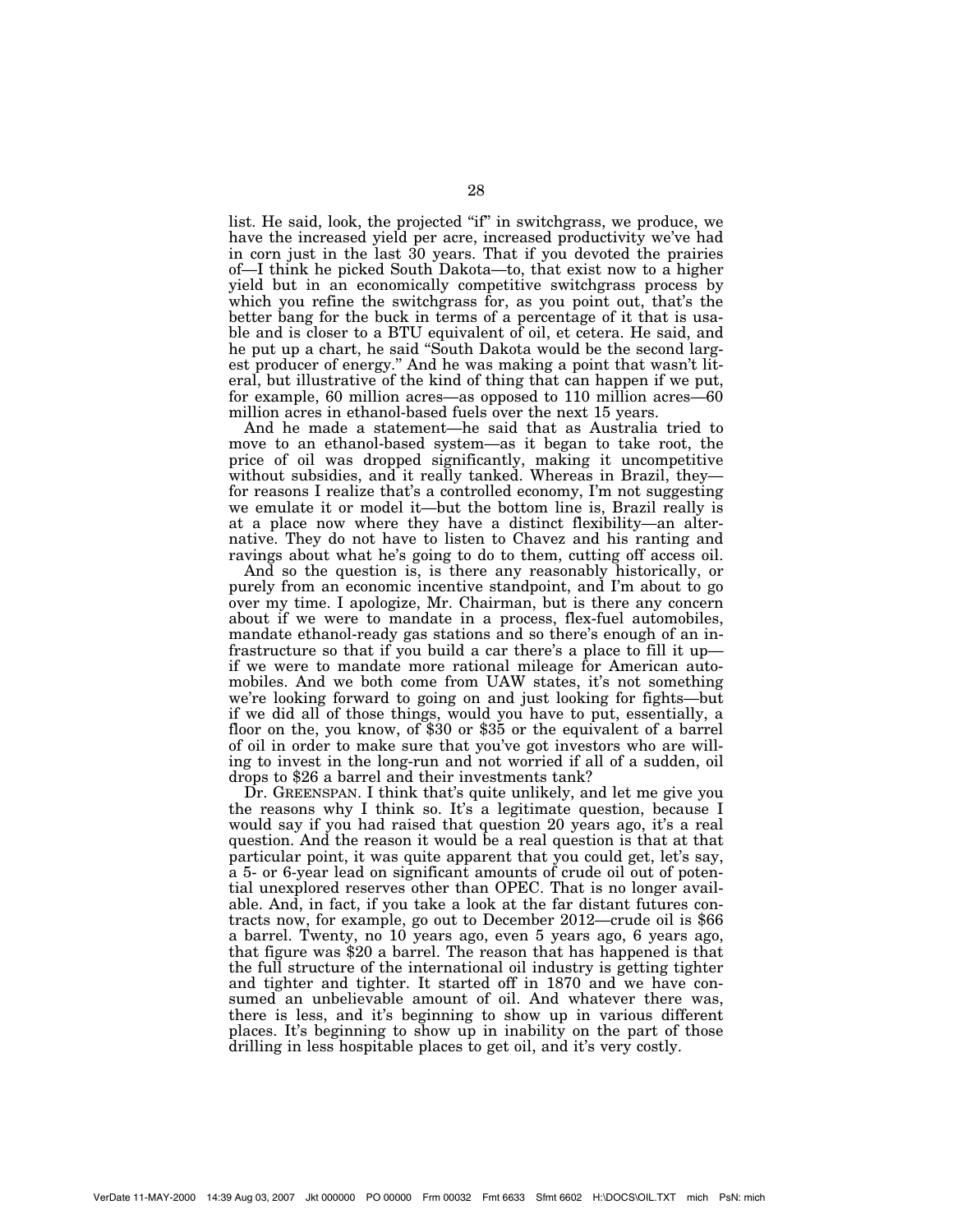list. He said, look, the projected "if" in switchgrass, we produce, we have the increased yield per acre, increased productivity we've had in corn just in the last 30 years. That if you devoted the prairies of—I think he picked South Dakota—to, that exist now to a higher yield but in an economically competitive switchgrass process by which you refine the switchgrass for, as you point out, that's the better bang for the buck in terms of a percentage of it that is usable and is closer to a BTU equivalent of oil, et cetera. He said, and he put up a chart, he said "South Dakota would be the second largest producer of energy." And he was making a point that wasn't literal, but illustrative of the kind of thing that can happen if we put, for example, 60 million acres—as opposed to 110 million acres—60 million acres in ethanol-based fuels over the next 15 years.

And he made a statement—he said that as Australia tried to move to an ethanol-based system—as it began to take root, the price of oil was dropped significantly, making it uncompetitive without subsidies, and it really tanked. Whereas in Brazil, they—for reasons I realize that's a controlled economy, I'm not suggesting we emulate it or model it—but the bottom line is, Brazil really is at a place now where they have a distinct flexibility—an alternative. They do not have to listen to Chavez and his ranting and ravings about what he's going to do to them, cutting off access oil.

And so the question is, is there any reasonably historically, or purely from an economic incentive standpoint, and I'm about to go over my time. I apologize, Mr. Chairman, but is there any concern about if we were to mandate in a process, flex-fuel automobiles, mandate ethanol-ready gas stations and so there's enough of an infrastructure so that if you build a car there's a place to fill it up—if we were to mandate more rational mileage for American automobiles. And we both come from UAW states, it's not something we're looking forward to going on and just looking for fights—but if we did all of those things, would you have to put, essentially, a floor on the, you know, of $30 or $35 or the equivalent of a barrel of oil in order to make sure that you've got investors who are willing to invest in the long-run and not worried if all of a sudden, oil drops to $26 a barrel and their investments tank?

Dr. GREENSPAN. I think that's quite unlikely, and let me give you the reasons why I think so. It's a legitimate question, because I would say if you had raised that question 20 years ago, it's a real question. And the reason it would be a real question is that at that particular point, it was quite apparent that you could get, let's say, a 5- or 6-year lead on significant amounts of crude oil out of potential unexplored reserves other than OPEC. That is no longer available. And, in fact, if you take a look at the far distant futures contracts now, for example, go out to December 2012—crude oil is $66 a barrel. Twenty, no 10 years ago, even 5 years ago, 6 years ago, that figure was $20 a barrel. The reason that has happened is that the full structure of the international oil industry is getting tighter and tighter and tighter. It started off in 1870 and we have consumed an unbelievable amount of oil. And whatever there was, there is less, and it's beginning to show up in various different places. It's beginning to show up in inability on the part of those drilling in less hospitable places to get oil, and it's very costly.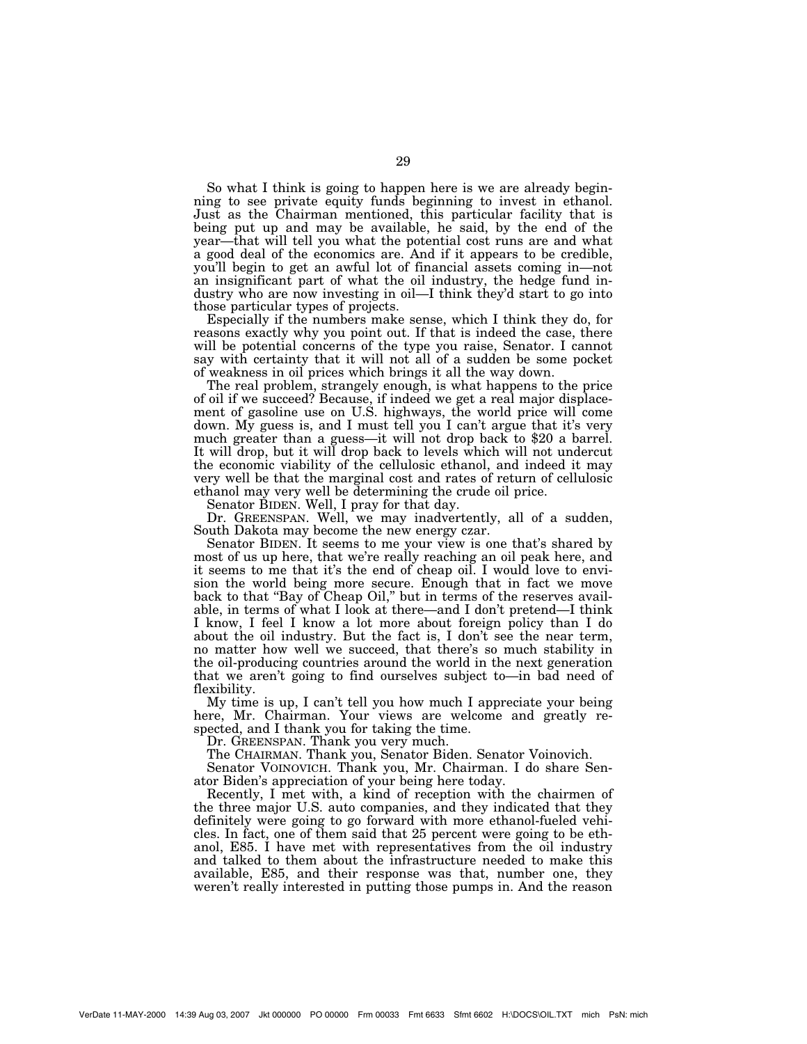So what I think is going to happen here is we are already beginning to see private equity funds beginning to invest in ethanol. Just as the Chairman mentioned, this particular facility that is being put up and may be available, he said, by the end of the year—that will tell you what the potential cost runs are and what a good deal of the economics are. And if it appears to be credible, you'll begin to get an awful lot of financial assets coming in—not an insignificant part of what the oil industry, the hedge fund industry who are now investing in oil—I think they'd start to go into those particular types of projects.

Especially if the numbers make sense, which I think they do, for reasons exactly why you point out. If that is indeed the case, there will be potential concerns of the type you raise, Senator. I cannot say with certainty that it will not all of a sudden be some pocket of weakness in oil prices which brings it all the way down.

The real problem, strangely enough, is what happens to the price of oil if we succeed? Because, if indeed we get a real major displacement of gasoline use on U.S. highways, the world price will come down. My guess is, and I must tell you I can't argue that it's very much greater than a guess—it will not drop back to $20 a barrel. It will drop, but it will drop back to levels which will not undercut the economic viability of the cellulosic ethanol, and indeed it may very well be that the marginal cost and rates of return of cellulosic ethanol may very well be determining the crude oil price.

Senator BIDEN. Well, I pray for that day.

Dr. GREENSPAN. Well, we may inadvertently, all of a sudden, South Dakota may become the new energy czar.

Senator BIDEN. It seems to me your view is one that's shared by most of us up here, that we're really reaching an oil peak here, and it seems to me that it's the end of cheap oil. I would love to envision the world being more secure. Enough that in fact we move back to that "Bay of Cheap Oil," but in terms of the reserves available, in terms of what I look at there—and I don't pretend—I think I know, I feel I know a lot more about foreign policy than I do about the oil industry. But the fact is, I don't see the near term, no matter how well we succeed, that there's so much stability in the oil-producing countries around the world in the next generation that we aren't going to find ourselves subject to—in bad need of flexibility.

My time is up, I can't tell you how much I appreciate your being here, Mr. Chairman. Your views are welcome and greatly respected, and I thank you for taking the time.

Dr. GREENSPAN. Thank you very much.

The CHAIRMAN. Thank you, Senator Biden. Senator Voinovich.

Senator VOINOVICH. Thank you, Mr. Chairman. I do share Senator Biden's appreciation of your being here today.

Recently, I met with, a kind of reception with the chairmen of the three major U.S. auto companies, and they indicated that they definitely were going to go forward with more ethanol-fueled vehicles. In fact, one of them said that 25 percent were going to be ethanol, E85. I have met with representatives from the oil industry and talked to them about the infrastructure needed to make this available, E85, and their response was that, number one, they weren't really interested in putting those pumps in. And the reason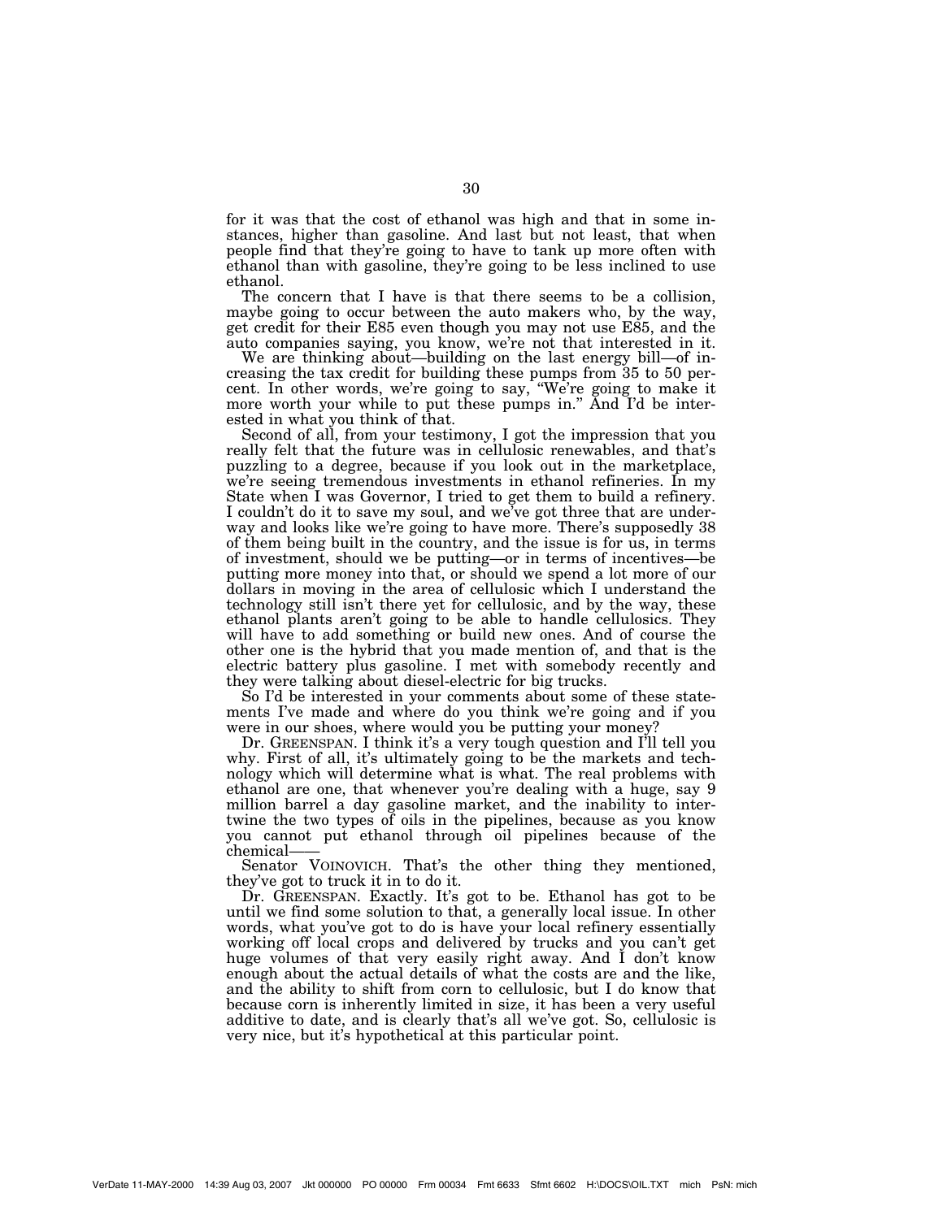for it was that the cost of ethanol was high and that in some instances, higher than gasoline. And last but not least, that when people find that they're going to have to tank up more often with ethanol than with gasoline, they're going to be less inclined to use ethanol.

The concern that I have is that there seems to be a collision, maybe going to occur between the auto makers who, by the way, get credit for their E85 even though you may not use E85, and the auto companies saying, you know, we're not that interested in it.

We are thinking about—building on the last energy bill—of increasing the tax credit for building these pumps from 35 to 50 percent. In other words, we're going to say, "We're going to make it more worth your while to put these pumps in." And I'd be interested in what you think of that.

Second of all, from your testimony, I got the impression that you really felt that the future was in cellulosic renewables, and that's puzzling to a degree, because if you look out in the marketplace, we're seeing tremendous investments in ethanol refineries. In my State when I was Governor, I tried to get them to build a refinery. I couldn't do it to save my soul, and we've got three that are underway and looks like we're going to have more. There's supposedly 38 of them being built in the country, and the issue is for us, in terms of investment, should we be putting—or in terms of incentives—be putting more money into that, or should we spend a lot more of our dollars in moving in the area of cellulosic which I understand the technology still isn't there yet for cellulosic, and by the way, these ethanol plants aren't going to be able to handle cellulosics. They will have to add something or build new ones. And of course the other one is the hybrid that you made mention of, and that is the electric battery plus gasoline. I met with somebody recently and they were talking about diesel-electric for big trucks.

So I'd be interested in your comments about some of these statements I've made and where do you think we're going and if you were in our shoes, where would you be putting your money?

Dr. GREENSPAN. I think it's a very tough question and I'll tell you why. First of all, it's ultimately going to be the markets and technology which will determine what is what. The real problems with ethanol are one, that whenever you're dealing with a huge, say 9 million barrel a day gasoline market, and the inability to intertwine the two types of oils in the pipelines, because as you know you cannot put ethanol through oil pipelines because of the chemical——

Senator VOINOVICH. That's the other thing they mentioned, they've got to truck it in to do it.

Dr. GREENSPAN. Exactly. It's got to be. Ethanol has got to be until we find some solution to that, a generally local issue. In other words, what you've got to do is have your local refinery essentially working off local crops and delivered by trucks and you can't get huge volumes of that very easily right away. And I don't know enough about the actual details of what the costs are and the like, and the ability to shift from corn to cellulosic, but I do know that because corn is inherently limited in size, it has been a very useful additive to date, and is clearly that's all we've got. So, cellulosic is very nice, but it's hypothetical at this particular point.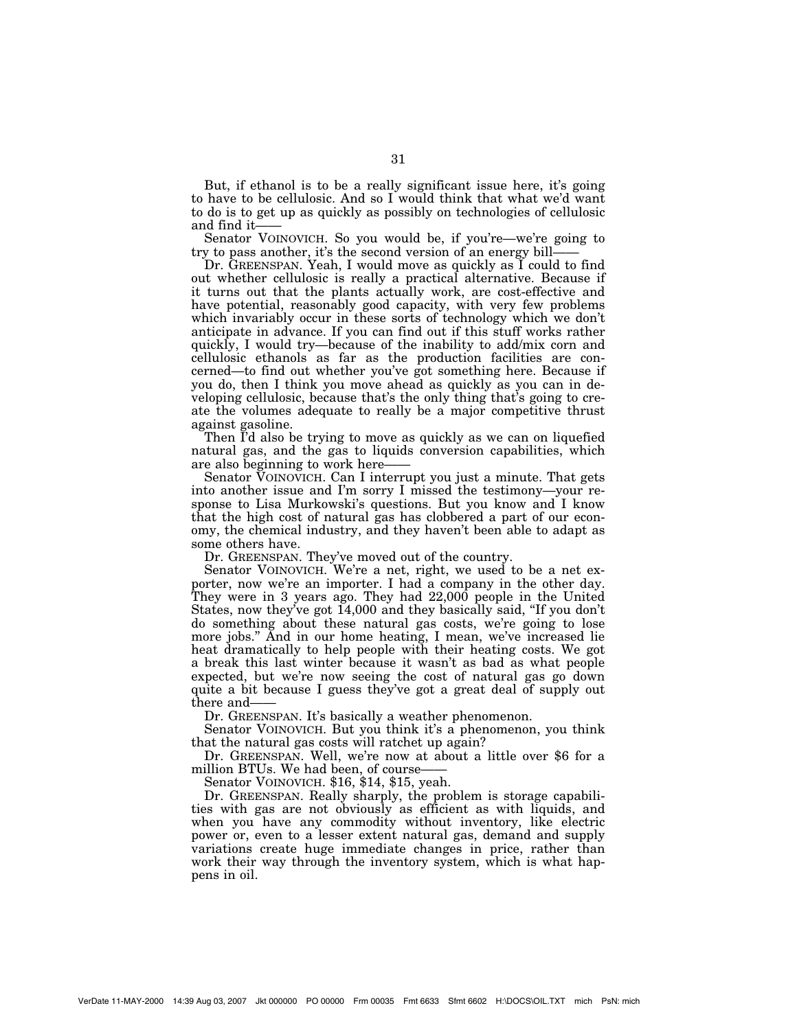But, if ethanol is to be a really significant issue here, it's going to have to be cellulosic. And so I would think that what we'd want to do is to get up as quickly as possibly on technologies of cellulosic and find it——

Senator VOINOVICH. So you would be, if you're—we're going to try to pass another, it's the second version of an energy bill——

Dr. GREENSPAN. Yeah, I would move as quickly as I could to find out whether cellulosic is really a practical alternative. Because if it turns out that the plants actually work, are cost-effective and have potential, reasonably good capacity, with very few problems which invariably occur in these sorts of technology which we don't anticipate in advance. If you can find out if this stuff works rather quickly, I would try—because of the inability to add/mix corn and cellulosic ethanols as far as the production facilities are concerned—to find out whether you've got something here. Because if you do, then I think you move ahead as quickly as you can in developing cellulosic, because that's the only thing that's going to create the volumes adequate to really be a major competitive thrust against gasoline.

Then I'd also be trying to move as quickly as we can on liquefied natural gas, and the gas to liquids conversion capabilities, which are also beginning to work here——

Senator VOINOVICH. Can I interrupt you just a minute. That gets into another issue and I'm sorry I missed the testimony—your response to Lisa Murkowski's questions. But you know and I know that the high cost of natural gas has clobbered a part of our economy, the chemical industry, and they haven't been able to adapt as some others have.

Dr. GREENSPAN. They've moved out of the country.

Senator VOINOVICH. We're a net, right, we used to be a net exporter, now we're an importer. I had a company in the other day. They were in 3 years ago. They had 22,000 people in the United States, now they've got 14,000 and they basically said, "If you don't do something about these natural gas costs, we're going to lose more jobs." And in our home heating, I mean, we've increased lie heat dramatically to help people with their heating costs. We got a break this last winter because it wasn't as bad as what people expected, but we're now seeing the cost of natural gas go down quite a bit because I guess they've got a great deal of supply out there and——

Dr. GREENSPAN. It's basically a weather phenomenon.

Senator VOINOVICH. But you think it's a phenomenon, you think that the natural gas costs will ratchet up again?

Dr. GREENSPAN. Well, we're now at about a little over $6 for a million BTUs. We had been, of course——

Senator VOINOVICH. $16, $14, $15, yeah.

Dr. GREENSPAN. Really sharply, the problem is storage capabilities with gas are not obviously as efficient as with liquids, and when you have any commodity without inventory, like electric power or, even to a lesser extent natural gas, demand and supply variations create huge immediate changes in price, rather than work their way through the inventory system, which is what happens in oil.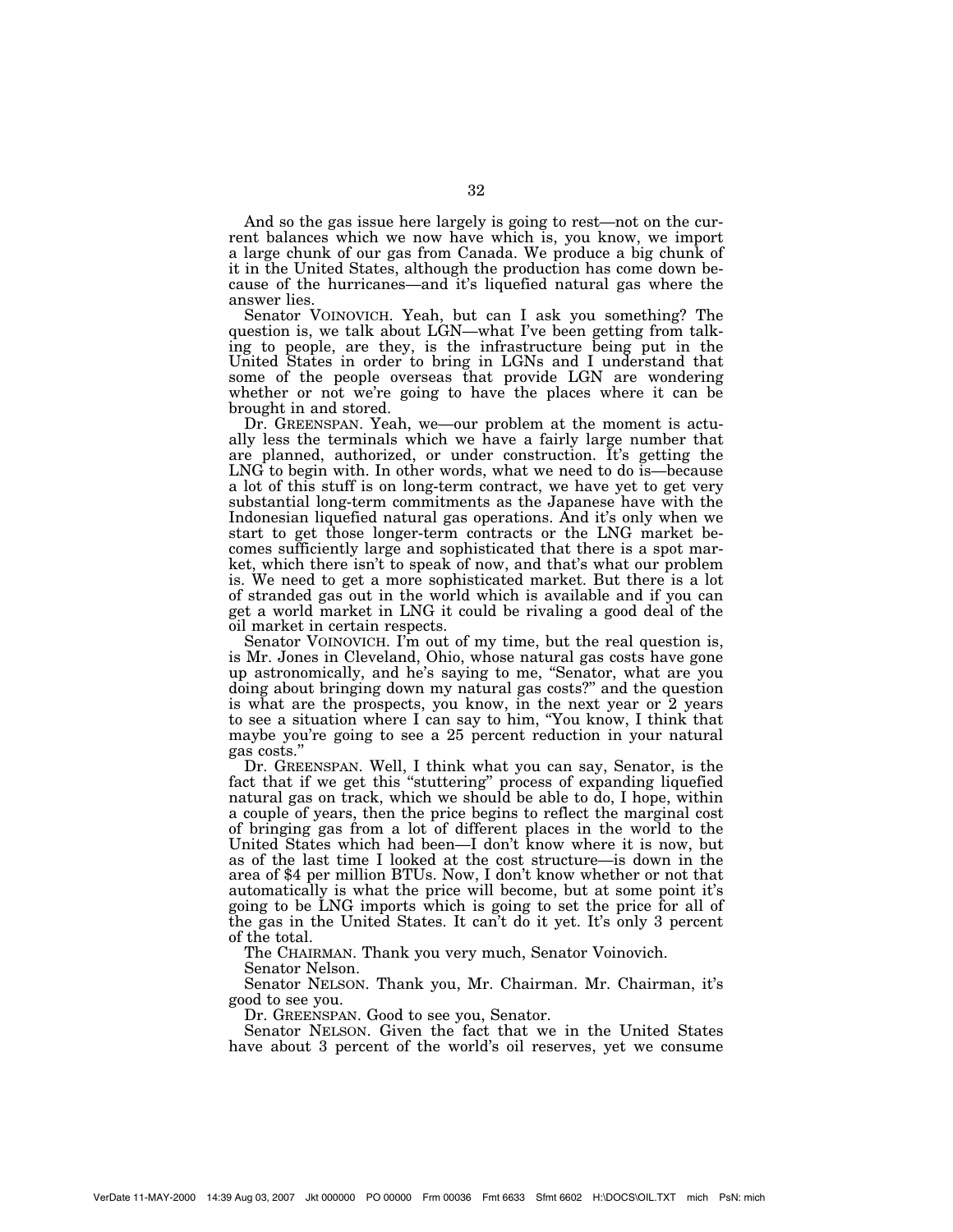And so the gas issue here largely is going to rest—not on the current balances which we now have which is, you know, we import a large chunk of our gas from Canada. We produce a big chunk of it in the United States, although the production has come down because of the hurricanes—and it's liquefied natural gas where the answer lies.

Senator VOINOVICH. Yeah, but can I ask you something? The question is, we talk about LGN—what I've been getting from talking to people, are they, is the infrastructure being put in the United States in order to bring in LGNs and I understand that some of the people overseas that provide LGN are wondering whether or not we're going to have the places where it can be brought in and stored.

Dr. GREENSPAN. Yeah, we—our problem at the moment is actually less the terminals which we have a fairly large number that are planned, authorized, or under construction. It's getting the LNG to begin with. In other words, what we need to do is—because a lot of this stuff is on long-term contract, we have yet to get very substantial long-term commitments as the Japanese have with the Indonesian liquefied natural gas operations. And it's only when we start to get those longer-term contracts or the LNG market becomes sufficiently large and sophisticated that there is a spot market, which there isn't to speak of now, and that's what our problem is. We need to get a more sophisticated market. But there is a lot of stranded gas out in the world which is available and if you can get a world market in LNG it could be rivaling a good deal of the oil market in certain respects.

Senator VOINOVICH. I'm out of my time, but the real question is, is Mr. Jones in Cleveland, Ohio, whose natural gas costs have gone up astronomically, and he's saying to me, "Senator, what are you doing about bringing down my natural gas costs?" and the question is what are the prospects, you know, in the next year or 2 years to see a situation where I can say to him, "You know, I think that maybe you're going to see a 25 percent reduction in your natural gas costs."

Dr. GREENSPAN. Well, I think what you can say, Senator, is the fact that if we get this "stuttering" process of expanding liquefied natural gas on track, which we should be able to do, I hope, within a couple of years, then the price begins to reflect the marginal cost of bringing gas from a lot of different places in the world to the United States which had been—I don't know where it is now, but as of the last time I looked at the cost structure—is down in the area of $4 per million BTUs. Now, I don't know whether or not that automatically is what the price will become, but at some point it's going to be LNG imports which is going to set the price for all of the gas in the United States. It can't do it yet. It's only 3 percent of the total.

The CHAIRMAN. Thank you very much, Senator Voinovich.

Senator Nelson.

Senator NELSON. Thank you, Mr. Chairman. Mr. Chairman, it's good to see you.

Dr. GREENSPAN. Good to see you, Senator.

Senator NELSON. Given the fact that we in the United States have about 3 percent of the world's oil reserves, yet we consume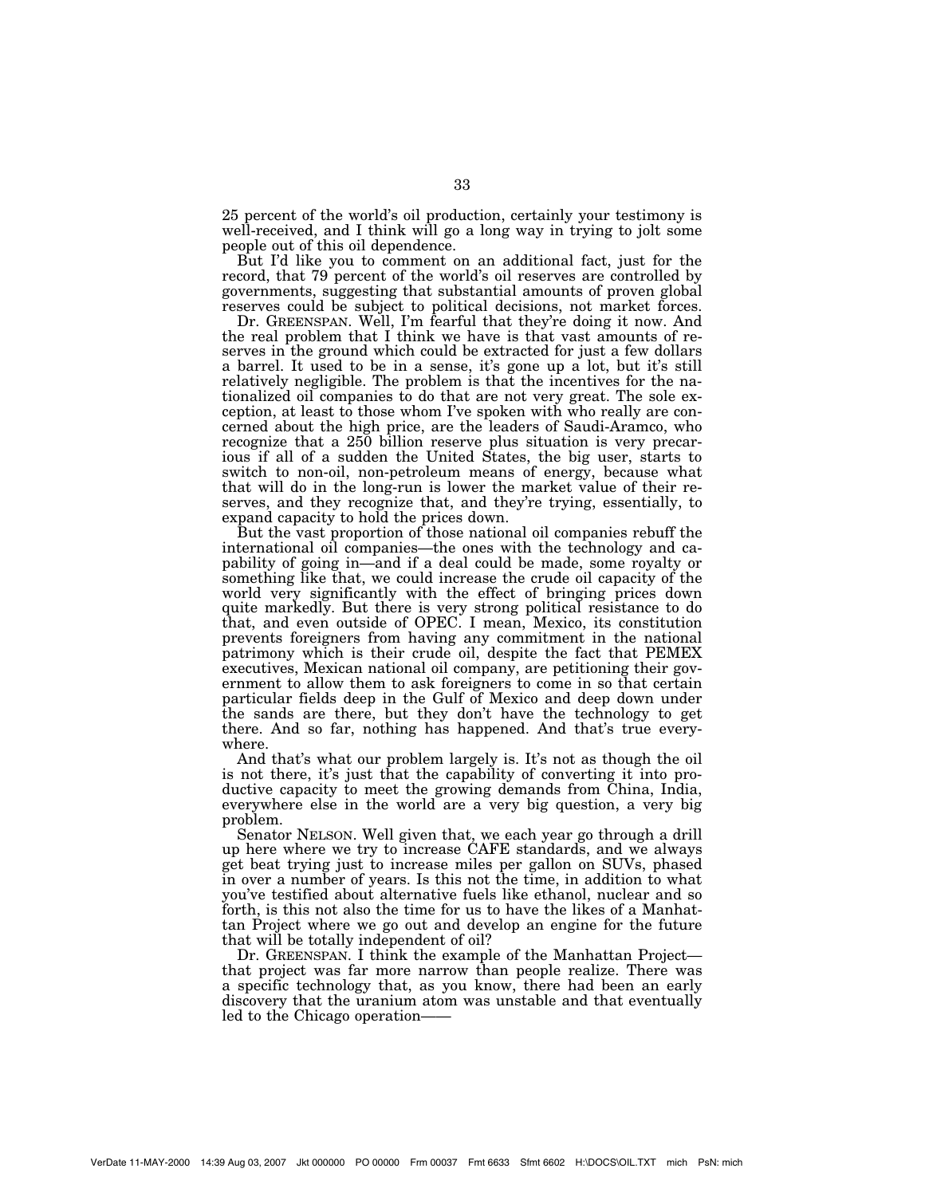25 percent of the world's oil production, certainly your testimony is well-received, and I think will go a long way in trying to jolt some people out of this oil dependence.

But I'd like you to comment on an additional fact, just for the record, that 79 percent of the world's oil reserves are controlled by governments, suggesting that substantial amounts of proven global reserves could be subject to political decisions, not market forces.

Dr. GREENSPAN. Well, I'm fearful that they're doing it now. And the real problem that I think we have is that vast amounts of reserves in the ground which could be extracted for just a few dollars a barrel. It used to be in a sense, it's gone up a lot, but it's still relatively negligible. The problem is that the incentives for the nationalized oil companies to do that are not very great. The sole exception, at least to those whom I've spoken with who really are concerned about the high price, are the leaders of Saudi-Aramco, who recognize that a 250 billion reserve plus situation is very precarious if all of a sudden the United States, the big user, starts to switch to non-oil, non-petroleum means of energy, because what that will do in the long-run is lower the market value of their reserves, and they recognize that, and they're trying, essentially, to expand capacity to hold the prices down.

But the vast proportion of those national oil companies rebuff the international oil companies—the ones with the technology and capability of going in—and if a deal could be made, some royalty or something like that, we could increase the crude oil capacity of the world very significantly with the effect of bringing prices down quite markedly. But there is very strong political resistance to do that, and even outside of OPEC. I mean, Mexico, its constitution prevents foreigners from having any commitment in the national patrimony which is their crude oil, despite the fact that PEMEX executives, Mexican national oil company, are petitioning their government to allow them to ask foreigners to come in so that certain particular fields deep in the Gulf of Mexico and deep down under the sands are there, but they don't have the technology to get there. And so far, nothing has happened. And that's true everywhere.

And that's what our problem largely is. It's not as though the oil is not there, it's just that the capability of converting it into productive capacity to meet the growing demands from China, India, everywhere else in the world are a very big question, a very big problem.

Senator NELSON. Well given that, we each year go through a drill up here where we try to increase CAFE standards, and we always get beat trying just to increase miles per gallon on SUVs, phased in over a number of years. Is this not the time, in addition to what you've testified about alternative fuels like ethanol, nuclear and so forth, is this not also the time for us to have the likes of a Manhattan Project where we go out and develop an engine for the future that will be totally independent of oil?

Dr. GREENSPAN. I think the example of the Manhattan Project—that project was far more narrow than people realize. There was a specific technology that, as you know, there had been an early discovery that the uranium atom was unstable and that eventually led to the Chicago operation——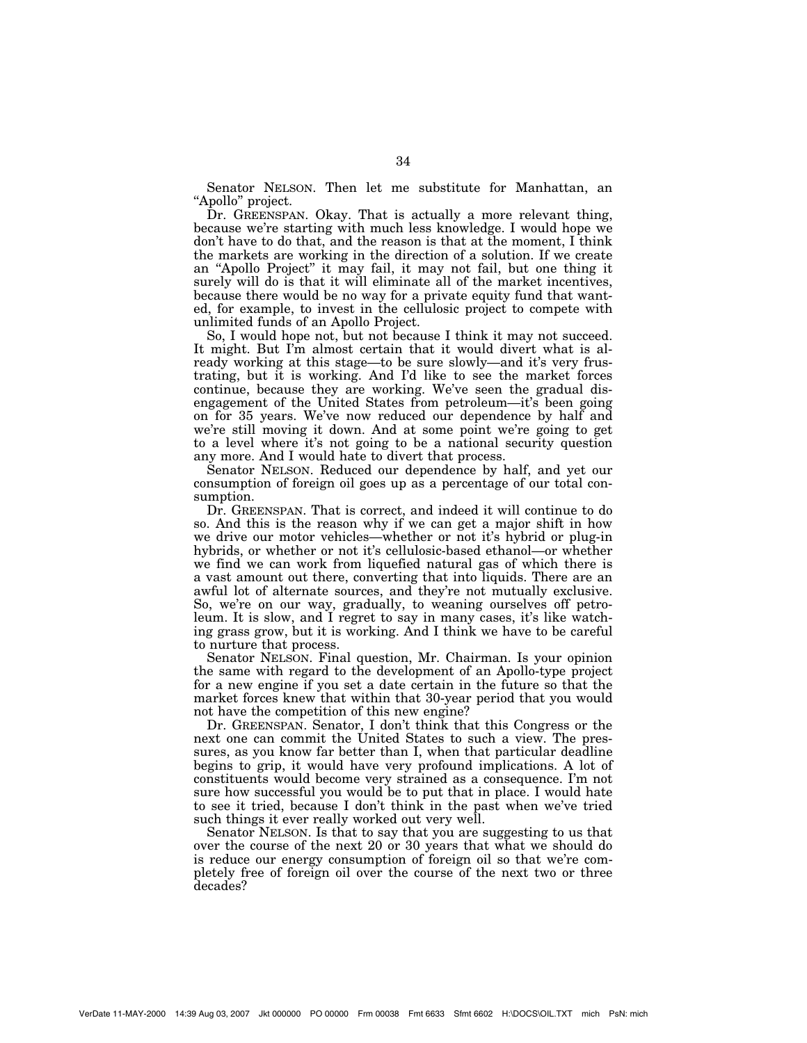Senator NELSON. Then let me substitute for Manhattan, an "Apollo" project.

Dr. GREENSPAN. Okay. That is actually a more relevant thing, because we're starting with much less knowledge. I would hope we don't have to do that, and the reason is that at the moment, I think the markets are working in the direction of a solution. If we create an "Apollo Project" it may fail, it may not fail, but one thing it surely will do is that it will eliminate all of the market incentives, because there would be no way for a private equity fund that wanted, for example, to invest in the cellulosic project to compete with unlimited funds of an Apollo Project.

So, I would hope not, but not because I think it may not succeed. It might. But I'm almost certain that it would divert what is already working at this stage—to be sure slowly—and it's very frustrating, but it is working. And I'd like to see the market forces continue, because they are working. We've seen the gradual disengagement of the United States from petroleum—it's been going on for 35 years. We've now reduced our dependence by half and we're still moving it down. And at some point we're going to get to a level where it's not going to be a national security question any more. And I would hate to divert that process.

Senator NELSON. Reduced our dependence by half, and yet our consumption of foreign oil goes up as a percentage of our total consumption.

Dr. GREENSPAN. That is correct, and indeed it will continue to do so. And this is the reason why if we can get a major shift in how we drive our motor vehicles—whether or not it's hybrid or plug-in hybrids, or whether or not it's cellulosic-based ethanol—or whether we find we can work from liquefied natural gas of which there is a vast amount out there, converting that into liquids. There are an awful lot of alternate sources, and they're not mutually exclusive. So, we're on our way, gradually, to weaning ourselves off petroleum. It is slow, and I regret to say in many cases, it's like watching grass grow, but it is working. And I think we have to be careful to nurture that process.

Senator NELSON. Final question, Mr. Chairman. Is your opinion the same with regard to the development of an Apollo-type project for a new engine if you set a date certain in the future so that the market forces knew that within that 30-year period that you would not have the competition of this new engine?

Dr. GREENSPAN. Senator, I don't think that this Congress or the next one can commit the United States to such a view. The pressures, as you know far better than I, when that particular deadline begins to grip, it would have very profound implications. A lot of constituents would become very strained as a consequence. I'm not sure how successful you would be to put that in place. I would hate to see it tried, because I don't think in the past when we've tried such things it ever really worked out very well.

Senator NELSON. Is that to say that you are suggesting to us that over the course of the next 20 or 30 years that what we should do is reduce our energy consumption of foreign oil so that we're completely free of foreign oil over the course of the next two or three decades?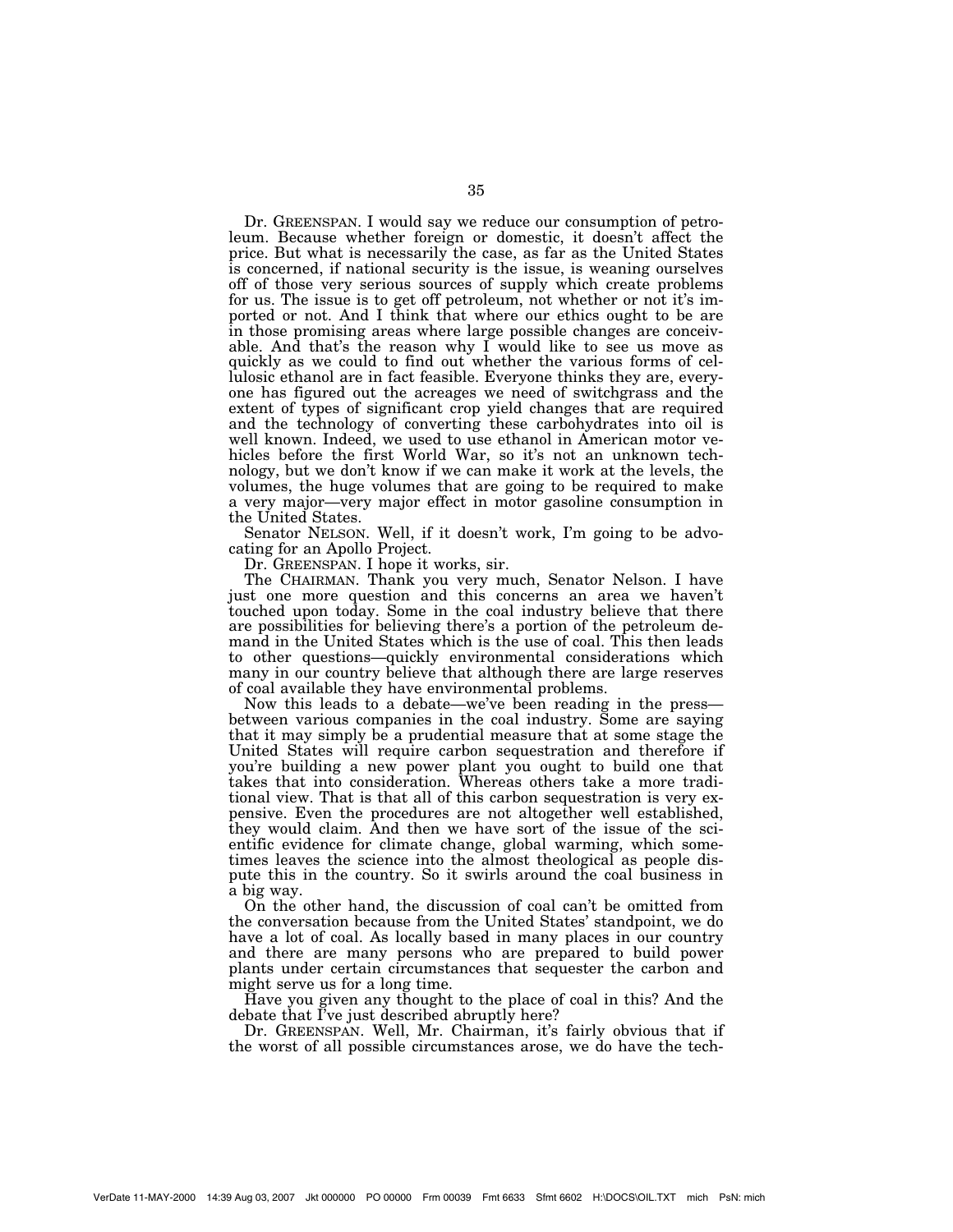Dr. GREENSPAN. I would say we reduce our consumption of petroleum. Because whether foreign or domestic, it doesn't affect the price. But what is necessarily the case, as far as the United States is concerned, if national security is the issue, is weaning ourselves off of those very serious sources of supply which create problems for us. The issue is to get off petroleum, not whether or not it's imported or not. And I think that where our ethics ought to be are in those promising areas where large possible changes are conceivable. And that's the reason why I would like to see us move as quickly as we could to find out whether the various forms of cellulosic ethanol are in fact feasible. Everyone thinks they are, everyone has figured out the acreages we need of switchgrass and the extent of types of significant crop yield changes that are required and the technology of converting these carbohydrates into oil is well known. Indeed, we used to use ethanol in American motor vehicles before the first World War, so it's not an unknown technology, but we don't know if we can make it work at the levels, the volumes, the huge volumes that are going to be required to make a very major—very major effect in motor gasoline consumption in the United States.

Senator NELSON. Well, if it doesn't work, I'm going to be advocating for an Apollo Project.

Dr. GREENSPAN. I hope it works, sir.

The CHAIRMAN. Thank you very much, Senator Nelson. I have just one more question and this concerns an area we haven't touched upon today. Some in the coal industry believe that there are possibilities for believing there's a portion of the petroleum demand in the United States which is the use of coal. This then leads to other questions—quickly environmental considerations which many in our country believe that although there are large reserves of coal available they have environmental problems.

Now this leads to a debate—we've been reading in the press—between various companies in the coal industry. Some are saying that it may simply be a prudential measure that at some stage the United States will require carbon sequestration and therefore if you're building a new power plant you ought to build one that takes that into consideration. Whereas others take a more traditional view. That is that all of this carbon sequestration is very expensive. Even the procedures are not altogether well established, they would claim. And then we have sort of the issue of the scientific evidence for climate change, global warming, which sometimes leaves the science into the almost theological as people dispute this in the country. So it swirls around the coal business in a big way.

On the other hand, the discussion of coal can't be omitted from the conversation because from the United States' standpoint, we do have a lot of coal. As locally based in many places in our country and there are many persons who are prepared to build power plants under certain circumstances that sequester the carbon and might serve us for a long time.

Have you given any thought to the place of coal in this? And the debate that I've just described abruptly here?

Dr. GREENSPAN. Well, Mr. Chairman, it's fairly obvious that if the worst of all possible circumstances arose, we do have the tech-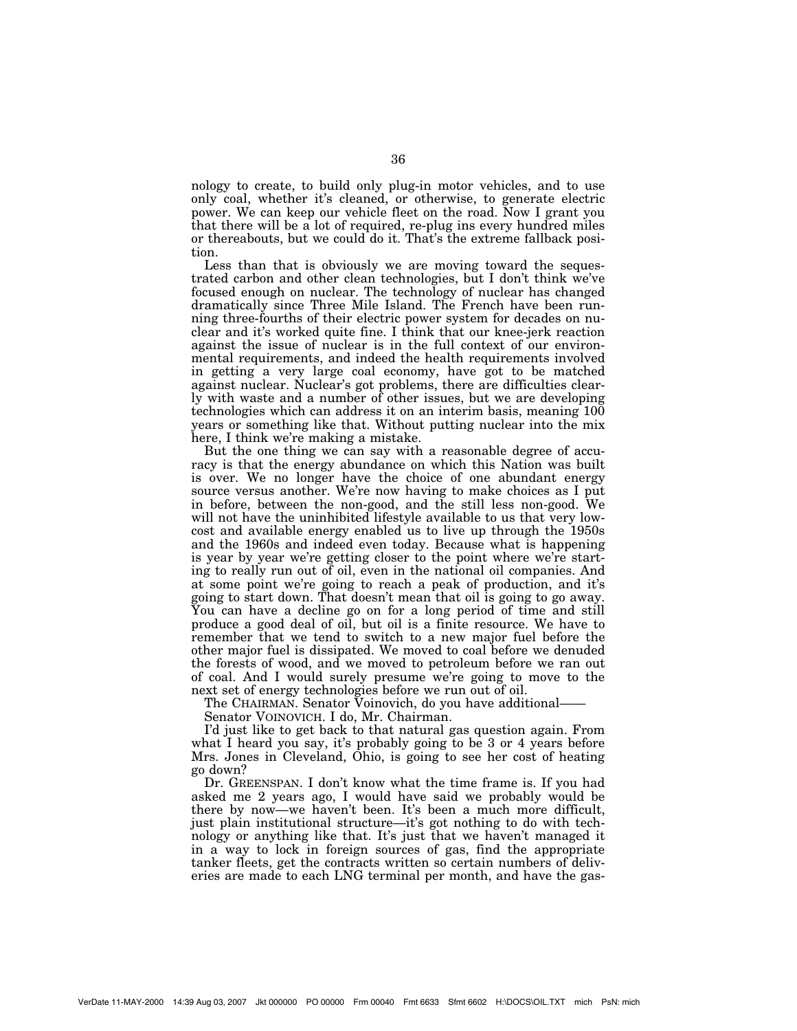nology to create, to build only plug-in motor vehicles, and to use only coal, whether it's cleaned, or otherwise, to generate electric power. We can keep our vehicle fleet on the road. Now I grant you that there will be a lot of required, re-plug ins every hundred miles or thereabouts, but we could do it. That's the extreme fallback position.

Less than that is obviously we are moving toward the sequestrated carbon and other clean technologies, but I don't think we've focused enough on nuclear. The technology of nuclear has changed dramatically since Three Mile Island. The French have been running three-fourths of their electric power system for decades on nuclear and it's worked quite fine. I think that our knee-jerk reaction against the issue of nuclear is in the full context of our environmental requirements, and indeed the health requirements involved in getting a very large coal economy, have got to be matched against nuclear. Nuclear's got problems, there are difficulties clearly with waste and a number of other issues, but we are developing technologies which can address it on an interim basis, meaning 100 years or something like that. Without putting nuclear into the mix here, I think we're making a mistake.

But the one thing we can say with a reasonable degree of accuracy is that the energy abundance on which this Nation was built is over. We no longer have the choice of one abundant energy source versus another. We're now having to make choices as I put in before, between the non-good, and the still less non-good. We will not have the uninhibited lifestyle available to us that very low-cost and available energy enabled us to live up through the 1950s and the 1960s and indeed even today. Because what is happening is year by year we're getting closer to the point where we're starting to really run out of oil, even in the national oil companies. And at some point we're going to reach a peak of production, and it's going to start down. That doesn't mean that oil is going to go away. You can have a decline go on for a long period of time and still produce a good deal of oil, but oil is a finite resource. We have to remember that we tend to switch to a new major fuel before the other major fuel is dissipated. We moved to coal before we denuded the forests of wood, and we moved to petroleum before we ran out of coal. And I would surely presume we're going to move to the next set of energy technologies before we run out of oil.

The CHAIRMAN. Senator Voinovich, do you have additional——

Senator VOINOVICH. I do, Mr. Chairman.

I'd just like to get back to that natural gas question again. From what I heard you say, it's probably going to be 3 or 4 years before Mrs. Jones in Cleveland, Ohio, is going to see her cost of heating go down?

Dr. GREENSPAN. I don't know what the time frame is. If you had asked me 2 years ago, I would have said we probably would be there by now—we haven't been. It's been a much more difficult, just plain institutional structure—it's got nothing to do with technology or anything like that. It's just that we haven't managed it in a way to lock in foreign sources of gas, find the appropriate tanker fleets, get the contracts written so certain numbers of deliveries are made to each LNG terminal per month, and have the gas-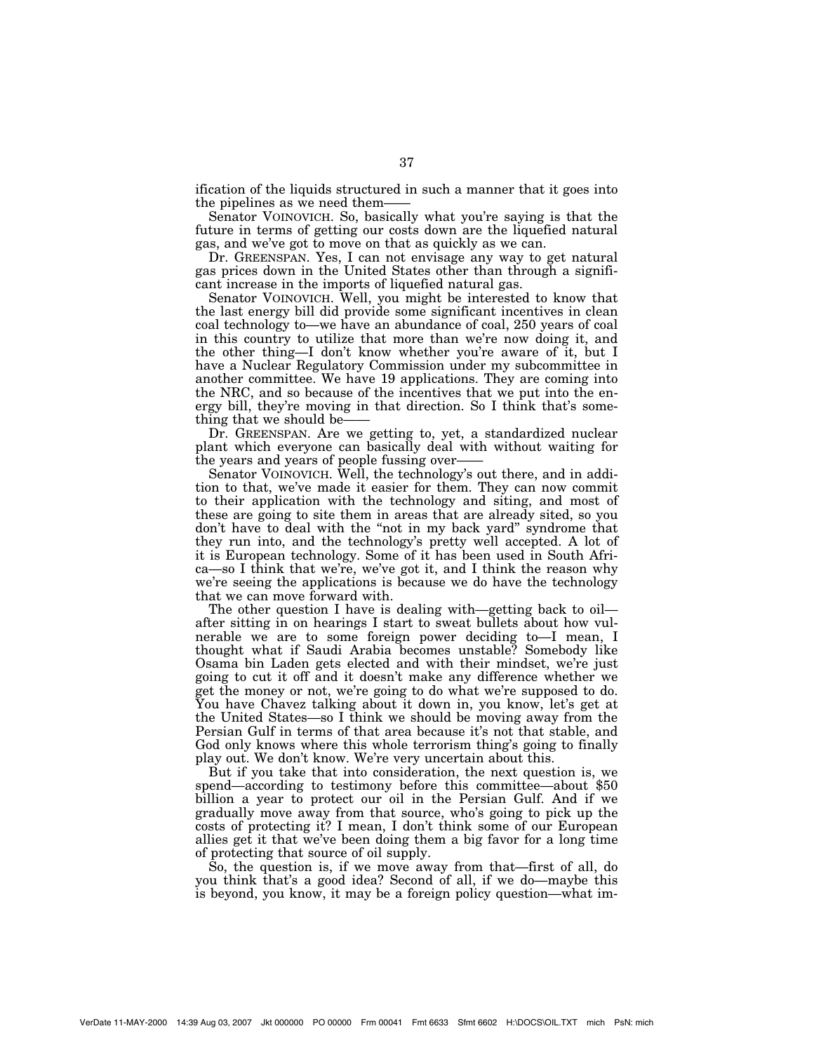ification of the liquids structured in such a manner that it goes into the pipelines as we need them——

Senator VOINOVICH. So, basically what you're saying is that the future in terms of getting our costs down are the liquefied natural gas, and we've got to move on that as quickly as we can.

Dr. GREENSPAN. Yes, I can not envisage any way to get natural gas prices down in the United States other than through a significant increase in the imports of liquefied natural gas.

Senator VOINOVICH. Well, you might be interested to know that the last energy bill did provide some significant incentives in clean coal technology to—we have an abundance of coal, 250 years of coal in this country to utilize that more than we're now doing it, and the other thing—I don't know whether you're aware of it, but I have a Nuclear Regulatory Commission under my subcommittee in another committee. We have 19 applications. They are coming into the NRC, and so because of the incentives that we put into the energy bill, they're moving in that direction. So I think that's something that we should be——

Dr. GREENSPAN. Are we getting to, yet, a standardized nuclear plant which everyone can basically deal with without waiting for the years and years of people fussing over——

Senator VOINOVICH. Well, the technology's out there, and in addition to that, we've made it easier for them. They can now commit to their application with the technology and siting, and most of these are going to site them in areas that are already sited, so you don't have to deal with the "not in my back yard" syndrome that they run into, and the technology's pretty well accepted. A lot of it is European technology. Some of it has been used in South Africa—so I think that we're, we've got it, and I think the reason why we're seeing the applications is because we do have the technology that we can move forward with.

The other question I have is dealing with—getting back to oil—after sitting in on hearings I start to sweat bullets about how vulnerable we are to some foreign power deciding to—I mean, I thought what if Saudi Arabia becomes unstable? Somebody like Osama bin Laden gets elected and with their mindset, we're just going to cut it off and it doesn't make any difference whether we get the money or not, we're going to do what we're supposed to do. You have Chavez talking about it down in, you know, let's get at the United States—so I think we should be moving away from the Persian Gulf in terms of that area because it's not that stable, and God only knows where this whole terrorism thing's going to finally play out. We don't know. We're very uncertain about this.

But if you take that into consideration, the next question is, we spend—according to testimony before this committee—about $50 billion a year to protect our oil in the Persian Gulf. And if we gradually move away from that source, who's going to pick up the costs of protecting it? I mean, I don't think some of our European allies get it that we've been doing them a big favor for a long time of protecting that source of oil supply.

So, the question is, if we move away from that—first of all, do you think that's a good idea? Second of all, if we do—maybe this is beyond, you know, it may be a foreign policy question—what im-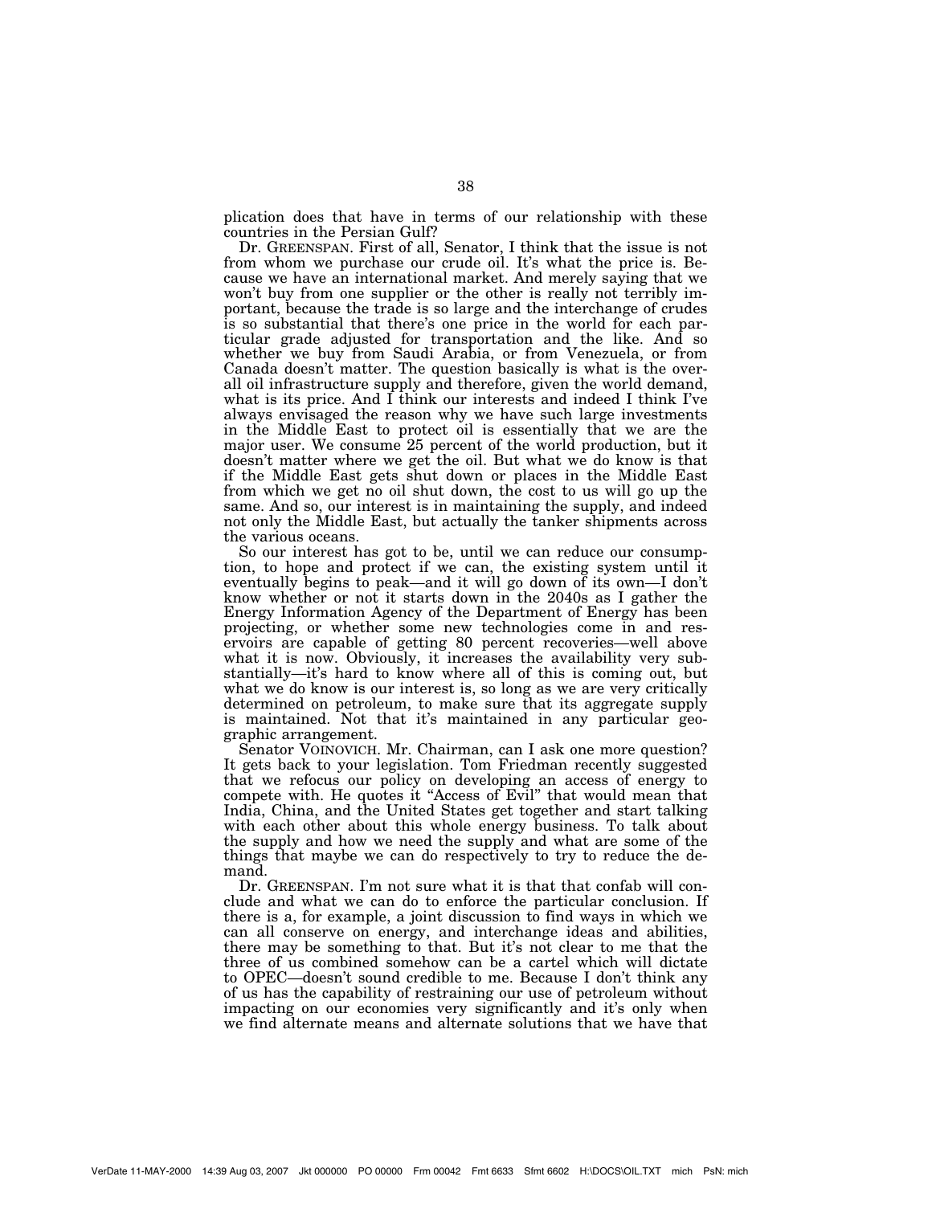plication does that have in terms of our relationship with these countries in the Persian Gulf?

Dr. GREENSPAN. First of all, Senator, I think that the issue is not from whom we purchase our crude oil. It's what the price is. Because we have an international market. And merely saying that we won't buy from one supplier or the other is really not terribly important, because the trade is so large and the interchange of crudes is so substantial that there's one price in the world for each particular grade adjusted for transportation and the like. And so whether we buy from Saudi Arabia, or from Venezuela, or from Canada doesn't matter. The question basically is what is the overall oil infrastructure supply and therefore, given the world demand, what is its price. And I think our interests and indeed I think I've always envisaged the reason why we have such large investments in the Middle East to protect oil is essentially that we are the major user. We consume 25 percent of the world production, but it doesn't matter where we get the oil. But what we do know is that if the Middle East gets shut down or places in the Middle East from which we get no oil shut down, the cost to us will go up the same. And so, our interest is in maintaining the supply, and indeed not only the Middle East, but actually the tanker shipments across the various oceans.

So our interest has got to be, until we can reduce our consumption, to hope and protect if we can, the existing system until it eventually begins to peak—and it will go down of its own—I don't know whether or not it starts down in the 2040s as I gather the Energy Information Agency of the Department of Energy has been projecting, or whether some new technologies come in and reservoirs are capable of getting 80 percent recoveries—well above what it is now. Obviously, it increases the availability very substantially—it's hard to know where all of this is coming out, but what we do know is our interest is, so long as we are very critically determined on petroleum, to make sure that its aggregate supply is maintained. Not that it's maintained in any particular geographic arrangement.

Senator VOINOVICH. Mr. Chairman, can I ask one more question? It gets back to your legislation. Tom Friedman recently suggested that we refocus our policy on developing an access of energy to compete with. He quotes it "Access of Evil" that would mean that India, China, and the United States get together and start talking with each other about this whole energy business. To talk about the supply and how we need the supply and what are some of the things that maybe we can do respectively to try to reduce the demand.

Dr. GREENSPAN. I'm not sure what it is that that confab will conclude and what we can do to enforce the particular conclusion. If there is a, for example, a joint discussion to find ways in which we can all conserve on energy, and interchange ideas and abilities, there may be something to that. But it's not clear to me that the three of us combined somehow can be a cartel which will dictate to OPEC—doesn't sound credible to me. Because I don't think any of us has the capability of restraining our use of petroleum without impacting on our economies very significantly and it's only when we find alternate means and alternate solutions that we have that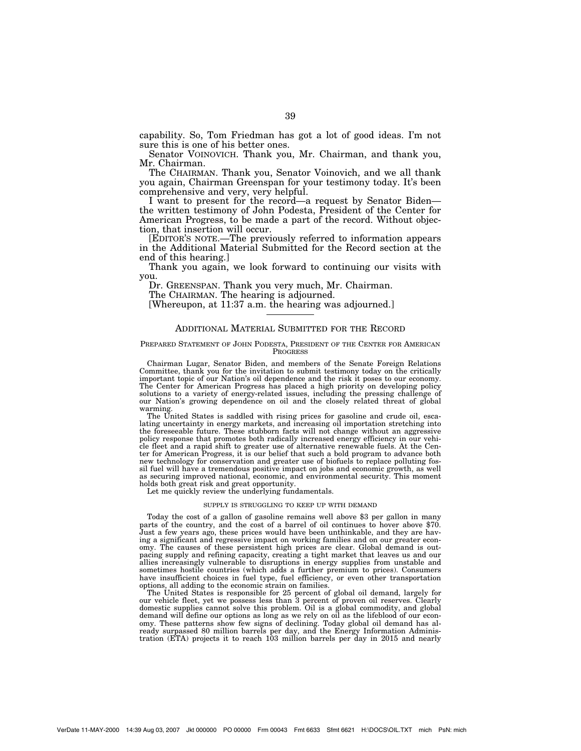capability. So, Tom Friedman has got a lot of good ideas. I'm not sure this is one of his better ones.

Senator VOINOVICH. Thank you, Mr. Chairman, and thank you, Mr. Chairman.

The CHAIRMAN. Thank you, Senator Voinovich, and we all thank you again, Chairman Greenspan for your testimony today. It's been comprehensive and very, very helpful.

I want to present for the record—a request by Senator Biden—the written testimony of John Podesta, President of the Center for American Progress, to be made a part of the record. Without objection, that insertion will occur.

[EDITOR'S NOTE.—The previously referred to information appears in the Additional Material Submitted for the Record section at the end of this hearing.]

Thank you again, we look forward to continuing our visits with you.

Dr. GREENSPAN. Thank you very much, Mr. Chairman.

The CHAIRMAN. The hearing is adjourned.

[Whereupon, at 11:37 a.m. the hearing was adjourned.]

---

## ADDITIONAL MATERIAL SUBMITTED FOR THE RECORD

### PREPARED STATEMENT OF JOHN PODESTA, PRESIDENT OF THE CENTER FOR AMERICAN PROGRESS

Chairman Lugar, Senator Biden, and members of the Senate Foreign Relations Committee, thank you for the invitation to submit testimony today on the critically important topic of our Nation's oil dependence and the risk it poses to our economy. The Center for American Progress has placed a high priority on developing policy solutions to a variety of energy-related issues, including the pressing challenge of our Nation's growing dependence on oil and the closely related threat of global warming.

The United States is saddled with rising prices for gasoline and crude oil, escalating uncertainty in energy markets, and increasing oil importation stretching into the foreseeable future. These stubborn facts will not change without an aggressive policy response that promotes both radically increased energy efficiency in our vehicle fleet and a rapid shift to greater use of alternative renewable fuels. At the Center for American Progress, it is our belief that such a bold program to advance both new technology for conservation and greater use of biofuels to replace polluting fossil fuel will have a tremendous positive impact on jobs and economic growth, as well as securing improved national, economic, and environmental security. This moment holds both great risk and great opportunity.

Let me quickly review the underlying fundamentals.

#### SUPPLY IS STRUGGLING TO KEEP UP WITH DEMAND

Today the cost of a gallon of gasoline remains well above $3 per gallon in many parts of the country, and the cost of a barrel of oil continues to hover above $70. Just a few years ago, these prices would have been unthinkable, and they are having a significant and regressive impact on working families and on our greater economy. The causes of these persistent high prices are clear. Global demand is outpacing supply and refining capacity, creating a tight market that leaves us and our allies increasingly vulnerable to disruptions in energy supplies from unstable and sometimes hostile countries (which adds a further premium to prices). Consumers have insufficient choices in fuel type, fuel efficiency, or even other transportation options, all adding to the economic strain on families.

The United States is responsible for 25 percent of global oil demand, largely for our vehicle fleet, yet we possess less than 3 percent of proven oil reserves. Clearly domestic supplies cannot solve this problem. Oil is a global commodity, and global demand will define our options as long as we rely on oil as the lifeblood of our economy. These patterns show few signs of declining. Today global oil demand has already surpassed 80 million barrels per day, and the Energy Information Administration (ETA) projects it to reach 103 million barrels per day in 2015 and nearly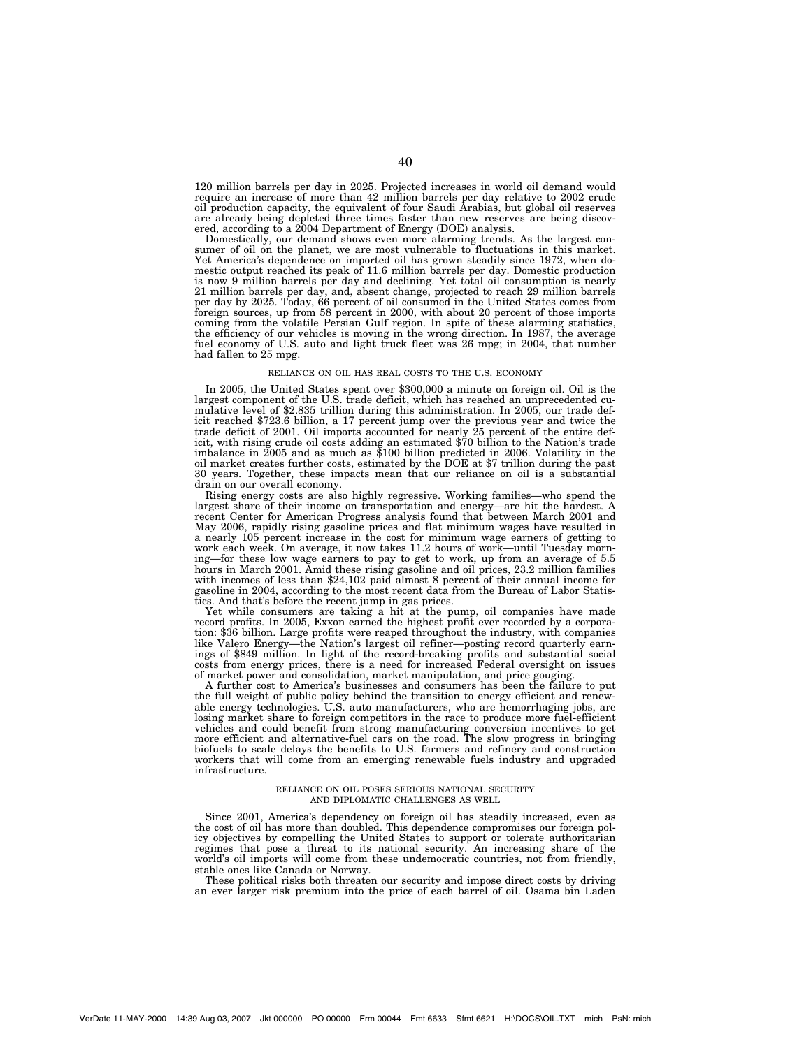120 million barrels per day in 2025. Projected increases in world oil demand would require an increase of more than 42 million barrels per day relative to 2002 crude oil production capacity, the equivalent of four Saudi Arabias, but global oil reserves are already being depleted three times faster than new reserves are being discovered, according to a 2004 Department of Energy (DOE) analysis.

Domestically, our demand shows even more alarming trends. As the largest consumer of oil on the planet, we are most vulnerable to fluctuations in this market. Yet America's dependence on imported oil has grown steadily since 1972, when domestic output reached its peak of 11.6 million barrels per day. Domestic production is now 9 million barrels per day and declining. Yet total oil consumption is nearly 21 million barrels per day, and, absent change, projected to reach 29 million barrels per day by 2025. Today, 66 percent of oil consumed in the United States comes from foreign sources, up from 58 percent in 2000, with about 20 percent of those imports coming from the volatile Persian Gulf region. In spite of these alarming statistics, the efficiency of our vehicles is moving in the wrong direction. In 1987, the average fuel economy of U.S. auto and light truck fleet was 26 mpg; in 2004, that number had fallen to 25 mpg.

## RELIANCE ON OIL HAS REAL COSTS TO THE U.S. ECONOMY

In 2005, the United States spent over $300,000 a minute on foreign oil. Oil is the largest component of the U.S. trade deficit, which has reached an unprecedented cumulative level of $2.835 trillion during this administration. In 2005, our trade deficit reached $723.6 billion, a 17 percent jump over the previous year and twice the trade deficit of 2001. Oil imports accounted for nearly 25 percent of the entire deficit, with rising crude oil costs adding an estimated $70 billion to the Nation's trade imbalance in 2005 and as much as $100 billion predicted in 2006. Volatility in the oil market creates further costs, estimated by the DOE at $7 trillion during the past 30 years. Together, these impacts mean that our reliance on oil is a substantial drain on our overall economy.

Rising energy costs are also highly regressive. Working families—who spend the largest share of their income on transportation and energy—are hit the hardest. A recent Center for American Progress analysis found that between March 2001 and May 2006, rapidly rising gasoline prices and flat minimum wages have resulted in a nearly 105 percent increase in the cost for minimum wage earners of getting to work each week. On average, it now takes 11.2 hours of work—until Tuesday morning—for these low wage earners to pay to get to work, up from an average of 5.5 hours in March 2001. Amid these rising gasoline and oil prices, 23.2 million families with incomes of less than $24,102 paid almost 8 percent of their annual income for gasoline in 2004, according to the most recent data from the Bureau of Labor Statistics. And that's before the recent jump in gas prices.

Yet while consumers are taking a hit at the pump, oil companies have made record profits. In 2005, Exxon earned the highest profit ever recorded by a corporation: $36 billion. Large profits were reaped throughout the industry, with companies like Valero Energy—the Nation's largest oil refiner—posting record quarterly earnings of $849 million. In light of the record-breaking profits and substantial social costs from energy prices, there is a need for increased Federal oversight on issues of market power and consolidation, market manipulation, and price gouging.

A further cost to America's businesses and consumers has been the failure to put the full weight of public policy behind the transition to energy efficient and renewable energy technologies. U.S. auto manufacturers, who are hemorrhaging jobs, are losing market share to foreign competitors in the race to produce more fuel-efficient vehicles and could benefit from strong manufacturing conversion incentives to get more efficient and alternative-fuel cars on the road. The slow progress in bringing biofuels to scale delays the benefits to U.S. farmers and refinery and construction workers that will come from an emerging renewable fuels industry and upgraded infrastructure.

## RELIANCE ON OIL POSES SERIOUS NATIONAL SECURITY AND DIPLOMATIC CHALLENGES AS WELL

Since 2001, America's dependency on foreign oil has steadily increased, even as the cost of oil has more than doubled. This dependence compromises our foreign policy objectives by compelling the United States to support or tolerate authoritarian regimes that pose a threat to its national security. An increasing share of the world's oil imports will come from these undemocratic countries, not from friendly, stable ones like Canada or Norway.

These political risks both threaten our security and impose direct costs by driving an ever larger risk premium into the price of each barrel of oil. Osama bin Laden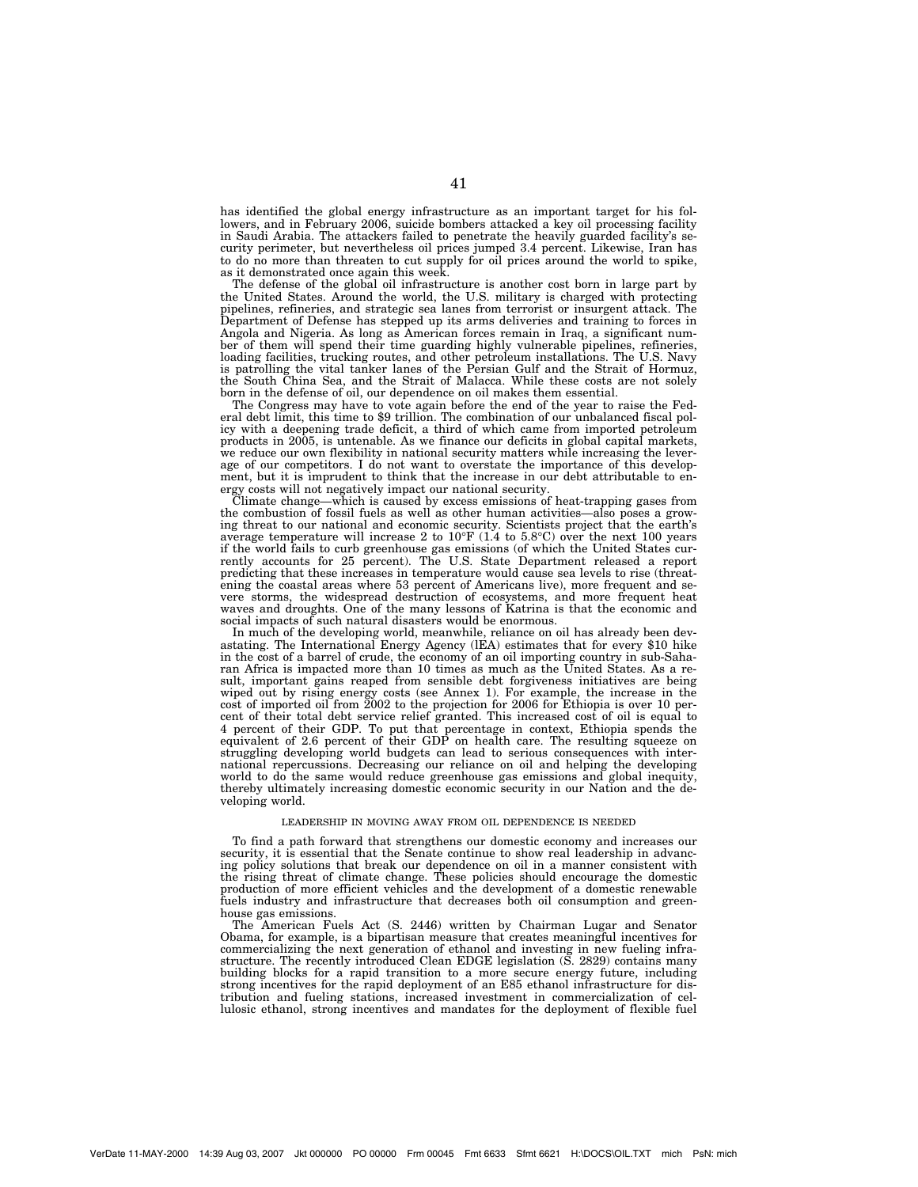has identified the global energy infrastructure as an important target for his followers, and in February 2006, suicide bombers attacked a key oil processing facility in Saudi Arabia. The attackers failed to penetrate the heavily guarded facility's security perimeter, but nevertheless oil prices jumped 3.4 percent. Likewise, Iran has to do no more than threaten to cut supply for oil prices around the world to spike, as it demonstrated once again this week.

The defense of the global oil infrastructure is another cost born in large part by the United States. Around the world, the U.S. military is charged with protecting pipelines, refineries, and strategic sea lanes from terrorist or insurgent attack. The Department of Defense has stepped up its arms deliveries and training to forces in Angola and Nigeria. As long as American forces remain in Iraq, a significant number of them will spend their time guarding highly vulnerable pipelines, refineries, loading facilities, trucking routes, and other petroleum installations. The U.S. Navy is patrolling the vital tanker lanes of the Persian Gulf and the Strait of Hormuz, the South China Sea, and the Strait of Malacca. While these costs are not solely born in the defense of oil, our dependence on oil makes them essential.

The Congress may have to vote again before the end of the year to raise the Federal debt limit, this time to $9 trillion. The combination of our unbalanced fiscal policy with a deepening trade deficit, a third of which came from imported petroleum products in 2005, is untenable. As we finance our deficits in global capital markets, we reduce our own flexibility in national security matters while increasing the leverage of our competitors. I do not want to overstate the importance of this development, but it is imprudent to think that the increase in our debt attributable to energy costs will not negatively impact our national security.

Climate change—which is caused by excess emissions of heat-trapping gases from the combustion of fossil fuels as well as other human activities—also poses a growing threat to our national and economic security. Scientists project that the earth's average temperature will increase 2 to 10°F (1.4 to 5.8°C) over the next 100 years if the world fails to curb greenhouse gas emissions (of which the United States currently accounts for 25 percent). The U.S. State Department released a report predicting that these increases in temperature would cause sea levels to rise (threatening the coastal areas where 53 percent of Americans live), more frequent and severe storms, the widespread destruction of ecosystems, and more frequent heat waves and droughts. One of the many lessons of Katrina is that the economic and social impacts of such natural disasters would be enormous.

In much of the developing world, meanwhile, reliance on oil has already been devastating. The International Energy Agency (IEA) estimates that for every $10 hike in the cost of a barrel of crude, the economy of an oil importing country in sub-Saharan Africa is impacted more than 10 times as much as the United States. As a result, important gains reaped from sensible debt forgiveness initiatives are being wiped out by rising energy costs (see Annex 1). For example, the increase in the cost of imported oil from 2002 to the projection for 2006 for Ethiopia is over 10 percent of their total debt service relief granted. This increased cost of oil is equal to 4 percent of their GDP. To put that percentage in context, Ethiopia spends the equivalent of 2.6 percent of their GDP on health care. The resulting squeeze on struggling developing world budgets can lead to serious consequences with international repercussions. Decreasing our reliance on oil and helping the developing world to do the same would reduce greenhouse gas emissions and global inequity, thereby ultimately increasing domestic economic security in our Nation and the developing world.

## LEADERSHIP IN MOVING AWAY FROM OIL DEPENDENCE IS NEEDED

To find a path forward that strengthens our domestic economy and increases our security, it is essential that the Senate continue to show real leadership in advancing policy solutions that break our dependence on oil in a manner consistent with the rising threat of climate change. These policies should encourage the domestic production of more efficient vehicles and the development of a domestic renewable fuels industry and infrastructure that decreases both oil consumption and greenhouse gas emissions.

The American Fuels Act (S. 2446) written by Chairman Lugar and Senator Obama, for example, is a bipartisan measure that creates meaningful incentives for commercializing the next generation of ethanol and investing in new fueling infrastructure. The recently introduced Clean EDGE legislation (S. 2829) contains many building blocks for a rapid transition to a more secure energy future, including strong incentives for the rapid deployment of an E85 ethanol infrastructure for distribution and fueling stations, increased investment in commercialization of cellulosic ethanol, strong incentives and mandates for the deployment of flexible fuel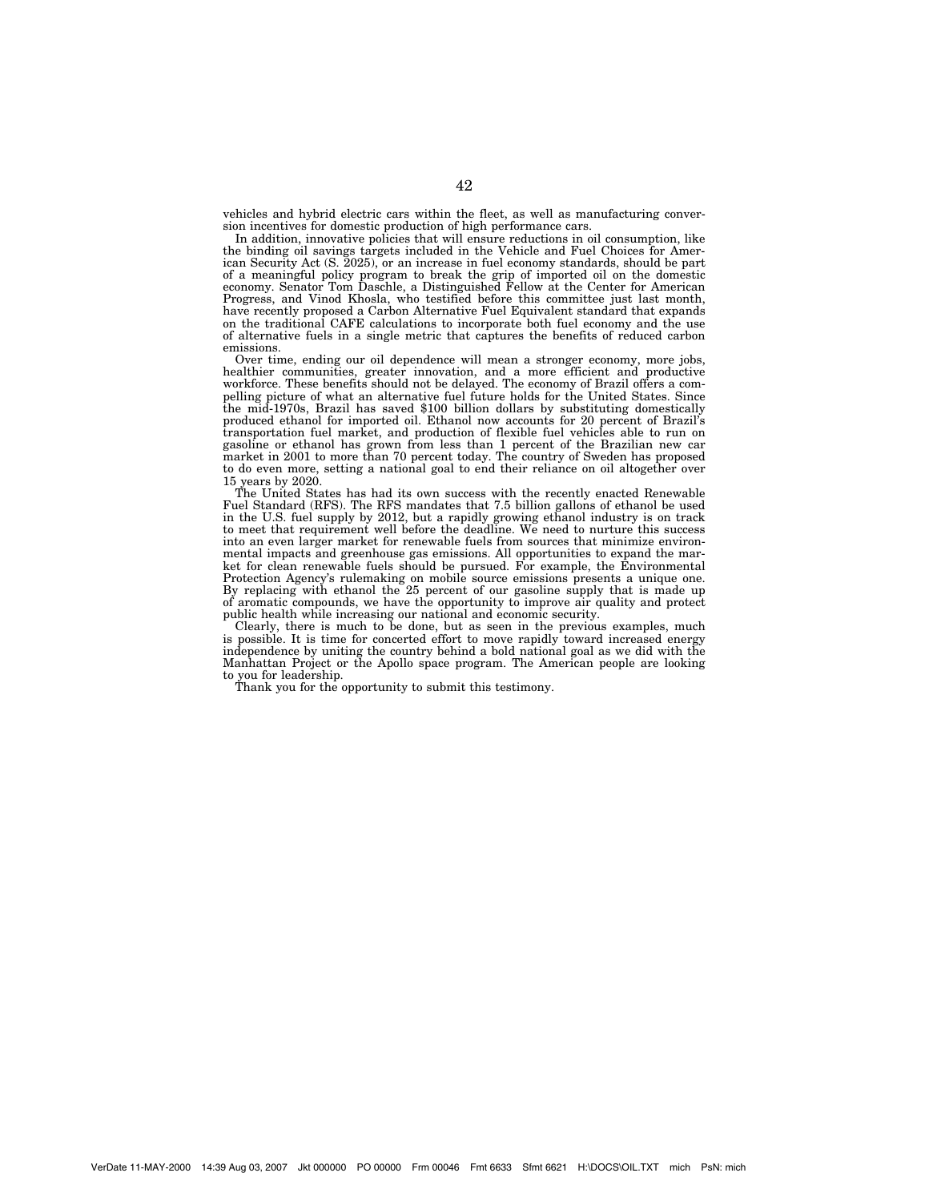vehicles and hybrid electric cars within the fleet, as well as manufacturing conversion incentives for domestic production of high performance cars.

In addition, innovative policies that will ensure reductions in oil consumption, like the binding oil savings targets included in the Vehicle and Fuel Choices for American Security Act (S. 2025), or an increase in fuel economy standards, should be part of a meaningful policy program to break the grip of imported oil on the domestic economy. Senator Tom Daschle, a Distinguished Fellow at the Center for American Progress, and Vinod Khosla, who testified before this committee just last month, have recently proposed a Carbon Alternative Fuel Equivalent standard that expands on the traditional CAFE calculations to incorporate both fuel economy and the use of alternative fuels in a single metric that captures the benefits of reduced carbon emissions.

Over time, ending our oil dependence will mean a stronger economy, more jobs, healthier communities, greater innovation, and a more efficient and productive workforce. These benefits should not be delayed. The economy of Brazil offers a compelling picture of what an alternative fuel future holds for the United States. Since the mid-1970s, Brazil has saved $100 billion dollars by substituting domestically produced ethanol for imported oil. Ethanol now accounts for 20 percent of Brazil's transportation fuel market, and production of flexible fuel vehicles able to run on gasoline or ethanol has grown from less than 1 percent of the Brazilian new car market in 2001 to more than 70 percent today. The country of Sweden has proposed to do even more, setting a national goal to end their reliance on oil altogether over 15 years by 2020.

The United States has had its own success with the recently enacted Renewable Fuel Standard (RFS). The RFS mandates that 7.5 billion gallons of ethanol be used in the U.S. fuel supply by 2012, but a rapidly growing ethanol industry is on track to meet that requirement well before the deadline. We need to nurture this success into an even larger market for renewable fuels from sources that minimize environmental impacts and greenhouse gas emissions. All opportunities to expand the market for clean renewable fuels should be pursued. For example, the Environmental Protection Agency's rulemaking on mobile source emissions presents a unique one. By replacing with ethanol the 25 percent of our gasoline supply that is made up of aromatic compounds, we have the opportunity to improve air quality and protect public health while increasing our national and economic security.

Clearly, there is much to be done, but as seen in the previous examples, much is possible. It is time for concerted effort to move rapidly toward increased energy independence by uniting the country behind a bold national goal as we did with the Manhattan Project or the Apollo space program. The American people are looking to you for leadership.

Thank you for the opportunity to submit this testimony.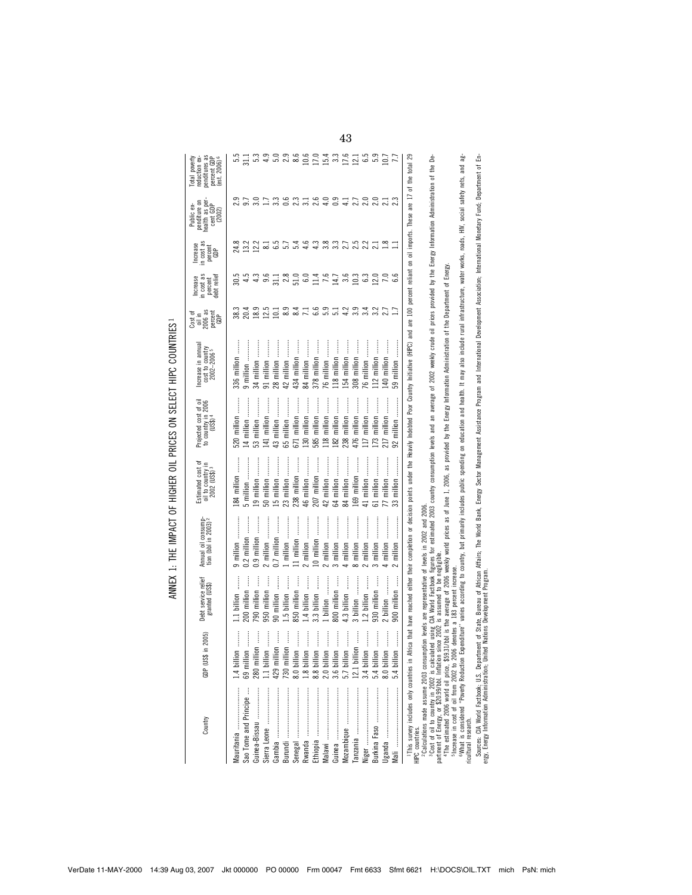# ANNEX 1: THE IMPACT OF HIGHER OIL PRICES ON SELECT HIPC COUNTRIES [1]

| Country | GDP (US$ in 2005) | Debt service relief granted (US$) | Annual oil consumption (bbl in 2003) [2] | Estimated cost of oil to country in 2002 (US$) [3] | Projected cost of oil to country in 2006 (US$) [4] | Increase in annual cost to country 2002–2006 [5] | Cost of oil in 2006 as percent GDP | Increase in cost as percent debt relief | Increase in cost as percent GDP | Public expenditure on health as percent GDP (2002) | Total poverty reduction expenditures as percent GDP (est. 2006) [6] |
|---|---|---|---|---|---|---|---|---|---|---|---|
| Mauritania | 1.4 billion | 1.1 billion | 9 million | 184 million | 520 million | 336 million | 38.3 | 30.5 | 24.8 | 2.9 | 5.5 |
| Sao Tome and Principe | 69 million | 200 million | 0.2 million | 5 million | 14 million | 9 million | 20.4 | 4.5 | 13.2 | 9.7 | 31.1 |
| Guinea-Bissau | 280 million | 790 million | 0.9 million | 19 million | 53 million | 34 million | 18.9 | 4.3 | 12.2 | 3.0 | 5.3 |
| Sierra Leone | 1.1 billion | 950 million | 2 million | 50 million | 141 million | 91 million | 12.5 | 9.6 | 8.1 | 1.7 | 4.9 |
| Gambia | 429 million | 90 million | 0.7 million | 15 million | 43 million | 28 million | 10.1 | 31.1 | 6.5 | 3.3 | 5.0 |
| Burundi | 730 million | 1.5 billion | 1 million | 23 million | 65 million | 42 million | 8.9 | 2.8 | 5.7 | 0.6 | 2.9 |
| Senegal | 8.0 billion | 850 million | 11 million | 238 million | 671 million | 434 million | 8.4 | 51.0 | 5.4 | 2.3 | 8.6 |
| Rwanda | 1.8 billion | 1.4 billion | 2 million | 46 million | 130 million | 84 million | 7.1 | 6.0 | 4.6 | 3.1 | 10.6 |
| Ethiopia | 8.8 billion | 3.3 billion | 10 million | 207 million | 585 million | 378 million | 6.6 | 11.4 | 4.3 | 2.6 | 17.0 |
| Malawi | 2.0 billion | 1 billion | 2 million | 42 million | 118 million | 76 million | 5.9 | 7.6 | 3.8 | 4.0 | 15.4 |
| Guinea | 3.6 billion | 800 million | 3 million | 64 million | 182 million | 118 million | 5.1 | 14.7 | 3.3 | 0.9 | 3.3 |
| Mozambique | 5.7 billion | 4.3 billion | 4 million | 84 million | 238 million | 154 million | 4.2 | 3.6 | 2.7 | 4.1 | 17.6 |
| Tanzania | 12.1 billion | 3 billion | 8 million | 169 million | 476 million | 308 million | 3.9 | 10.3 | 2.5 | 2.7 | 12.1 |
| Niger | 3.4 billion | 1.2 billion | 2 million | 41 million | 117 million | 76 million | 3.4 | 6.3 | 2.2 | 2.0 | 6.5 |
| Burkina Faso | 5.4 billion | 930 million | 3 million | 61 million | 173 million | 112 million | 3.2 | 12.0 | 2.1 | 2.0 | 5.9 |
| Uganda | 8.0 billion | 2 billion | 4 million | 77 million | 217 million | 140 million | 2.7 | 7.0 | 1.8 | 2.1 | 10.7 |
| Mali | 5.4 billion | 900 million | 2 million | 33 million | 92 million | 59 million | 1.7 | 6.6 | 1.1 | 2.3 | 7.7 |

[1] This survey includes only countries in Africa that have reached either their completion or decision points under the Heavily Indebted Poor Country Initiative (HIPC) and are 100 percent reliant on oil imports. These are 17 of the total 29 HIPC countries.

[2] Calculations made assume 2003 consumption levels are representative of levels in 2002 and 2006.

[3] Cost of oil to country in 2002 is calculated using CIA World Factbook figures for estimated 2003 country consumption levels and an average of 2002 weekly crude oil prices provided by the Energy Information Administration of the Department of Energy, or $20.99/bbl. Inflation since 2002 is assumed to be negligible.

[4] The estimated 2006 world oil price, $59.31/bbl is the average of 2006 weekly world prices as of June 1, 2006, as provided by the Energy Information Administration of the Department of Energy.

[5] Increase in cost of oil from 2002 to 2006 denotes a 183 percent increase.

[6] What is considered "Poverty Reduction Expenditure" varies according to country, but primarily includes public spending on education and health. It may also include rural infrastructure, water works, roads, HIV, social safety nets, and agricultural research.

Sources: CIA World Factbook; U.S. Department of State, Bureau of African Affairs; The World Bank, Energy Sector Management Assistance Program and International Development Association; International Monetary Fund; Department of Energy, Energy Information Administration; United Nations Development Program.